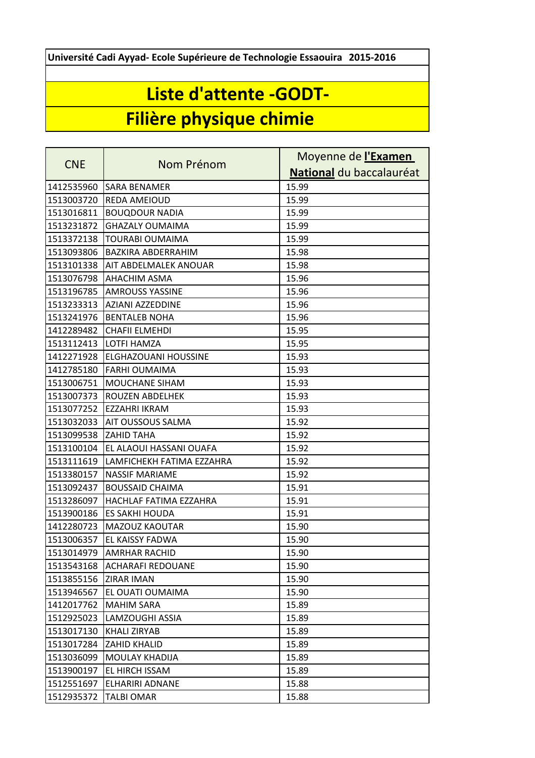**Université Cadi Ayyad- Ecole Supérieure de Technologie Essaouira 2015-2016**

# Liste d'attente -GODT-

# Filière physique chimie

| CNE | Nom Prénom | Moyenne de **l'Examen National** du baccalauréat |
|---|---|---|
| 1412535960 | SARA BENAMER | 15.99 |
| 1513003720 | REDA AMEIOUD | 15.99 |
| 1513016811 | BOUQDOUR NADIA | 15.99 |
| 1513231872 | GHAZALY OUMAIMA | 15.99 |
| 1513372138 | TOURABI OUMAIMA | 15.99 |
| 1513093806 | BAZKIRA ABDERRAHIM | 15.98 |
| 1513101338 | AIT ABDELMALEK ANOUAR | 15.98 |
| 1513076798 | AHACHIM ASMA | 15.96 |
| 1513196785 | AMROUSS YASSINE | 15.96 |
| 1513233313 | AZIANI AZZEDDINE | 15.96 |
| 1513241976 | BENTALEB NOHA | 15.96 |
| 1412289482 | CHAFII ELMEHDI | 15.95 |
| 1513112413 | LOTFI HAMZA | 15.95 |
| 1412271928 | ELGHAZOUANI HOUSSINE | 15.93 |
| 1412785180 | FARHI OUMAIMA | 15.93 |
| 1513006751 | MOUCHANE SIHAM | 15.93 |
| 1513007373 | ROUZEN ABDELHEK | 15.93 |
| 1513077252 | EZZAHRI IKRAM | 15.93 |
| 1513032033 | AIT OUSSOUS SALMA | 15.92 |
| 1513099538 | ZAHID TAHA | 15.92 |
| 1513100104 | EL ALAOUI HASSANI OUAFA | 15.92 |
| 1513111619 | LAMFICHEKH FATIMA EZZAHRA | 15.92 |
| 1513380157 | NASSIF MARIAME | 15.92 |
| 1513092437 | BOUSSAID CHAIMA | 15.91 |
| 1513286097 | HACHLAF FATIMA EZZAHRA | 15.91 |
| 1513900186 | ES SAKHI HOUDA | 15.91 |
| 1412280723 | MAZOUZ KAOUTAR | 15.90 |
| 1513006357 | EL KAISSY FADWA | 15.90 |
| 1513014979 | AMRHAR RACHID | 15.90 |
| 1513543168 | ACHARAFI REDOUANE | 15.90 |
| 1513855156 | ZIRAR IMAN | 15.90 |
| 1513946567 | EL OUATI OUMAIMA | 15.90 |
| 1412017762 | MAHIM SARA | 15.89 |
| 1512925023 | LAMZOUGHI ASSIA | 15.89 |
| 1513017130 | KHALI ZIRYAB | 15.89 |
| 1513017284 | ZAHID KHALID | 15.89 |
| 1513036099 | MOULAY KHADIJA | 15.89 |
| 1513900197 | EL HIRCH ISSAM | 15.89 |
| 1512551697 | ELHARIRI ADNANE | 15.88 |
| 1512935372 | TALBI OMAR | 15.88 |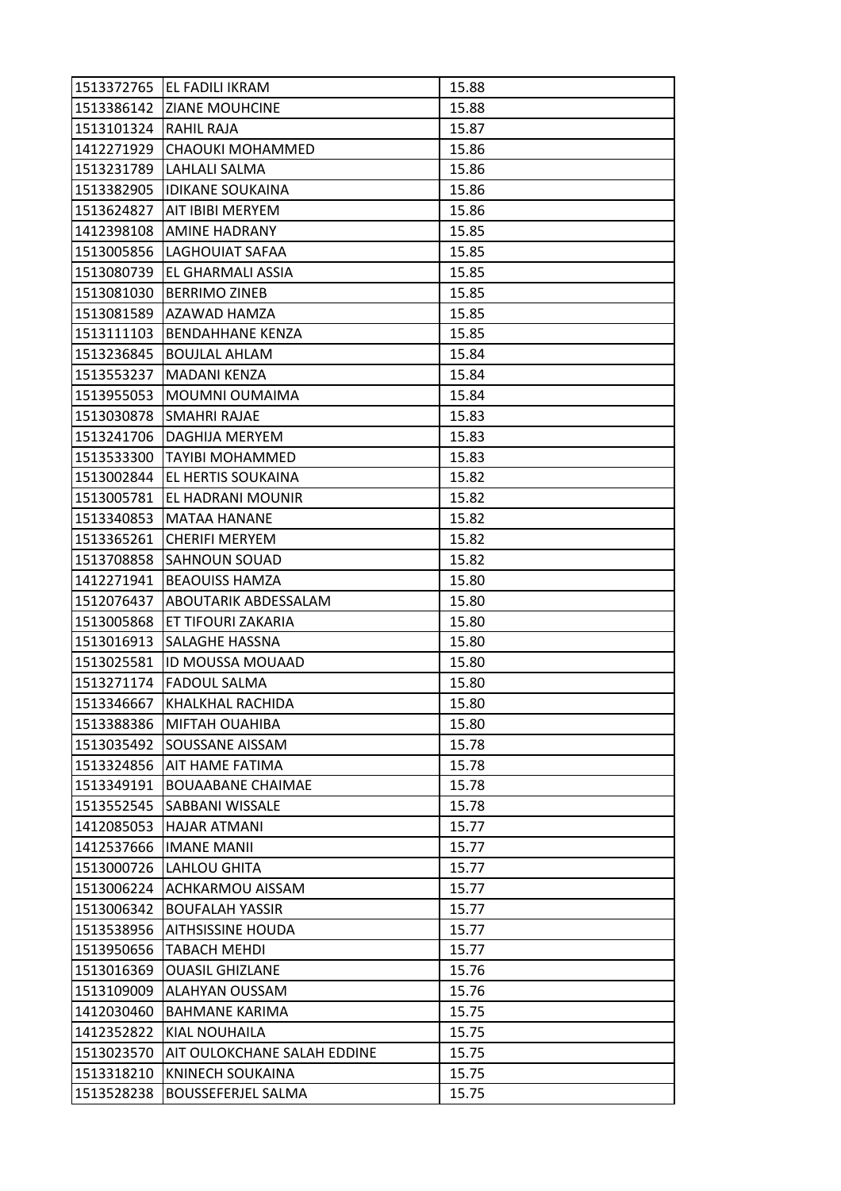| 1513372765 | EL FADILI IKRAM | 15.88 |
|---|---|---|
| 1513386142 | ZIANE MOUHCINE | 15.88 |
| 1513101324 | RAHIL RAJA | 15.87 |
| 1412271929 | CHAOUKI MOHAMMED | 15.86 |
| 1513231789 | LAHLALI SALMA | 15.86 |
| 1513382905 | IDIKANE SOUKAINA | 15.86 |
| 1513624827 | AIT IBIBI MERYEM | 15.86 |
| 1412398108 | AMINE HADRANY | 15.85 |
| 1513005856 | LAGHOUIAT SAFAA | 15.85 |
| 1513080739 | EL GHARMALI ASSIA | 15.85 |
| 1513081030 | BERRIMO ZINEB | 15.85 |
| 1513081589 | AZAWAD HAMZA | 15.85 |
| 1513111103 | BENDAHHANE KENZA | 15.85 |
| 1513236845 | BOUJLAL AHLAM | 15.84 |
| 1513553237 | MADANI KENZA | 15.84 |
| 1513955053 | MOUMNI OUMAIMA | 15.84 |
| 1513030878 | SMAHRI RAJAE | 15.83 |
| 1513241706 | DAGHIJA MERYEM | 15.83 |
| 1513533300 | TAYIBI MOHAMMED | 15.83 |
| 1513002844 | EL HERTIS SOUKAINA | 15.82 |
| 1513005781 | EL HADRANI MOUNIR | 15.82 |
| 1513340853 | MATAA HANANE | 15.82 |
| 1513365261 | CHERIFI MERYEM | 15.82 |
| 1513708858 | SAHNOUN SOUAD | 15.82 |
| 1412271941 | BEAOUISS HAMZA | 15.80 |
| 1512076437 | ABOUTARIK ABDESSALAM | 15.80 |
| 1513005868 | ET TIFOURI ZAKARIA | 15.80 |
| 1513016913 | SALAGHE HASSNA | 15.80 |
| 1513025581 | ID MOUSSA MOUAAD | 15.80 |
| 1513271174 | FADOUL SALMA | 15.80 |
| 1513346667 | KHALKHAL RACHIDA | 15.80 |
| 1513388386 | MIFTAH OUAHIBA | 15.80 |
| 1513035492 | SOUSSANE AISSAM | 15.78 |
| 1513324856 | AIT HAME FATIMA | 15.78 |
| 1513349191 | BOUAABANE CHAIMAE | 15.78 |
| 1513552545 | SABBANI WISSALE | 15.78 |
| 1412085053 | HAJAR ATMANI | 15.77 |
| 1412537666 | IMANE MANII | 15.77 |
| 1513000726 | LAHLOU GHITA | 15.77 |
| 1513006224 | ACHKARMOU AISSAM | 15.77 |
| 1513006342 | BOUFALAH YASSIR | 15.77 |
| 1513538956 | AITHSISSINE HOUDA | 15.77 |
| 1513950656 | TABACH MEHDI | 15.77 |
| 1513016369 | OUASIL GHIZLANE | 15.76 |
| 1513109009 | ALAHYAN OUSSAM | 15.76 |
| 1412030460 | BAHMANE KARIMA | 15.75 |
| 1412352822 | KIAL NOUHAILA | 15.75 |
| 1513023570 | AIT OULOKCHANE SALAH EDDINE | 15.75 |
| 1513318210 | KNINECH SOUKAINA | 15.75 |
| 1513528238 | BOUSSEFERJEL SALMA | 15.75 |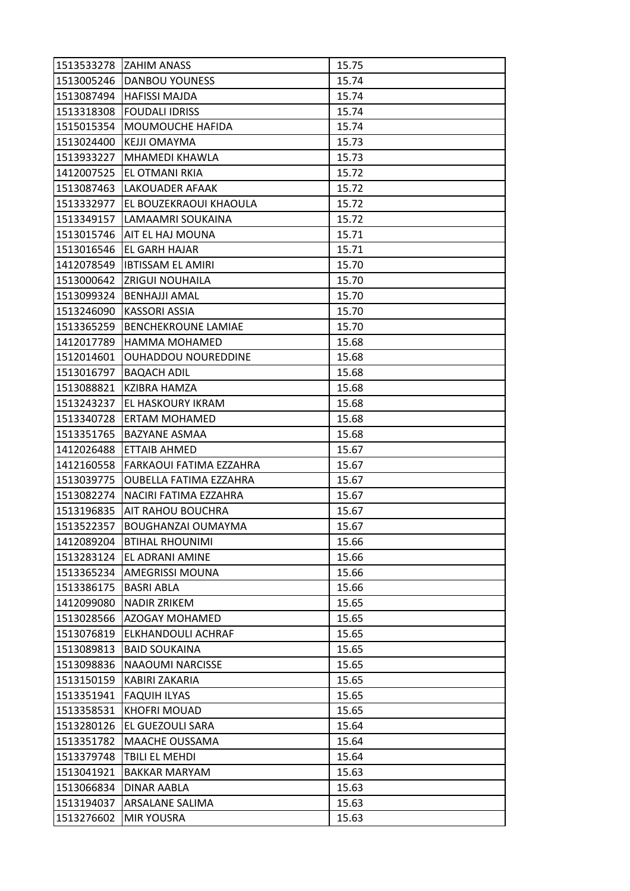| | | |
|---|---|---|
| 1513533278 | ZAHIM ANASS | 15.75 |
| 1513005246 | DANBOU YOUNESS | 15.74 |
| 1513087494 | HAFISSI MAJDA | 15.74 |
| 1513318308 | FOUDALI IDRISS | 15.74 |
| 1515015354 | MOUMOUCHE HAFIDA | 15.74 |
| 1513024400 | KEJJI OMAYMA | 15.73 |
| 1513933227 | MHAMEDI KHAWLA | 15.73 |
| 1412007525 | EL OTMANI RKIA | 15.72 |
| 1513087463 | LAKOUADER AFAAK | 15.72 |
| 1513332977 | EL BOUZEKRAOUI KHAOULA | 15.72 |
| 1513349157 | LAMAAMRI SOUKAINA | 15.72 |
| 1513015746 | AIT EL HAJ MOUNA | 15.71 |
| 1513016546 | EL GARH HAJAR | 15.71 |
| 1412078549 | IBTISSAM EL AMIRI | 15.70 |
| 1513000642 | ZRIGUI NOUHAILA | 15.70 |
| 1513099324 | BENHAJJI AMAL | 15.70 |
| 1513246090 | KASSORI ASSIA | 15.70 |
| 1513365259 | BENCHEKROUNE LAMIAE | 15.70 |
| 1412017789 | HAMMA MOHAMED | 15.68 |
| 1512014601 | OUHADDOU NOUREDDINE | 15.68 |
| 1513016797 | BAQACH ADIL | 15.68 |
| 1513088821 | KZIBRA HAMZA | 15.68 |
| 1513243237 | EL HASKOURY IKRAM | 15.68 |
| 1513340728 | ERTAM MOHAMED | 15.68 |
| 1513351765 | BAZYANE ASMAA | 15.68 |
| 1412026488 | ETTAIB AHMED | 15.67 |
| 1412160558 | FARKAOUI FATIMA EZZAHRA | 15.67 |
| 1513039775 | OUBELLA FATIMA EZZAHRA | 15.67 |
| 1513082274 | NACIRI FATIMA EZZAHRA | 15.67 |
| 1513196835 | AIT RAHOU BOUCHRA | 15.67 |
| 1513522357 | BOUGHANZAI OUMAYMA | 15.67 |
| 1412089204 | BTIHAL RHOUNIMI | 15.66 |
| 1513283124 | EL ADRANI AMINE | 15.66 |
| 1513365234 | AMEGRISSI MOUNA | 15.66 |
| 1513386175 | BASRI ABLA | 15.66 |
| 1412099080 | NADIR ZRIKEM | 15.65 |
| 1513028566 | AZOGAY MOHAMED | 15.65 |
| 1513076819 | ELKHANDOULI ACHRAF | 15.65 |
| 1513089813 | BAID SOUKAINA | 15.65 |
| 1513098836 | NAAOUMI NARCISSE | 15.65 |
| 1513150159 | KABIRI ZAKARIA | 15.65 |
| 1513351941 | FAQUIH ILYAS | 15.65 |
| 1513358531 | KHOFRI MOUAD | 15.65 |
| 1513280126 | EL GUEZOULI SARA | 15.64 |
| 1513351782 | MAACHE OUSSAMA | 15.64 |
| 1513379748 | TBILI EL MEHDI | 15.64 |
| 1513041921 | BAKKAR MARYAM | 15.63 |
| 1513066834 | DINAR AABLA | 15.63 |
| 1513194037 | ARSALANE SALIMA | 15.63 |
| 1513276602 | MIR YOUSRA | 15.63 |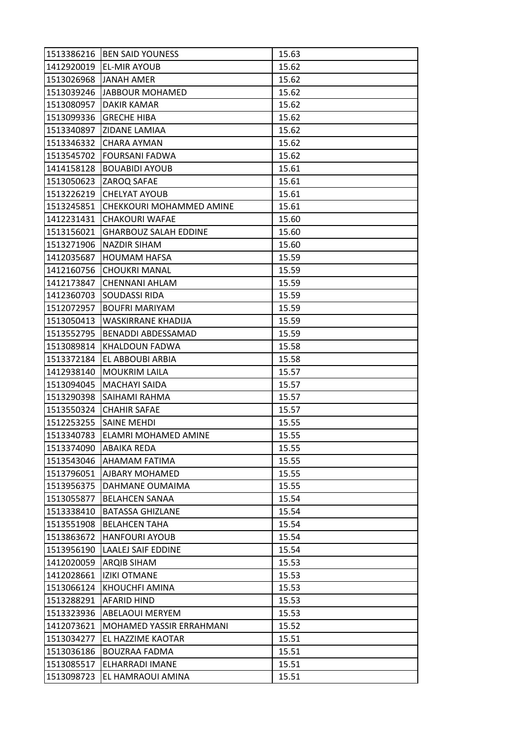| 1513386216 | BEN SAID YOUNESS | 15.63 |
|---|---|---|
| 1412920019 | EL-MIR AYOUB | 15.62 |
| 1513026968 | JANAH AMER | 15.62 |
| 1513039246 | JABBOUR MOHAMED | 15.62 |
| 1513080957 | DAKIR KAMAR | 15.62 |
| 1513099336 | GRECHE HIBA | 15.62 |
| 1513340897 | ZIDANE LAMIAA | 15.62 |
| 1513346332 | CHARA AYMAN | 15.62 |
| 1513545702 | FOURSANI FADWA | 15.62 |
| 1414158128 | BOUABIDI AYOUB | 15.61 |
| 1513050623 | ZAROQ SAFAE | 15.61 |
| 1513226219 | CHELYAT AYOUB | 15.61 |
| 1513245851 | CHEKKOURI MOHAMMED AMINE | 15.61 |
| 1412231431 | CHAKOURI WAFAE | 15.60 |
| 1513156021 | GHARBOUZ SALAH EDDINE | 15.60 |
| 1513271906 | NAZDIR SIHAM | 15.60 |
| 1412035687 | HOUMAM HAFSA | 15.59 |
| 1412160756 | CHOUKRI MANAL | 15.59 |
| 1412173847 | CHENNANI AHLAM | 15.59 |
| 1412360703 | SOUDASSI RIDA | 15.59 |
| 1512072957 | BOUFRI MARIYAM | 15.59 |
| 1513050413 | WASKIRRANE KHADIJA | 15.59 |
| 1513552795 | BENADDI ABDESSAMAD | 15.59 |
| 1513089814 | KHALDOUN FADWA | 15.58 |
| 1513372184 | EL ABBOUBI ARBIA | 15.58 |
| 1412938140 | MOUKRIM LAILA | 15.57 |
| 1513094045 | MACHAYI SAIDA | 15.57 |
| 1513290398 | SAIHAMI RAHMA | 15.57 |
| 1513550324 | CHAHIR SAFAE | 15.57 |
| 1512253255 | SAINE MEHDI | 15.55 |
| 1513340783 | ELAMRI MOHAMED AMINE | 15.55 |
| 1513374090 | ABAIKA REDA | 15.55 |
| 1513543046 | AHAMAM FATIMA | 15.55 |
| 1513796051 | AJBARY MOHAMED | 15.55 |
| 1513956375 | DAHMANE OUMAIMA | 15.55 |
| 1513055877 | BELAHCEN SANAA | 15.54 |
| 1513338410 | BATASSA GHIZLANE | 15.54 |
| 1513551908 | BELAHCEN TAHA | 15.54 |
| 1513863672 | HANFOURI AYOUB | 15.54 |
| 1513956190 | LAALEJ SAIF EDDINE | 15.54 |
| 1412020059 | ARQIB SIHAM | 15.53 |
| 1412028661 | IZIKI OTMANE | 15.53 |
| 1513066124 | KHOUCHFI AMINA | 15.53 |
| 1513288291 | AFARID HIND | 15.53 |
| 1513323936 | ABELAOUI MERYEM | 15.53 |
| 1412073621 | MOHAMED YASSIR ERRAHMANI | 15.52 |
| 1513034277 | EL HAZZIME KAOTAR | 15.51 |
| 1513036186 | BOUZRAA FADMA | 15.51 |
| 1513085517 | ELHARRADI IMANE | 15.51 |
| 1513098723 | EL HAMRAOUI AMINA | 15.51 |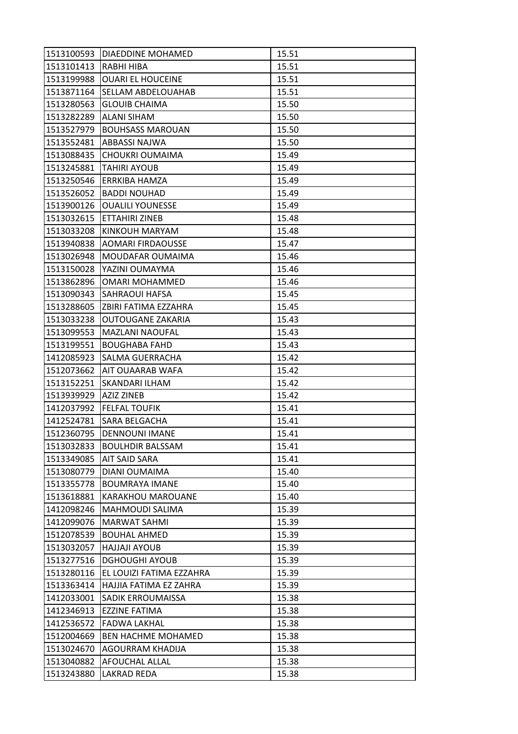| | | |
|---|---|---|
| 1513100593 | DIAEDDINE MOHAMED | 15.51 |
| 1513101413 | RABHI HIBA | 15.51 |
| 1513199988 | OUARI EL HOUCEINE | 15.51 |
| 1513871164 | SELLAM ABDELOUAHAB | 15.51 |
| 1513280563 | GLOUIB CHAIMA | 15.50 |
| 1513282289 | ALANI SIHAM | 15.50 |
| 1513527979 | BOUHSASS MAROUAN | 15.50 |
| 1513552481 | ABBASSI NAJWA | 15.50 |
| 1513088435 | CHOUKRI OUMAIMA | 15.49 |
| 1513245881 | TAHIRI AYOUB | 15.49 |
| 1513250546 | ERRKIBA HAMZA | 15.49 |
| 1513526052 | BADDI NOUHAD | 15.49 |
| 1513900126 | OUALILI YOUNESSE | 15.49 |
| 1513032615 | ETTAHIRI ZINEB | 15.48 |
| 1513033208 | KINKOUH MARYAM | 15.48 |
| 1513940838 | AOMARI FIRDAOUSSE | 15.47 |
| 1513026948 | MOUDAFAR OUMAIMA | 15.46 |
| 1513150028 | YAZINI OUMAYMA | 15.46 |
| 1513862896 | OMARI MOHAMMED | 15.46 |
| 1513090343 | SAHRAOUI HAFSA | 15.45 |
| 1513288605 | ZBIRI FATIMA EZZAHRA | 15.45 |
| 1513033238 | OUTOUGANE ZAKARIA | 15.43 |
| 1513099553 | MAZLANI NAOUFAL | 15.43 |
| 1513199551 | BOUGHABA FAHD | 15.43 |
| 1412085923 | SALMA GUERRACHA | 15.42 |
| 1512073662 | AIT OUAARAB WAFA | 15.42 |
| 1513152251 | SKANDARI ILHAM | 15.42 |
| 1513939929 | AZIZ ZINEB | 15.42 |
| 1412037992 | FELFAL TOUFIK | 15.41 |
| 1412524781 | SARA BELGACHA | 15.41 |
| 1512360795 | DENNOUNI IMANE | 15.41 |
| 1513032833 | BOULHDIR BALSSAM | 15.41 |
| 1513349085 | AIT SAID SARA | 15.41 |
| 1513080779 | DIANI OUMAIMA | 15.40 |
| 1513355778 | BOUMRAYA IMANE | 15.40 |
| 1513618881 | KARAKHOU MAROUANE | 15.40 |
| 1412098246 | MAHMOUDI SALIMA | 15.39 |
| 1412099076 | MARWAT SAHMI | 15.39 |
| 1512078539 | BOUHAL AHMED | 15.39 |
| 1513032057 | HAJJAJI AYOUB | 15.39 |
| 1513277516 | DGHOUGHI AYOUB | 15.39 |
| 1513280116 | EL LOUIZI FATIMA EZZAHRA | 15.39 |
| 1513363414 | HAJJIA FATIMA EZ ZAHRA | 15.39 |
| 1412033001 | SADIK ERROUMAISSA | 15.38 |
| 1412346913 | EZZINE FATIMA | 15.38 |
| 1412536572 | FADWA LAKHAL | 15.38 |
| 1512004669 | BEN HACHME MOHAMED | 15.38 |
| 1513024670 | AGOURRAM KHADIJA | 15.38 |
| 1513040882 | AFOUCHAL ALLAL | 15.38 |
| 1513243880 | LAKRAD REDA | 15.38 |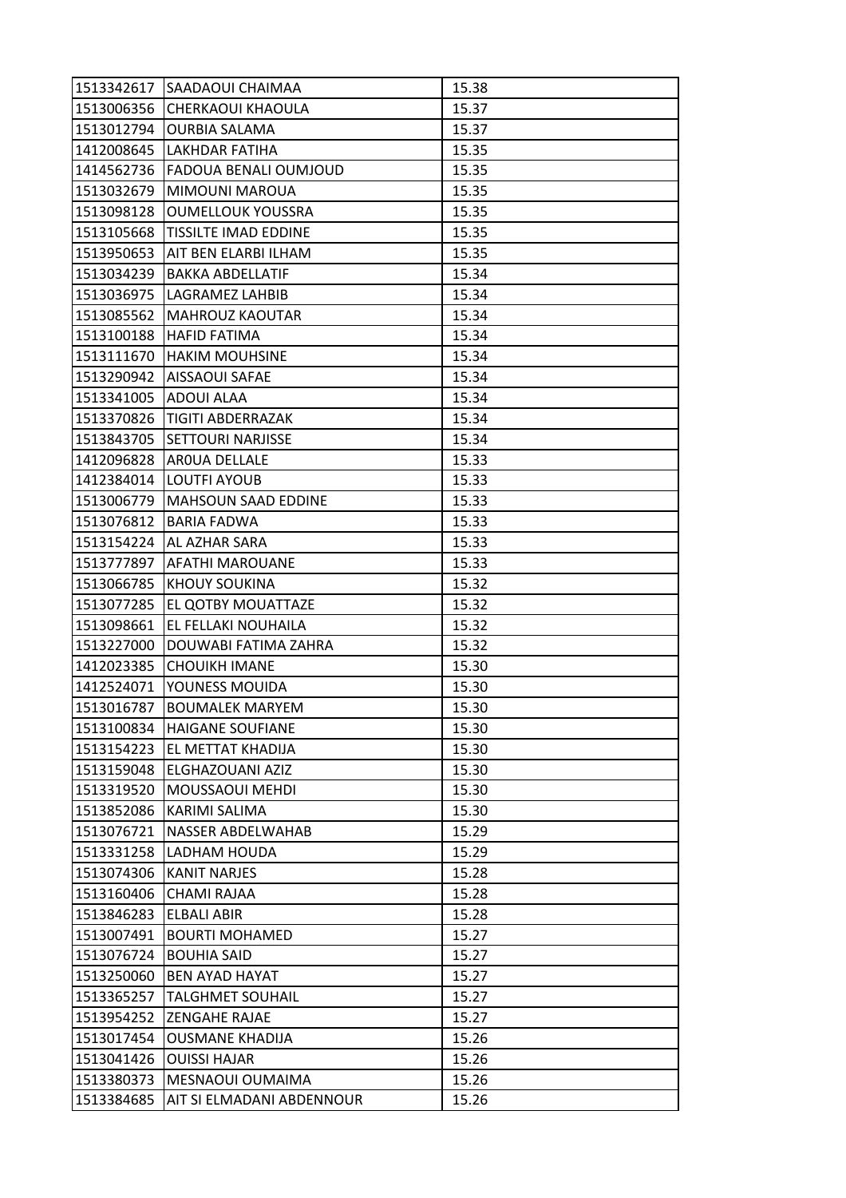| 1513342617 | SAADAOUI CHAIMAA | 15.38 |
|---|---|---|
| 1513006356 | CHERKAOUI KHAOULA | 15.37 |
| 1513012794 | OURBIA SALAMA | 15.37 |
| 1412008645 | LAKHDAR FATIHA | 15.35 |
| 1414562736 | FADOUA BENALI OUMJOUD | 15.35 |
| 1513032679 | MIMOUNI MAROUA | 15.35 |
| 1513098128 | OUMELLOUK YOUSSRA | 15.35 |
| 1513105668 | TISSILTE IMAD EDDINE | 15.35 |
| 1513950653 | AIT BEN ELARBI ILHAM | 15.35 |
| 1513034239 | BAKKA ABDELLATIF | 15.34 |
| 1513036975 | LAGRAMEZ LAHBIB | 15.34 |
| 1513085562 | MAHROUZ KAOUTAR | 15.34 |
| 1513100188 | HAFID FATIMA | 15.34 |
| 1513111670 | HAKIM MOUHSINE | 15.34 |
| 1513290942 | AISSAOUI SAFAE | 15.34 |
| 1513341005 | ADOUI ALAA | 15.34 |
| 1513370826 | TIGITI ABDERRAZAK | 15.34 |
| 1513843705 | SETTOURI NARJISSE | 15.34 |
| 1412096828 | AROUA DELLALE | 15.33 |
| 1412384014 | LOUTFI AYOUB | 15.33 |
| 1513006779 | MAHSOUN SAAD EDDINE | 15.33 |
| 1513076812 | BARIA FADWA | 15.33 |
| 1513154224 | AL AZHAR SARA | 15.33 |
| 1513777897 | AFATHI MAROUANE | 15.33 |
| 1513066785 | KHOUY SOUKINA | 15.32 |
| 1513077285 | EL QOTBY MOUATTAZE | 15.32 |
| 1513098661 | EL FELLAKI NOUHAILA | 15.32 |
| 1513227000 | DOUWABI FATIMA ZAHRA | 15.32 |
| 1412023385 | CHOUIKH IMANE | 15.30 |
| 1412524071 | YOUNESS MOUIDA | 15.30 |
| 1513016787 | BOUMALEK MARYEM | 15.30 |
| 1513100834 | HAIGANE SOUFIANE | 15.30 |
| 1513154223 | EL METTAT KHADIJA | 15.30 |
| 1513159048 | ELGHAZOUANI AZIZ | 15.30 |
| 1513319520 | MOUSSAOUI MEHDI | 15.30 |
| 1513852086 | KARIMI SALIMA | 15.30 |
| 1513076721 | NASSER ABDELWAHAB | 15.29 |
| 1513331258 | LADHAM HOUDA | 15.29 |
| 1513074306 | KANIT NARJES | 15.28 |
| 1513160406 | CHAMI RAJAA | 15.28 |
| 1513846283 | ELBALI ABIR | 15.28 |
| 1513007491 | BOURTI MOHAMED | 15.27 |
| 1513076724 | BOUHIA SAID | 15.27 |
| 1513250060 | BEN AYAD HAYAT | 15.27 |
| 1513365257 | TALGHMET SOUHAIL | 15.27 |
| 1513954252 | ZENGAHE RAJAE | 15.27 |
| 1513017454 | OUSMANE KHADIJA | 15.26 |
| 1513041426 | OUISSI HAJAR | 15.26 |
| 1513380373 | MESNAOUI OUMAIMA | 15.26 |
| 1513384685 | AIT SI ELMADANI ABDENNOUR | 15.26 |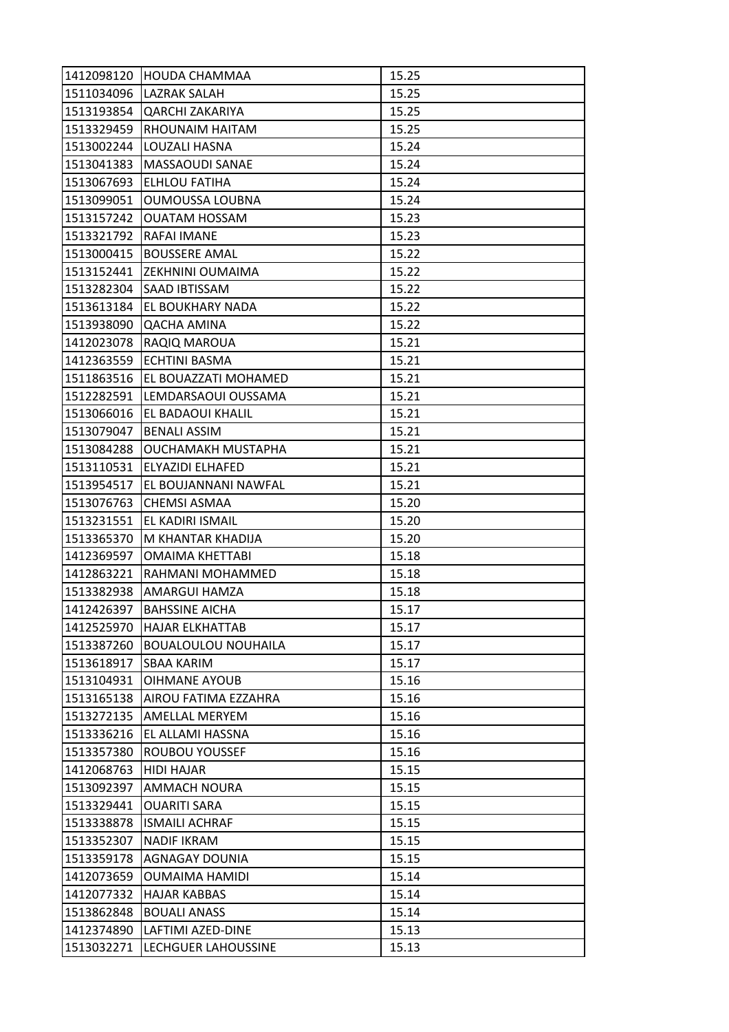| | | |
|---|---|---|
| 1412098120 | HOUDA CHAMMAA | 15.25 |
| 1511034096 | LAZRAK SALAH | 15.25 |
| 1513193854 | QARCHI ZAKARIYA | 15.25 |
| 1513329459 | RHOUNAIM HAITAM | 15.25 |
| 1513002244 | LOUZALI HASNA | 15.24 |
| 1513041383 | MASSAOUDI SANAE | 15.24 |
| 1513067693 | ELHLOU FATIHA | 15.24 |
| 1513099051 | OUMOUSSA LOUBNA | 15.24 |
| 1513157242 | OUATAM HOSSAM | 15.23 |
| 1513321792 | RAFAI IMANE | 15.23 |
| 1513000415 | BOUSSERE AMAL | 15.22 |
| 1513152441 | ZEKHNINI OUMAIMA | 15.22 |
| 1513282304 | SAAD IBTISSAM | 15.22 |
| 1513613184 | EL BOUKHARY NADA | 15.22 |
| 1513938090 | QACHA AMINA | 15.22 |
| 1412023078 | RAQIQ MAROUA | 15.21 |
| 1412363559 | ECHTINI BASMA | 15.21 |
| 1511863516 | EL BOUAZZATI MOHAMED | 15.21 |
| 1512282591 | LEMDARSAOUI OUSSAMA | 15.21 |
| 1513066016 | EL BADAOUI KHALIL | 15.21 |
| 1513079047 | BENALI ASSIM | 15.21 |
| 1513084288 | OUCHAMAKH MUSTAPHA | 15.21 |
| 1513110531 | ELYAZIDI ELHAFED | 15.21 |
| 1513954517 | EL BOUJANNANI NAWFAL | 15.21 |
| 1513076763 | CHEMSI ASMAA | 15.20 |
| 1513231551 | EL KADIRI ISMAIL | 15.20 |
| 1513365370 | M KHANTAR KHADIJA | 15.20 |
| 1412369597 | OMAIMA KHETTABI | 15.18 |
| 1412863221 | RAHMANI MOHAMMED | 15.18 |
| 1513382938 | AMARGUI HAMZA | 15.18 |
| 1412426397 | BAHSSINE AICHA | 15.17 |
| 1412525970 | HAJAR ELKHATTAB | 15.17 |
| 1513387260 | BOUALOULOU NOUHAILA | 15.17 |
| 1513618917 | SBAA KARIM | 15.17 |
| 1513104931 | OIHMANE AYOUB | 15.16 |
| 1513165138 | AIROU FATIMA EZZAHRA | 15.16 |
| 1513272135 | AMELLAL MERYEM | 15.16 |
| 1513336216 | EL ALLAMI HASSNA | 15.16 |
| 1513357380 | ROUBOU YOUSSEF | 15.16 |
| 1412068763 | HIDI HAJAR | 15.15 |
| 1513092397 | AMMACH NOURA | 15.15 |
| 1513329441 | OUARITI SARA | 15.15 |
| 1513338878 | ISMAILI ACHRAF | 15.15 |
| 1513352307 | NADIF IKRAM | 15.15 |
| 1513359178 | AGNAGAY DOUNIA | 15.15 |
| 1412073659 | OUMAIMA HAMIDI | 15.14 |
| 1412077332 | HAJAR KABBAS | 15.14 |
| 1513862848 | BOUALI ANASS | 15.14 |
| 1412374890 | LAFTIMI AZED-DINE | 15.13 |
| 1513032271 | LECHGUER LAHOUSSINE | 15.13 |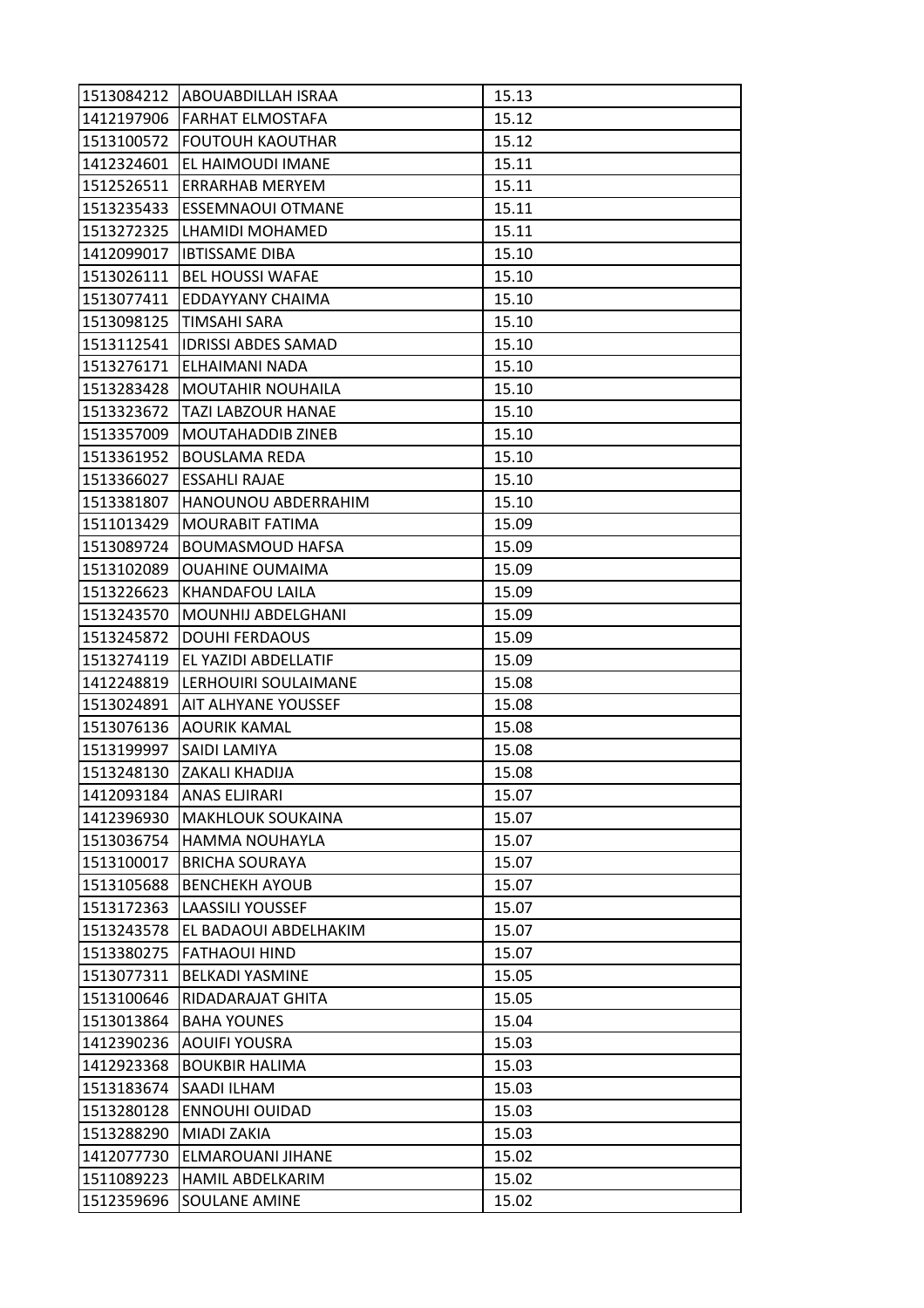| | | |
|---|---|---|
| 1513084212 | ABOUABDILLAH ISRAA | 15.13 |
| 1412197906 | FARHAT ELMOSTAFA | 15.12 |
| 1513100572 | FOUTOUH KAOUTHAR | 15.12 |
| 1412324601 | EL HAIMOUDI IMANE | 15.11 |
| 1512526511 | ERRARHAB MERYEM | 15.11 |
| 1513235433 | ESSEMNAOUI OTMANE | 15.11 |
| 1513272325 | LHAMIDI MOHAMED | 15.11 |
| 1412099017 | IBTISSAME DIBA | 15.10 |
| 1513026111 | BEL HOUSSI WAFAE | 15.10 |
| 1513077411 | EDDAYYANY CHAIMA | 15.10 |
| 1513098125 | TIMSAHI SARA | 15.10 |
| 1513112541 | IDRISSI ABDES SAMAD | 15.10 |
| 1513276171 | ELHAIMANI NADA | 15.10 |
| 1513283428 | MOUTAHIR NOUHAILA | 15.10 |
| 1513323672 | TAZI LABZOUR HANAE | 15.10 |
| 1513357009 | MOUTAHADDIB ZINEB | 15.10 |
| 1513361952 | BOUSLAMA REDA | 15.10 |
| 1513366027 | ESSAHLI RAJAE | 15.10 |
| 1513381807 | HANOUNOU ABDERRAHIM | 15.10 |
| 1511013429 | MOURABIT FATIMA | 15.09 |
| 1513089724 | BOUMASMOUD HAFSA | 15.09 |
| 1513102089 | OUAHINE OUMAIMA | 15.09 |
| 1513226623 | KHANDAFOU LAILA | 15.09 |
| 1513243570 | MOUNHIJ ABDELGHANI | 15.09 |
| 1513245872 | DOUHI FERDAOUS | 15.09 |
| 1513274119 | EL YAZIDI ABDELLATIF | 15.09 |
| 1412248819 | LERHOUIRI SOULAIMANE | 15.08 |
| 1513024891 | AIT ALHYANE YOUSSEF | 15.08 |
| 1513076136 | AOURIK KAMAL | 15.08 |
| 1513199997 | SAIDI LAMIYA | 15.08 |
| 1513248130 | ZAKALI KHADIJA | 15.08 |
| 1412093184 | ANAS ELJIRARI | 15.07 |
| 1412396930 | MAKHLOUK SOUKAINA | 15.07 |
| 1513036754 | HAMMA NOUHAYLA | 15.07 |
| 1513100017 | BRICHA SOURAYA | 15.07 |
| 1513105688 | BENCHEKH AYOUB | 15.07 |
| 1513172363 | LAASSILI YOUSSEF | 15.07 |
| 1513243578 | EL BADAOUI ABDELHAKIM | 15.07 |
| 1513380275 | FATHAOUI HIND | 15.07 |
| 1513077311 | BELKADI YASMINE | 15.05 |
| 1513100646 | RIDADARAJAT GHITA | 15.05 |
| 1513013864 | BAHA YOUNES | 15.04 |
| 1412390236 | AOUIFI YOUSRA | 15.03 |
| 1412923368 | BOUKBIR HALIMA | 15.03 |
| 1513183674 | SAADI ILHAM | 15.03 |
| 1513280128 | ENNOUHI OUIDAD | 15.03 |
| 1513288290 | MIADI ZAKIA | 15.03 |
| 1412077730 | ELMAROUANI JIHANE | 15.02 |
| 1511089223 | HAMIL ABDELKARIM | 15.02 |
| 1512359696 | SOULANE AMINE | 15.02 |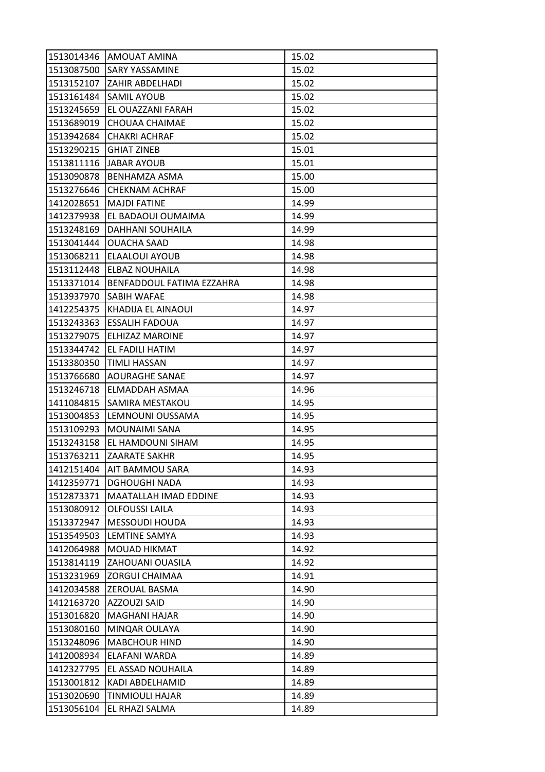| | | |
|---|---|---|
| 1513014346 | AMOUAT AMINA | 15.02 |
| 1513087500 | SARY YASSAMINE | 15.02 |
| 1513152107 | ZAHIR ABDELHADI | 15.02 |
| 1513161484 | SAMIL AYOUB | 15.02 |
| 1513245659 | EL OUAZZANI FARAH | 15.02 |
| 1513689019 | CHOUAA CHAIMAE | 15.02 |
| 1513942684 | CHAKRI ACHRAF | 15.02 |
| 1513290215 | GHIAT ZINEB | 15.01 |
| 1513811116 | JABAR AYOUB | 15.01 |
| 1513090878 | BENHAMZA ASMA | 15.00 |
| 1513276646 | CHEKNAM ACHRAF | 15.00 |
| 1412028651 | MAJDI FATINE | 14.99 |
| 1412379938 | EL BADAOUI OUMAIMA | 14.99 |
| 1513248169 | DAHHANI SOUHAILA | 14.99 |
| 1513041444 | OUACHA SAAD | 14.98 |
| 1513068211 | ELAALOUI AYOUB | 14.98 |
| 1513112448 | ELBAZ NOUHAILA | 14.98 |
| 1513371014 | BENFADDOUL FATIMA EZZAHRA | 14.98 |
| 1513937970 | SABIH WAFAE | 14.98 |
| 1412254375 | KHADIJA EL AINAOUI | 14.97 |
| 1513243363 | ESSALIH FADOUA | 14.97 |
| 1513279075 | ELHIZAZ MAROINE | 14.97 |
| 1513344742 | EL FADILI HATIM | 14.97 |
| 1513380350 | TIMLI HASSAN | 14.97 |
| 1513766680 | AOURAGHE SANAE | 14.97 |
| 1513246718 | ELMADDAH ASMAA | 14.96 |
| 1411084815 | SAMIRA MESTAKOU | 14.95 |
| 1513004853 | LEMNOUNI OUSSAMA | 14.95 |
| 1513109293 | MOUNAIMI SANA | 14.95 |
| 1513243158 | EL HAMDOUNI SIHAM | 14.95 |
| 1513763211 | ZAARATE SAKHR | 14.95 |
| 1412151404 | AIT BAMMOU SARA | 14.93 |
| 1412359771 | DGHOUGHI NADA | 14.93 |
| 1512873371 | MAATALLAH IMAD EDDINE | 14.93 |
| 1513080912 | OLFOUSSI LAILA | 14.93 |
| 1513372947 | MESSOUDI HOUDA | 14.93 |
| 1513549503 | LEMTINE SAMYA | 14.93 |
| 1412064988 | MOUAD HIKMAT | 14.92 |
| 1513814119 | ZAHOUANI OUASILA | 14.92 |
| 1513231969 | ZORGUI CHAIMAA | 14.91 |
| 1412034588 | ZEROUAL BASMA | 14.90 |
| 1412163720 | AZZOUZI SAID | 14.90 |
| 1513016820 | MAGHANI HAJAR | 14.90 |
| 1513080160 | MINQAR OULAYA | 14.90 |
| 1513248096 | MABCHOUR HIND | 14.90 |
| 1412008934 | ELAFANI WARDA | 14.89 |
| 1412327795 | EL ASSAD NOUHAILA | 14.89 |
| 1513001812 | KADI ABDELHAMID | 14.89 |
| 1513020690 | TINMIOULI HAJAR | 14.89 |
| 1513056104 | EL RHAZI SALMA | 14.89 |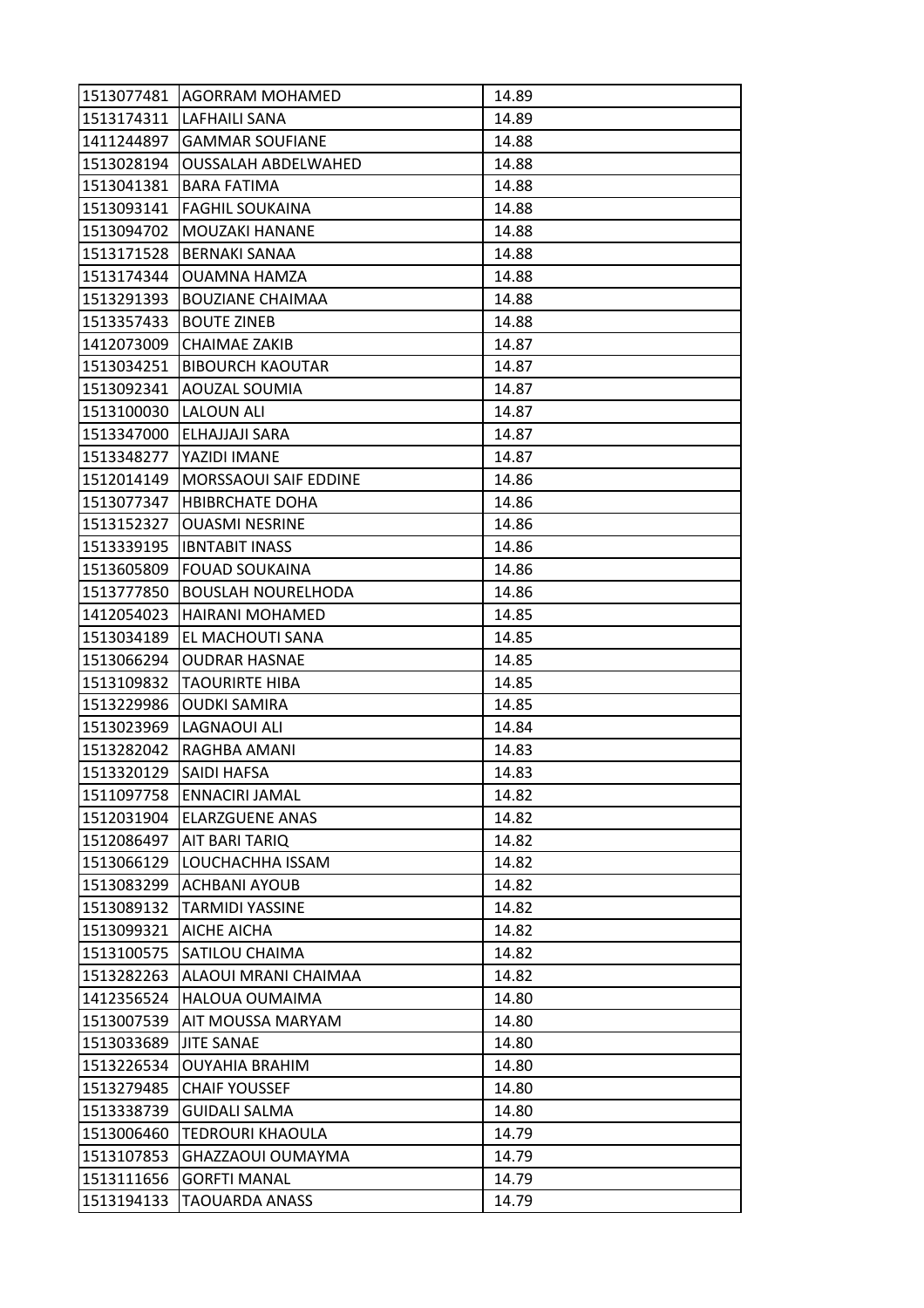| 1513077481 | AGORRAM MOHAMED | 14.89 |
|---|---|---|
| 1513174311 | LAFHAILI SANA | 14.89 |
| 1411244897 | GAMMAR SOUFIANE | 14.88 |
| 1513028194 | OUSSALAH ABDELWAHED | 14.88 |
| 1513041381 | BARA FATIMA | 14.88 |
| 1513093141 | FAGHIL SOUKAINA | 14.88 |
| 1513094702 | MOUZAKI HANANE | 14.88 |
| 1513171528 | BERNAKI SANAA | 14.88 |
| 1513174344 | OUAMNA HAMZA | 14.88 |
| 1513291393 | BOUZIANE CHAIMAA | 14.88 |
| 1513357433 | BOUTE ZINEB | 14.88 |
| 1412073009 | CHAIMAE ZAKIB | 14.87 |
| 1513034251 | BIBOURCH KAOUTAR | 14.87 |
| 1513092341 | AOUZAL SOUMIA | 14.87 |
| 1513100030 | LALOUN ALI | 14.87 |
| 1513347000 | ELHAJJAJI SARA | 14.87 |
| 1513348277 | YAZIDI IMANE | 14.87 |
| 1512014149 | MORSSAOUI SAIF EDDINE | 14.86 |
| 1513077347 | HBIBRCHATE DOHA | 14.86 |
| 1513152327 | OUASMI NESRINE | 14.86 |
| 1513339195 | IBNTABIT INASS | 14.86 |
| 1513605809 | FOUAD SOUKAINA | 14.86 |
| 1513777850 | BOUSLAH NOURELHODA | 14.86 |
| 1412054023 | HAIRANI MOHAMED | 14.85 |
| 1513034189 | EL MACHOUTI SANA | 14.85 |
| 1513066294 | OUDRAR HASNAE | 14.85 |
| 1513109832 | TAOURIRTE HIBA | 14.85 |
| 1513229986 | OUDKI SAMIRA | 14.85 |
| 1513023969 | LAGNAOUI ALI | 14.84 |
| 1513282042 | RAGHBA AMANI | 14.83 |
| 1513320129 | SAIDI HAFSA | 14.83 |
| 1511097758 | ENNACIRI JAMAL | 14.82 |
| 1512031904 | ELARZGUENE ANAS | 14.82 |
| 1512086497 | AIT BARI TARIQ | 14.82 |
| 1513066129 | LOUCHACHHA ISSAM | 14.82 |
| 1513083299 | ACHBANI AYOUB | 14.82 |
| 1513089132 | TARMIDI YASSINE | 14.82 |
| 1513099321 | AICHE AICHA | 14.82 |
| 1513100575 | SATILOU CHAIMA | 14.82 |
| 1513282263 | ALAOUI MRANI CHAIMAA | 14.82 |
| 1412356524 | HALOUA OUMAIMA | 14.80 |
| 1513007539 | AIT MOUSSA MARYAM | 14.80 |
| 1513033689 | JITE SANAE | 14.80 |
| 1513226534 | OUYAHIA BRAHIM | 14.80 |
| 1513279485 | CHAIF YOUSSEF | 14.80 |
| 1513338739 | GUIDALI SALMA | 14.80 |
| 1513006460 | TEDROURI KHAOULA | 14.79 |
| 1513107853 | GHAZZAOUI OUMAYMA | 14.79 |
| 1513111656 | GORFTI MANAL | 14.79 |
| 1513194133 | TAOUARDA ANASS | 14.79 |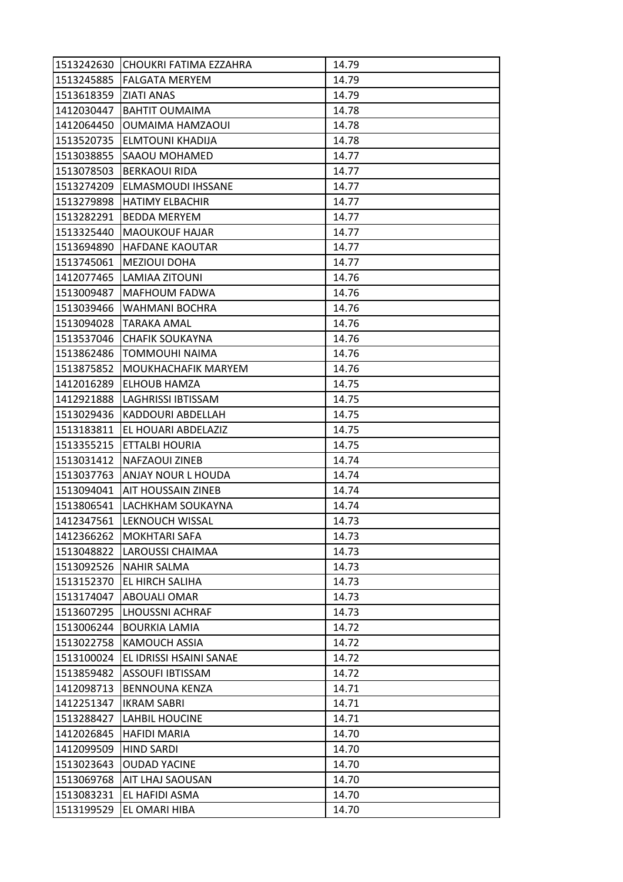| | | |
|---|---|---|
| 1513242630 | CHOUKRI FATIMA EZZAHRA | 14.79 |
| 1513245885 | FALGATA MERYEM | 14.79 |
| 1513618359 | ZIATI ANAS | 14.79 |
| 1412030447 | BAHTIT OUMAIMA | 14.78 |
| 1412064450 | OUMAIMA HAMZAOUI | 14.78 |
| 1513520735 | ELMTOUNI KHADIJA | 14.78 |
| 1513038855 | SAAOU MOHAMED | 14.77 |
| 1513078503 | BERKAOUI RIDA | 14.77 |
| 1513274209 | ELMASMOUDI IHSSANE | 14.77 |
| 1513279898 | HATIMY ELBACHIR | 14.77 |
| 1513282291 | BEDDA MERYEM | 14.77 |
| 1513325440 | MAOUKOUF HAJAR | 14.77 |
| 1513694890 | HAFDANE KAOUTAR | 14.77 |
| 1513745061 | MEZIOUI DOHA | 14.77 |
| 1412077465 | LAMIAA ZITOUNI | 14.76 |
| 1513009487 | MAFHOUM FADWA | 14.76 |
| 1513039466 | WAHMANI BOCHRA | 14.76 |
| 1513094028 | TARAKA AMAL | 14.76 |
| 1513537046 | CHAFIK SOUKAYNA | 14.76 |
| 1513862486 | TOMMOUHI NAIMA | 14.76 |
| 1513875852 | MOUKHACHAFIK MARYEM | 14.76 |
| 1412016289 | ELHOUB HAMZA | 14.75 |
| 1412921888 | LAGHRISSI IBTISSAM | 14.75 |
| 1513029436 | KADDOURI ABDELLAH | 14.75 |
| 1513183811 | EL HOUARI ABDELAZIZ | 14.75 |
| 1513355215 | ETTALBI HOURIA | 14.75 |
| 1513031412 | NAFZAOUI ZINEB | 14.74 |
| 1513037763 | ANJAY NOUR L HOUDA | 14.74 |
| 1513094041 | AIT HOUSSAIN ZINEB | 14.74 |
| 1513806541 | LACHKHAM SOUKAYNA | 14.74 |
| 1412347561 | LEKNOUCH WISSAL | 14.73 |
| 1412366262 | MOKHTARI SAFA | 14.73 |
| 1513048822 | LAROUSSI CHAIMAA | 14.73 |
| 1513092526 | NAHIR SALMA | 14.73 |
| 1513152370 | EL HIRCH SALIHA | 14.73 |
| 1513174047 | ABOUALI OMAR | 14.73 |
| 1513607295 | LHOUSSNI ACHRAF | 14.73 |
| 1513006244 | BOURKIA LAMIA | 14.72 |
| 1513022758 | KAMOUCH ASSIA | 14.72 |
| 1513100024 | EL IDRISSI HSAINI SANAE | 14.72 |
| 1513859482 | ASSOUFI IBTISSAM | 14.72 |
| 1412098713 | BENNOUNA KENZA | 14.71 |
| 1412251347 | IKRAM SABRI | 14.71 |
| 1513288427 | LAHBIL HOUCINE | 14.71 |
| 1412026845 | HAFIDI MARIA | 14.70 |
| 1412099509 | HIND SARDI | 14.70 |
| 1513023643 | OUDAD YACINE | 14.70 |
| 1513069768 | AIT LHAJ SAOUSAN | 14.70 |
| 1513083231 | EL HAFIDI ASMA | 14.70 |
| 1513199529 | EL OMARI HIBA | 14.70 |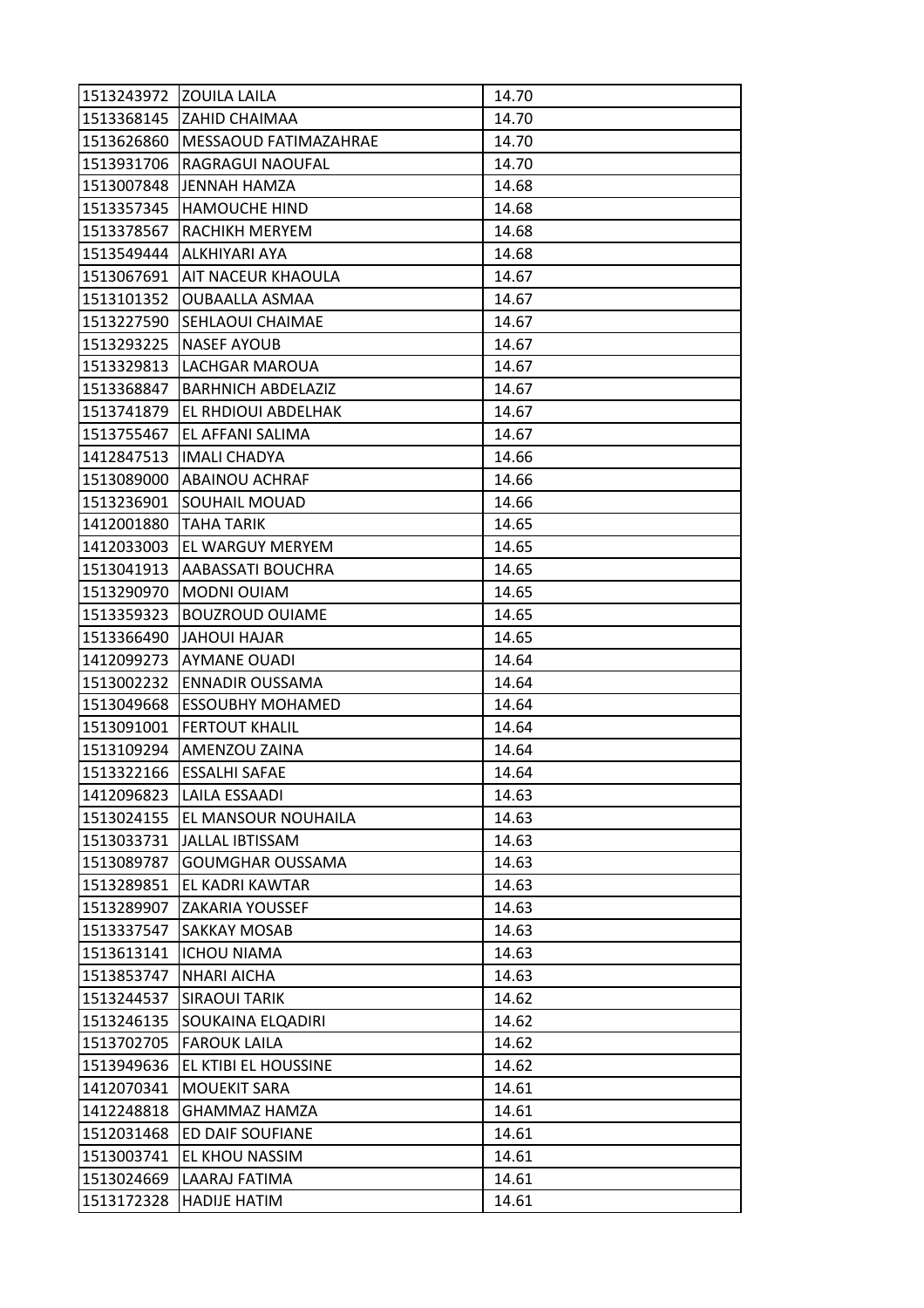| | | |
|---|---|---|
| 1513243972 | ZOUILA LAILA | 14.70 |
| 1513368145 | ZAHID CHAIMAA | 14.70 |
| 1513626860 | MESSAOUD FATIMAZAHRAE | 14.70 |
| 1513931706 | RAGRAGUI NAOUFAL | 14.70 |
| 1513007848 | JENNAH HAMZA | 14.68 |
| 1513357345 | HAMOUCHE HIND | 14.68 |
| 1513378567 | RACHIKH MERYEM | 14.68 |
| 1513549444 | ALKHIYARI AYA | 14.68 |
| 1513067691 | AIT NACEUR KHAOULA | 14.67 |
| 1513101352 | OUBAALLA ASMAA | 14.67 |
| 1513227590 | SEHLAOUI CHAIMAE | 14.67 |
| 1513293225 | NASEF AYOUB | 14.67 |
| 1513329813 | LACHGAR MAROUA | 14.67 |
| 1513368847 | BARHNICH ABDELAZIZ | 14.67 |
| 1513741879 | EL RHDIOUI ABDELHAK | 14.67 |
| 1513755467 | EL AFFANI SALIMA | 14.67 |
| 1412847513 | IMALI CHADYA | 14.66 |
| 1513089000 | ABAINOU ACHRAF | 14.66 |
| 1513236901 | SOUHAIL MOUAD | 14.66 |
| 1412001880 | TAHA TARIK | 14.65 |
| 1412033003 | EL WARGUY MERYEM | 14.65 |
| 1513041913 | AABASSATI BOUCHRA | 14.65 |
| 1513290970 | MODNI OUIAM | 14.65 |
| 1513359323 | BOUZROUD OUIAME | 14.65 |
| 1513366490 | JAHOUI HAJAR | 14.65 |
| 1412099273 | AYMANE OUADI | 14.64 |
| 1513002232 | ENNADIR OUSSAMA | 14.64 |
| 1513049668 | ESSOUBHY MOHAMED | 14.64 |
| 1513091001 | FERTOUT KHALIL | 14.64 |
| 1513109294 | AMENZOU ZAINA | 14.64 |
| 1513322166 | ESSALHI SAFAE | 14.64 |
| 1412096823 | LAILA ESSAADI | 14.63 |
| 1513024155 | EL MANSOUR NOUHAILA | 14.63 |
| 1513033731 | JALLAL IBTISSAM | 14.63 |
| 1513089787 | GOUMGHAR OUSSAMA | 14.63 |
| 1513289851 | EL KADRI KAWTAR | 14.63 |
| 1513289907 | ZAKARIA YOUSSEF | 14.63 |
| 1513337547 | SAKKAY MOSAB | 14.63 |
| 1513613141 | ICHOU NIAMA | 14.63 |
| 1513853747 | NHARI AICHA | 14.63 |
| 1513244537 | SIRAOUI TARIK | 14.62 |
| 1513246135 | SOUKAINA ELQADIRI | 14.62 |
| 1513702705 | FAROUK LAILA | 14.62 |
| 1513949636 | EL KTIBI EL HOUSSINE | 14.62 |
| 1412070341 | MOUEKIT SARA | 14.61 |
| 1412248818 | GHAMMAZ HAMZA | 14.61 |
| 1512031468 | ED DAIF SOUFIANE | 14.61 |
| 1513003741 | EL KHOU NASSIM | 14.61 |
| 1513024669 | LAARAJ FATIMA | 14.61 |
| 1513172328 | HADIJE HATIM | 14.61 |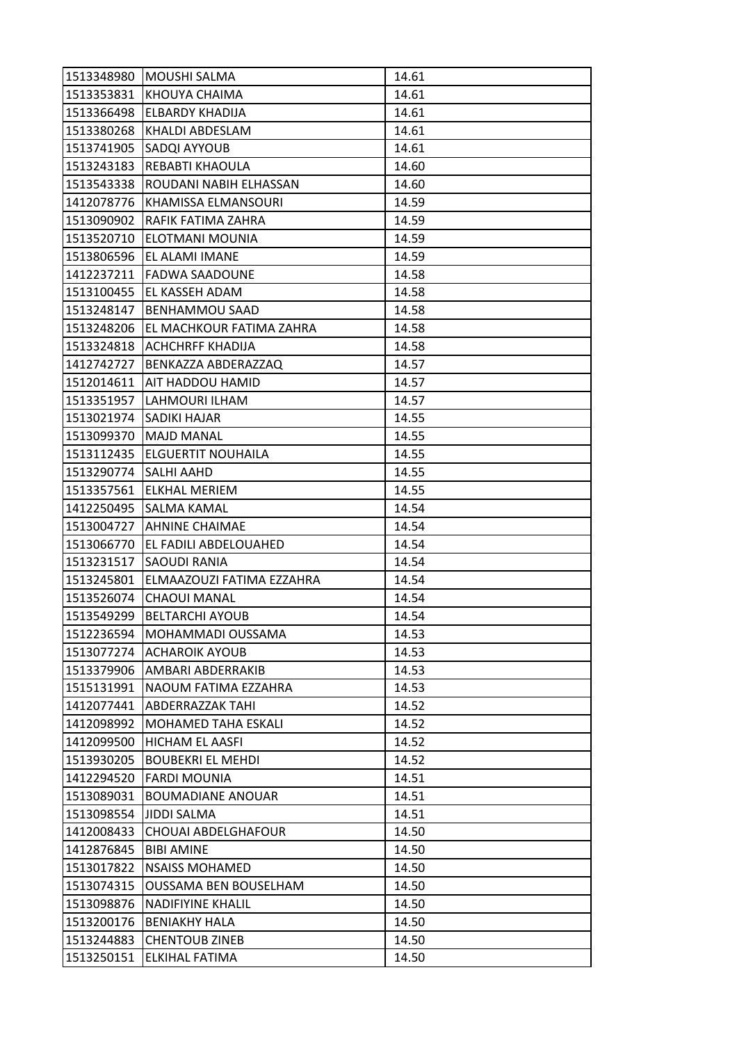| | | |
|---|---|---|
| 1513348980 | MOUSHI SALMA | 14.61 |
| 1513353831 | KHOUYA CHAIMA | 14.61 |
| 1513366498 | ELBARDY KHADIJA | 14.61 |
| 1513380268 | KHALDI ABDESLAM | 14.61 |
| 1513741905 | SADQI AYYOUB | 14.61 |
| 1513243183 | REBABTI KHAOULA | 14.60 |
| 1513543338 | ROUDANI NABIH ELHASSAN | 14.60 |
| 1412078776 | KHAMISSA ELMANSOURI | 14.59 |
| 1513090902 | RAFIK FATIMA ZAHRA | 14.59 |
| 1513520710 | ELOTMANI MOUNIA | 14.59 |
| 1513806596 | EL ALAMI IMANE | 14.59 |
| 1412237211 | FADWA SAADOUNE | 14.58 |
| 1513100455 | EL KASSEH ADAM | 14.58 |
| 1513248147 | BENHAMMOU SAAD | 14.58 |
| 1513248206 | EL MACHKOUR FATIMA ZAHRA | 14.58 |
| 1513324818 | ACHCHRFF KHADIJA | 14.58 |
| 1412742727 | BENKAZZA ABDERAZZAQ | 14.57 |
| 1512014611 | AIT HADDOU HAMID | 14.57 |
| 1513351957 | LAHMOURI ILHAM | 14.57 |
| 1513021974 | SADIKI HAJAR | 14.55 |
| 1513099370 | MAJD MANAL | 14.55 |
| 1513112435 | ELGUERTIT NOUHAILA | 14.55 |
| 1513290774 | SALHI AAHD | 14.55 |
| 1513357561 | ELKHAL MERIEM | 14.55 |
| 1412250495 | SALMA KAMAL | 14.54 |
| 1513004727 | AHNINE CHAIMAE | 14.54 |
| 1513066770 | EL FADILI ABDELOUAHED | 14.54 |
| 1513231517 | SAOUDI RANIA | 14.54 |
| 1513245801 | ELMAAZOUZI FATIMA EZZAHRA | 14.54 |
| 1513526074 | CHAOUI MANAL | 14.54 |
| 1513549299 | BELTARCHI AYOUB | 14.54 |
| 1512236594 | MOHAMMADI OUSSAMA | 14.53 |
| 1513077274 | ACHAROIK AYOUB | 14.53 |
| 1513379906 | AMBARI ABDERRAKIB | 14.53 |
| 1515131991 | NAOUM FATIMA EZZAHRA | 14.53 |
| 1412077441 | ABDERRAZZAK TAHI | 14.52 |
| 1412098992 | MOHAMED TAHA ESKALI | 14.52 |
| 1412099500 | HICHAM EL AASFI | 14.52 |
| 1513930205 | BOUBEKRI EL MEHDI | 14.52 |
| 1412294520 | FARDI MOUNIA | 14.51 |
| 1513089031 | BOUMADIANE ANOUAR | 14.51 |
| 1513098554 | JIDDI SALMA | 14.51 |
| 1412008433 | CHOUAI ABDELGHAFOUR | 14.50 |
| 1412876845 | BIBI AMINE | 14.50 |
| 1513017822 | NSAISS MOHAMED | 14.50 |
| 1513074315 | OUSSAMA BEN BOUSELHAM | 14.50 |
| 1513098876 | NADIFIYINE KHALIL | 14.50 |
| 1513200176 | BENIAKHY HALA | 14.50 |
| 1513244883 | CHENTOUB ZINEB | 14.50 |
| 1513250151 | ELKIHAL FATIMA | 14.50 |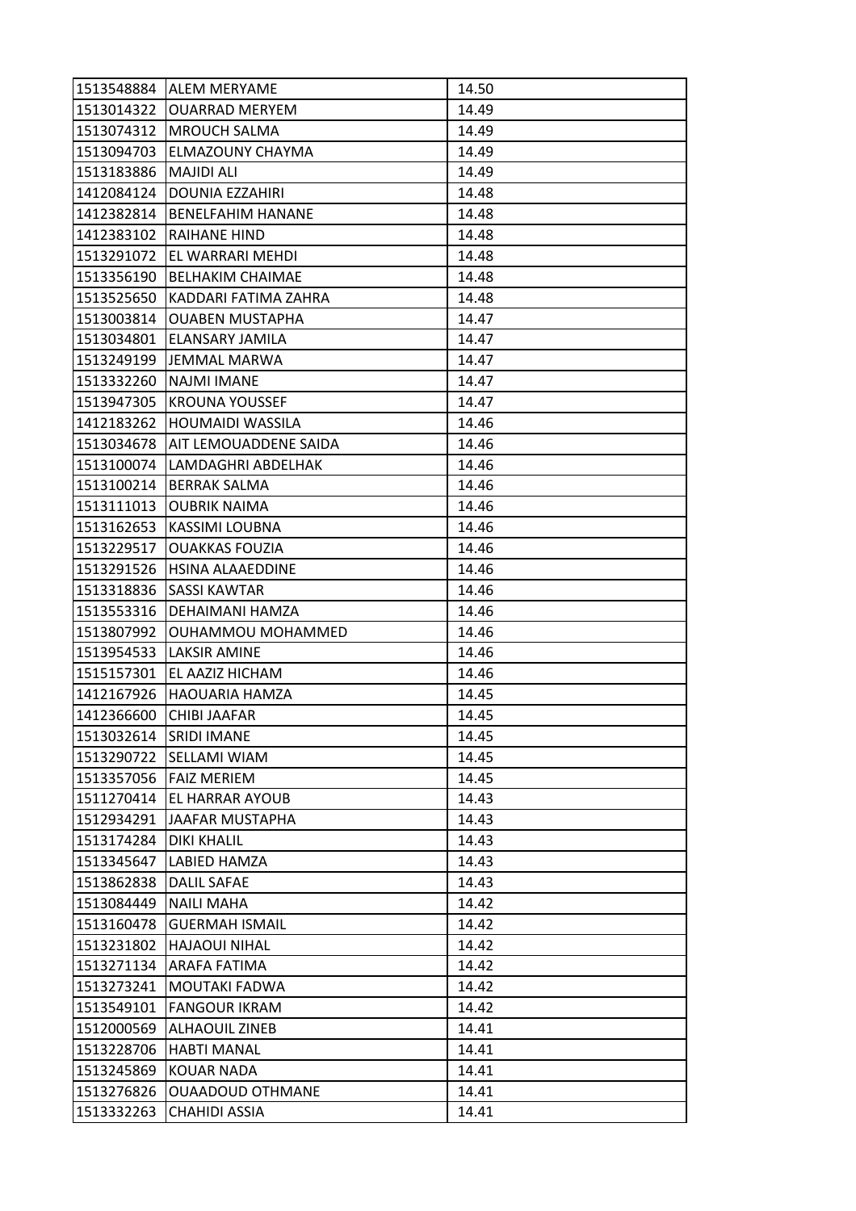| | | |
|---|---|---|
| 1513548884 | ALEM MERYAME | 14.50 |
| 1513014322 | OUARRAD MERYEM | 14.49 |
| 1513074312 | MROUCH SALMA | 14.49 |
| 1513094703 | ELMAZOUNY CHAYMA | 14.49 |
| 1513183886 | MAJIDI ALI | 14.49 |
| 1412084124 | DOUNIA EZZAHIRI | 14.48 |
| 1412382814 | BENELFAHIM HANANE | 14.48 |
| 1412383102 | RAIHANE HIND | 14.48 |
| 1513291072 | EL WARRARI MEHDI | 14.48 |
| 1513356190 | BELHAKIM CHAIMAE | 14.48 |
| 1513525650 | KADDARI FATIMA ZAHRA | 14.48 |
| 1513003814 | OUABEN MUSTAPHA | 14.47 |
| 1513034801 | ELANSARY JAMILA | 14.47 |
| 1513249199 | JEMMAL MARWA | 14.47 |
| 1513332260 | NAJMI IMANE | 14.47 |
| 1513947305 | KROUNA YOUSSEF | 14.47 |
| 1412183262 | HOUMAIDI WASSILA | 14.46 |
| 1513034678 | AIT LEMOUADDENE SAIDA | 14.46 |
| 1513100074 | LAMDAGHRI ABDELHAK | 14.46 |
| 1513100214 | BERRAK SALMA | 14.46 |
| 1513111013 | OUBRIK NAIMA | 14.46 |
| 1513162653 | KASSIMI LOUBNA | 14.46 |
| 1513229517 | OUAKKAS FOUZIA | 14.46 |
| 1513291526 | HSINA ALAAEDDINE | 14.46 |
| 1513318836 | SASSI KAWTAR | 14.46 |
| 1513553316 | DEHAIMANI HAMZA | 14.46 |
| 1513807992 | OUHAMMOU MOHAMMED | 14.46 |
| 1513954533 | LAKSIR AMINE | 14.46 |
| 1515157301 | EL AAZIZ HICHAM | 14.46 |
| 1412167926 | HAOUARIA HAMZA | 14.45 |
| 1412366600 | CHIBI JAAFAR | 14.45 |
| 1513032614 | SRIDI IMANE | 14.45 |
| 1513290722 | SELLAMI WIAM | 14.45 |
| 1513357056 | FAIZ MERIEM | 14.45 |
| 1511270414 | EL HARRAR AYOUB | 14.43 |
| 1512934291 | JAAFAR MUSTAPHA | 14.43 |
| 1513174284 | DIKI KHALIL | 14.43 |
| 1513345647 | LABIED HAMZA | 14.43 |
| 1513862838 | DALIL SAFAE | 14.43 |
| 1513084449 | NAILI MAHA | 14.42 |
| 1513160478 | GUERMAH ISMAIL | 14.42 |
| 1513231802 | HAJAOUI NIHAL | 14.42 |
| 1513271134 | ARAFA FATIMA | 14.42 |
| 1513273241 | MOUTAKI FADWA | 14.42 |
| 1513549101 | FANGOUR IKRAM | 14.42 |
| 1512000569 | ALHAOUIL ZINEB | 14.41 |
| 1513228706 | HABTI MANAL | 14.41 |
| 1513245869 | KOUAR NADA | 14.41 |
| 1513276826 | OUAADOUD OTHMANE | 14.41 |
| 1513332263 | CHAHIDI ASSIA | 14.41 |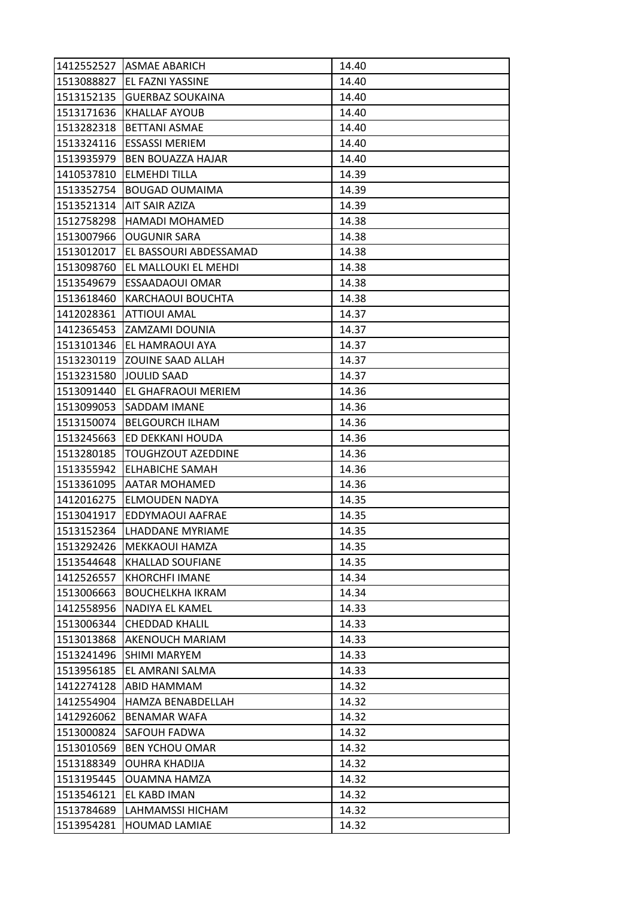| | | |
|---|---|---|
| 1412552527 | ASMAE ABARICH | 14.40 |
| 1513088827 | EL FAZNI YASSINE | 14.40 |
| 1513152135 | GUERBAZ SOUKAINA | 14.40 |
| 1513171636 | KHALLAF AYOUB | 14.40 |
| 1513282318 | BETTANI ASMAE | 14.40 |
| 1513324116 | ESSASSI MERIEM | 14.40 |
| 1513935979 | BEN BOUAZZA HAJAR | 14.40 |
| 1410537810 | ELMEHDI TILLA | 14.39 |
| 1513352754 | BOUGAD OUMAIMA | 14.39 |
| 1513521314 | AIT SAIR AZIZA | 14.39 |
| 1512758298 | HAMADI MOHAMED | 14.38 |
| 1513007966 | OUGUNIR SARA | 14.38 |
| 1513012017 | EL BASSOURI ABDESSAMAD | 14.38 |
| 1513098760 | EL MALLOUKI EL MEHDI | 14.38 |
| 1513549679 | ESSAADAOUI OMAR | 14.38 |
| 1513618460 | KARCHAOUI BOUCHTA | 14.38 |
| 1412028361 | ATTIOUI AMAL | 14.37 |
| 1412365453 | ZAMZAMI DOUNIA | 14.37 |
| 1513101346 | EL HAMRAOUI AYA | 14.37 |
| 1513230119 | ZOUINE SAAD ALLAH | 14.37 |
| 1513231580 | JOULID SAAD | 14.37 |
| 1513091440 | EL GHAFRAOUI MERIEM | 14.36 |
| 1513099053 | SADDAM IMANE | 14.36 |
| 1513150074 | BELGOURCH ILHAM | 14.36 |
| 1513245663 | ED DEKKANI HOUDA | 14.36 |
| 1513280185 | TOUGHZOUT AZEDDINE | 14.36 |
| 1513355942 | ELHABICHE SAMAH | 14.36 |
| 1513361095 | AATAR MOHAMED | 14.36 |
| 1412016275 | ELMOUDEN NADYA | 14.35 |
| 1513041917 | EDDYMAOUI AAFRAE | 14.35 |
| 1513152364 | LHADDANE MYRIAME | 14.35 |
| 1513292426 | MEKKAOUI HAMZA | 14.35 |
| 1513544648 | KHALLAD SOUFIANE | 14.35 |
| 1412526557 | KHORCHFI IMANE | 14.34 |
| 1513006663 | BOUCHELKHA IKRAM | 14.34 |
| 1412558956 | NADIYA EL KAMEL | 14.33 |
| 1513006344 | CHEDDAD KHALIL | 14.33 |
| 1513013868 | AKENOUCH MARIAM | 14.33 |
| 1513241496 | SHIMI MARYEM | 14.33 |
| 1513956185 | EL AMRANI SALMA | 14.33 |
| 1412274128 | ABID HAMMAM | 14.32 |
| 1412554904 | HAMZA BENABDELLAH | 14.32 |
| 1412926062 | BENAMAR WAFA | 14.32 |
| 1513000824 | SAFOUH FADWA | 14.32 |
| 1513010569 | BEN YCHOU OMAR | 14.32 |
| 1513188349 | OUHRA KHADIJA | 14.32 |
| 1513195445 | OUAMNA HAMZA | 14.32 |
| 1513546121 | EL KABD IMAN | 14.32 |
| 1513784689 | LAHMAMSSI HICHAM | 14.32 |
| 1513954281 | HOUMAD LAMIAE | 14.32 |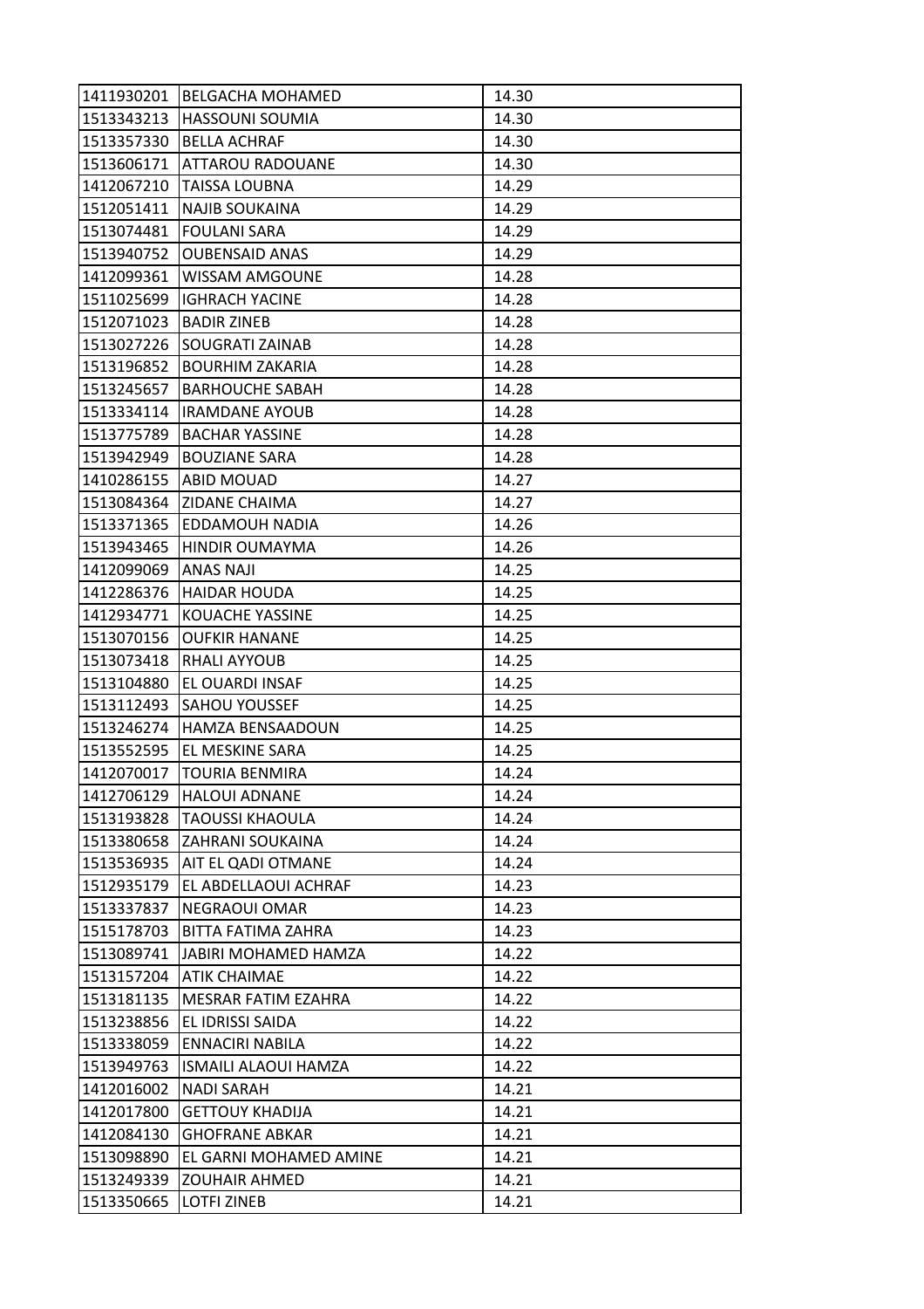| | | |
|---|---|---|
| 1411930201 | BELGACHA MOHAMED | 14.30 |
| 1513343213 | HASSOUNI SOUMIA | 14.30 |
| 1513357330 | BELLA ACHRAF | 14.30 |
| 1513606171 | ATTAROU RADOUANE | 14.30 |
| 1412067210 | TAISSA LOUBNA | 14.29 |
| 1512051411 | NAJIB SOUKAINA | 14.29 |
| 1513074481 | FOULANI SARA | 14.29 |
| 1513940752 | OUBENSAID ANAS | 14.29 |
| 1412099361 | WISSAM AMGOUNE | 14.28 |
| 1511025699 | IGHRACH YACINE | 14.28 |
| 1512071023 | BADIR ZINEB | 14.28 |
| 1513027226 | SOUGRATI ZAINAB | 14.28 |
| 1513196852 | BOURHIM ZAKARIA | 14.28 |
| 1513245657 | BARHOUCHE SABAH | 14.28 |
| 1513334114 | IRAMDANE AYOUB | 14.28 |
| 1513775789 | BACHAR YASSINE | 14.28 |
| 1513942949 | BOUZIANE SARA | 14.28 |
| 1410286155 | ABID MOUAD | 14.27 |
| 1513084364 | ZIDANE CHAIMA | 14.27 |
| 1513371365 | EDDAMOUH NADIA | 14.26 |
| 1513943465 | HINDIR OUMAYMA | 14.26 |
| 1412099069 | ANAS NAJI | 14.25 |
| 1412286376 | HAIDAR HOUDA | 14.25 |
| 1412934771 | KOUACHE YASSINE | 14.25 |
| 1513070156 | OUFKIR HANANE | 14.25 |
| 1513073418 | RHALI AYYOUB | 14.25 |
| 1513104880 | EL OUARDI INSAF | 14.25 |
| 1513112493 | SAHOU YOUSSEF | 14.25 |
| 1513246274 | HAMZA BENSAADOUN | 14.25 |
| 1513552595 | EL MESKINE SARA | 14.25 |
| 1412070017 | TOURIA BENMIRA | 14.24 |
| 1412706129 | HALOUI ADNANE | 14.24 |
| 1513193828 | TAOUSSI KHAOULA | 14.24 |
| 1513380658 | ZAHRANI SOUKAINA | 14.24 |
| 1513536935 | AIT EL QADI OTMANE | 14.24 |
| 1512935179 | EL ABDELLAOUI ACHRAF | 14.23 |
| 1513337837 | NEGRAOUI OMAR | 14.23 |
| 1515178703 | BITTA FATIMA ZAHRA | 14.23 |
| 1513089741 | JABIRI MOHAMED HAMZA | 14.22 |
| 1513157204 | ATIK CHAIMAE | 14.22 |
| 1513181135 | MESRAR FATIM EZAHRA | 14.22 |
| 1513238856 | EL IDRISSI SAIDA | 14.22 |
| 1513338059 | ENNACIRI NABILA | 14.22 |
| 1513949763 | ISMAILI ALAOUI HAMZA | 14.22 |
| 1412016002 | NADI SARAH | 14.21 |
| 1412017800 | GETTOUY KHADIJA | 14.21 |
| 1412084130 | GHOFRANE ABKAR | 14.21 |
| 1513098890 | EL GARNI MOHAMED AMINE | 14.21 |
| 1513249339 | ZOUHAIR AHMED | 14.21 |
| 1513350665 | LOTFI ZINEB | 14.21 |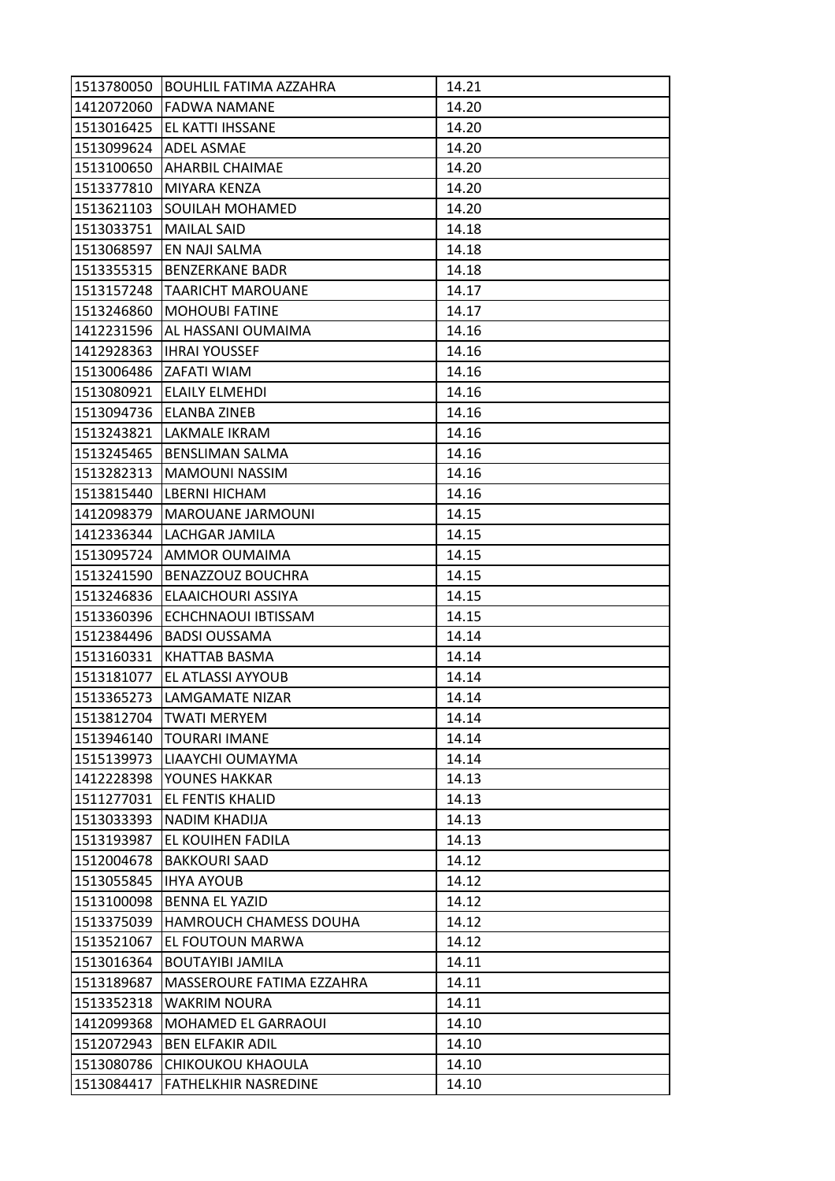| 1513780050 | BOUHLIL FATIMA AZZAHRA | 14.21 |
|---|---|---|
| 1412072060 | FADWA NAMANE | 14.20 |
| 1513016425 | EL KATTI IHSSANE | 14.20 |
| 1513099624 | ADEL ASMAE | 14.20 |
| 1513100650 | AHARBIL CHAIMAE | 14.20 |
| 1513377810 | MIYARA KENZA | 14.20 |
| 1513621103 | SOUILAH MOHAMED | 14.20 |
| 1513033751 | MAILAL SAID | 14.18 |
| 1513068597 | EN NAJI SALMA | 14.18 |
| 1513355315 | BENZERKANE BADR | 14.18 |
| 1513157248 | TAARICHT MAROUANE | 14.17 |
| 1513246860 | MOHOUBI FATINE | 14.17 |
| 1412231596 | AL HASSANI OUMAIMA | 14.16 |
| 1412928363 | IHRAI YOUSSEF | 14.16 |
| 1513006486 | ZAFATI WIAM | 14.16 |
| 1513080921 | ELAILY ELMEHDI | 14.16 |
| 1513094736 | ELANBA ZINEB | 14.16 |
| 1513243821 | LAKMALE IKRAM | 14.16 |
| 1513245465 | BENSLIMAN SALMA | 14.16 |
| 1513282313 | MAMOUNI NASSIM | 14.16 |
| 1513815440 | LBERNI HICHAM | 14.16 |
| 1412098379 | MAROUANE JARMOUNI | 14.15 |
| 1412336344 | LACHGAR JAMILA | 14.15 |
| 1513095724 | AMMOR OUMAIMA | 14.15 |
| 1513241590 | BENAZZOUZ BOUCHRA | 14.15 |
| 1513246836 | ELAAICHOURI ASSIYA | 14.15 |
| 1513360396 | ECHCHNAOUI IBTISSAM | 14.15 |
| 1512384496 | BADSI OUSSAMA | 14.14 |
| 1513160331 | KHATTAB BASMA | 14.14 |
| 1513181077 | EL ATLASSI AYYOUB | 14.14 |
| 1513365273 | LAMGAMATE NIZAR | 14.14 |
| 1513812704 | TWATI MERYEM | 14.14 |
| 1513946140 | TOURARI IMANE | 14.14 |
| 1515139973 | LIAAYCHI OUMAYMA | 14.14 |
| 1412228398 | YOUNES HAKKAR | 14.13 |
| 1511277031 | EL FENTIS KHALID | 14.13 |
| 1513033393 | NADIM KHADIJA | 14.13 |
| 1513193987 | EL KOUIHEN FADILA | 14.13 |
| 1512004678 | BAKKOURI SAAD | 14.12 |
| 1513055845 | IHYA AYOUB | 14.12 |
| 1513100098 | BENNA EL YAZID | 14.12 |
| 1513375039 | HAMROUCH CHAMESS DOUHA | 14.12 |
| 1513521067 | EL FOUTOUN MARWA | 14.12 |
| 1513016364 | BOUTAYIBI JAMILA | 14.11 |
| 1513189687 | MASSEROURE FATIMA EZZAHRA | 14.11 |
| 1513352318 | WAKRIM NOURA | 14.11 |
| 1412099368 | MOHAMED EL GARRAOUI | 14.10 |
| 1512072943 | BEN ELFAKIR ADIL | 14.10 |
| 1513080786 | CHIKOUKOU KHAOULA | 14.10 |
| 1513084417 | FATHELKHIR NASREDINE | 14.10 |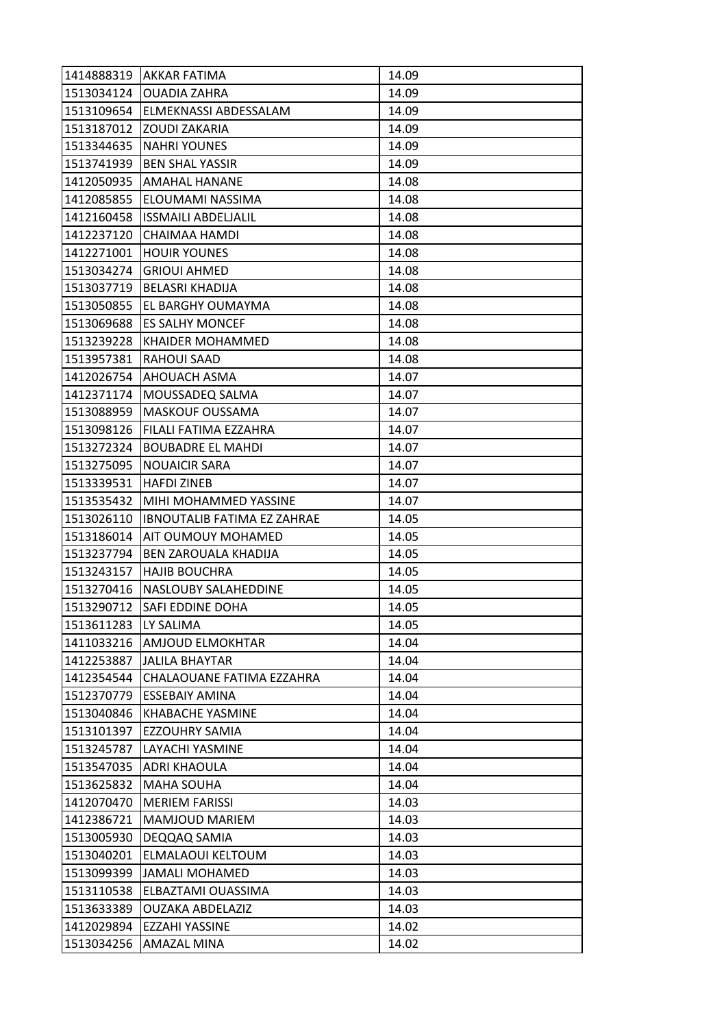| | | |
|---|---|---|
| 1414888319 | AKKAR FATIMA | 14.09 |
| 1513034124 | OUADIA ZAHRA | 14.09 |
| 1513109654 | ELMEKNASSI ABDESSALAM | 14.09 |
| 1513187012 | ZOUDI ZAKARIA | 14.09 |
| 1513344635 | NAHRI YOUNES | 14.09 |
| 1513741939 | BEN SHAL YASSIR | 14.09 |
| 1412050935 | AMAHAL HANANE | 14.08 |
| 1412085855 | ELOUMAMI NASSIMA | 14.08 |
| 1412160458 | ISSMAILI ABDELJALIL | 14.08 |
| 1412237120 | CHAIMAA HAMDI | 14.08 |
| 1412271001 | HOUIR YOUNES | 14.08 |
| 1513034274 | GRIOUI AHMED | 14.08 |
| 1513037719 | BELASRI KHADIJA | 14.08 |
| 1513050855 | EL BARGHY OUMAYMA | 14.08 |
| 1513069688 | ES SALHY MONCEF | 14.08 |
| 1513239228 | KHAIDER MOHAMMED | 14.08 |
| 1513957381 | RAHOUI SAAD | 14.08 |
| 1412026754 | AHOUACH ASMA | 14.07 |
| 1412371174 | MOUSSADEQ SALMA | 14.07 |
| 1513088959 | MASKOUF OUSSAMA | 14.07 |
| 1513098126 | FILALI FATIMA EZZAHRA | 14.07 |
| 1513272324 | BOUBADRE EL MAHDI | 14.07 |
| 1513275095 | NOUAICIR SARA | 14.07 |
| 1513339531 | HAFDI ZINEB | 14.07 |
| 1513535432 | MIHI MOHAMMED YASSINE | 14.07 |
| 1513026110 | IBNOUTALIB FATIMA EZ ZAHRAE | 14.05 |
| 1513186014 | AIT OUMOUY MOHAMED | 14.05 |
| 1513237794 | BEN ZAROUALA KHADIJA | 14.05 |
| 1513243157 | HAJIB BOUCHRA | 14.05 |
| 1513270416 | NASLOUBY SALAHEDDINE | 14.05 |
| 1513290712 | SAFI EDDINE DOHA | 14.05 |
| 1513611283 | LY SALIMA | 14.05 |
| 1411033216 | AMJOUD ELMOKHTAR | 14.04 |
| 1412253887 | JALILA BHAYTAR | 14.04 |
| 1412354544 | CHALAOUANE FATIMA EZZAHRA | 14.04 |
| 1512370779 | ESSEBAIY AMINA | 14.04 |
| 1513040846 | KHABACHE YASMINE | 14.04 |
| 1513101397 | EZZOUHRY SAMIA | 14.04 |
| 1513245787 | LAYACHI YASMINE | 14.04 |
| 1513547035 | ADRI KHAOULA | 14.04 |
| 1513625832 | MAHA SOUHA | 14.04 |
| 1412070470 | MERIEM FARISSI | 14.03 |
| 1412386721 | MAMJOUD MARIEM | 14.03 |
| 1513005930 | DEQQAQ SAMIA | 14.03 |
| 1513040201 | ELMALAOUI KELTOUM | 14.03 |
| 1513099399 | JAMALI MOHAMED | 14.03 |
| 1513110538 | ELBAZTAMI OUASSIMA | 14.03 |
| 1513633389 | OUZAKA ABDELAZIZ | 14.03 |
| 1412029894 | EZZAHI YASSINE | 14.02 |
| 1513034256 | AMAZAL MINA | 14.02 |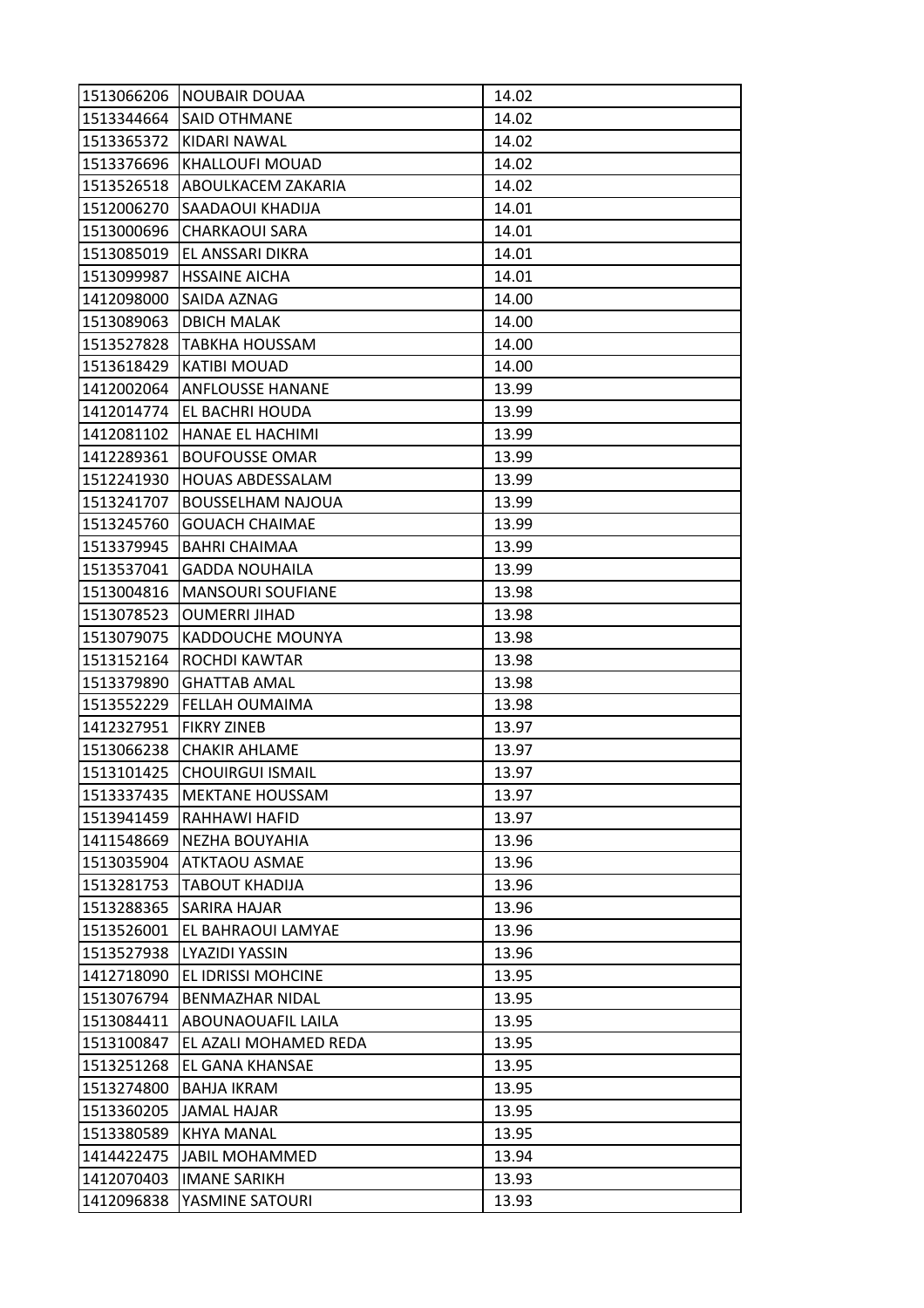| | | |
|---|---|---|
| 1513066206 | NOUBAIR DOUAA | 14.02 |
| 1513344664 | SAID OTHMANE | 14.02 |
| 1513365372 | KIDARI NAWAL | 14.02 |
| 1513376696 | KHALLOUFI MOUAD | 14.02 |
| 1513526518 | ABOULKACEM ZAKARIA | 14.02 |
| 1512006270 | SAADAOUI KHADIJA | 14.01 |
| 1513000696 | CHARKAOUI SARA | 14.01 |
| 1513085019 | EL ANSSARI DIKRA | 14.01 |
| 1513099987 | HSSAINE AICHA | 14.01 |
| 1412098000 | SAIDA AZNAG | 14.00 |
| 1513089063 | DBICH MALAK | 14.00 |
| 1513527828 | TABKHA HOUSSAM | 14.00 |
| 1513618429 | KATIBI MOUAD | 14.00 |
| 1412002064 | ANFLOUSSE HANANE | 13.99 |
| 1412014774 | EL BACHRI HOUDA | 13.99 |
| 1412081102 | HANAE EL HACHIMI | 13.99 |
| 1412289361 | BOUFOUSSE OMAR | 13.99 |
| 1512241930 | HOUAS ABDESSALAM | 13.99 |
| 1513241707 | BOUSSELHAM NAJOUA | 13.99 |
| 1513245760 | GOUACH CHAIMAE | 13.99 |
| 1513379945 | BAHRI CHAIMAA | 13.99 |
| 1513537041 | GADDA NOUHAILA | 13.99 |
| 1513004816 | MANSOURI SOUFIANE | 13.98 |
| 1513078523 | OUMERRI JIHAD | 13.98 |
| 1513079075 | KADDOUCHE MOUNYA | 13.98 |
| 1513152164 | ROCHDI KAWTAR | 13.98 |
| 1513379890 | GHATTAB AMAL | 13.98 |
| 1513552229 | FELLAH OUMAIMA | 13.98 |
| 1412327951 | FIKRY ZINEB | 13.97 |
| 1513066238 | CHAKIR AHLAME | 13.97 |
| 1513101425 | CHOUIRGUI ISMAIL | 13.97 |
| 1513337435 | MEKTANE HOUSSAM | 13.97 |
| 1513941459 | RAHHAWI HAFID | 13.97 |
| 1411548669 | NEZHA BOUYAHIA | 13.96 |
| 1513035904 | ATKTAOU ASMAE | 13.96 |
| 1513281753 | TABOUT KHADIJA | 13.96 |
| 1513288365 | SARIRA HAJAR | 13.96 |
| 1513526001 | EL BAHRAOUI LAMYAE | 13.96 |
| 1513527938 | LYAZIDI YASSIN | 13.96 |
| 1412718090 | EL IDRISSI MOHCINE | 13.95 |
| 1513076794 | BENMAZHAR NIDAL | 13.95 |
| 1513084411 | ABOUNAOUAFIL LAILA | 13.95 |
| 1513100847 | EL AZALI MOHAMED REDA | 13.95 |
| 1513251268 | EL GANA KHANSAE | 13.95 |
| 1513274800 | BAHJA IKRAM | 13.95 |
| 1513360205 | JAMAL HAJAR | 13.95 |
| 1513380589 | KHYA MANAL | 13.95 |
| 1414422475 | JABIL MOHAMMED | 13.94 |
| 1412070403 | IMANE SARIKH | 13.93 |
| 1412096838 | YASMINE SATOURI | 13.93 |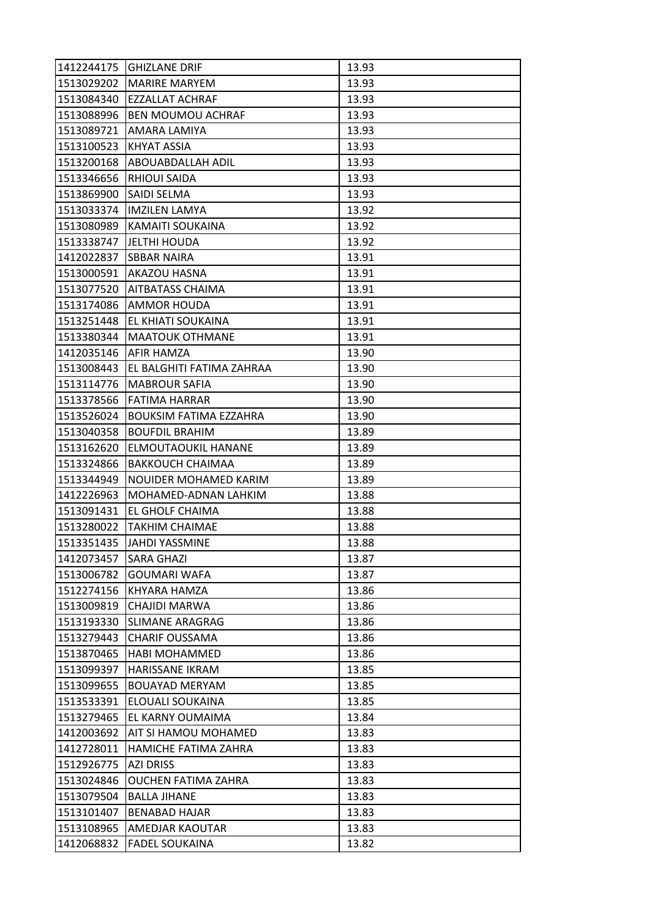| 1412244175 | GHIZLANE DRIF | 13.93 |
|---|---|---|
| 1513029202 | MARIRE MARYEM | 13.93 |
| 1513084340 | EZZALLAT ACHRAF | 13.93 |
| 1513088996 | BEN MOUMOU ACHRAF | 13.93 |
| 1513089721 | AMARA LAMIYA | 13.93 |
| 1513100523 | KHYAT ASSIA | 13.93 |
| 1513200168 | ABOUABDALLAH ADIL | 13.93 |
| 1513346656 | RHIOUI SAIDA | 13.93 |
| 1513869900 | SAIDI SELMA | 13.93 |
| 1513033374 | IMZILEN LAMYA | 13.92 |
| 1513080989 | KAMAITI SOUKAINA | 13.92 |
| 1513338747 | JELTHI HOUDA | 13.92 |
| 1412022837 | SBBAR NAIRA | 13.91 |
| 1513000591 | AKAZOU HASNA | 13.91 |
| 1513077520 | AITBATASS CHAIMA | 13.91 |
| 1513174086 | AMMOR HOUDA | 13.91 |
| 1513251448 | EL KHIATI SOUKAINA | 13.91 |
| 1513380344 | MAATOUK OTHMANE | 13.91 |
| 1412035146 | AFIR HAMZA | 13.90 |
| 1513008443 | EL BALGHITI FATIMA ZAHRAA | 13.90 |
| 1513114776 | MABROUR SAFIA | 13.90 |
| 1513378566 | FATIMA HARRAR | 13.90 |
| 1513526024 | BOUKSIM FATIMA EZZAHRA | 13.90 |
| 1513040358 | BOUFDIL BRAHIM | 13.89 |
| 1513162620 | ELMOUTAOUKIL HANANE | 13.89 |
| 1513324866 | BAKKOUCH CHAIMAA | 13.89 |
| 1513344949 | NOUIDER MOHAMED KARIM | 13.89 |
| 1412226963 | MOHAMED-ADNAN LAHKIM | 13.88 |
| 1513091431 | EL GHOLF CHAIMA | 13.88 |
| 1513280022 | TAKHIM CHAIMAE | 13.88 |
| 1513351435 | JAHDI YASSMINE | 13.88 |
| 1412073457 | SARA GHAZI | 13.87 |
| 1513006782 | GOUMARI WAFA | 13.87 |
| 1512274156 | KHYARA HAMZA | 13.86 |
| 1513009819 | CHAJIDI MARWA | 13.86 |
| 1513193330 | SLIMANE ARAGRAG | 13.86 |
| 1513279443 | CHARIF OUSSAMA | 13.86 |
| 1513870465 | HABI MOHAMMED | 13.86 |
| 1513099397 | HARISSANE IKRAM | 13.85 |
| 1513099655 | BOUAYAD MERYAM | 13.85 |
| 1513533391 | ELOUALI SOUKAINA | 13.85 |
| 1513279465 | EL KARNY OUMAIMA | 13.84 |
| 1412003692 | AIT SI HAMOU MOHAMED | 13.83 |
| 1412728011 | HAMICHE FATIMA ZAHRA | 13.83 |
| 1512926775 | AZI DRISS | 13.83 |
| 1513024846 | OUCHEN FATIMA ZAHRA | 13.83 |
| 1513079504 | BALLA JIHANE | 13.83 |
| 1513101407 | BENABAD HAJAR | 13.83 |
| 1513108965 | AMEDJAR KAOUTAR | 13.83 |
| 1412068832 | FADEL SOUKAINA | 13.82 |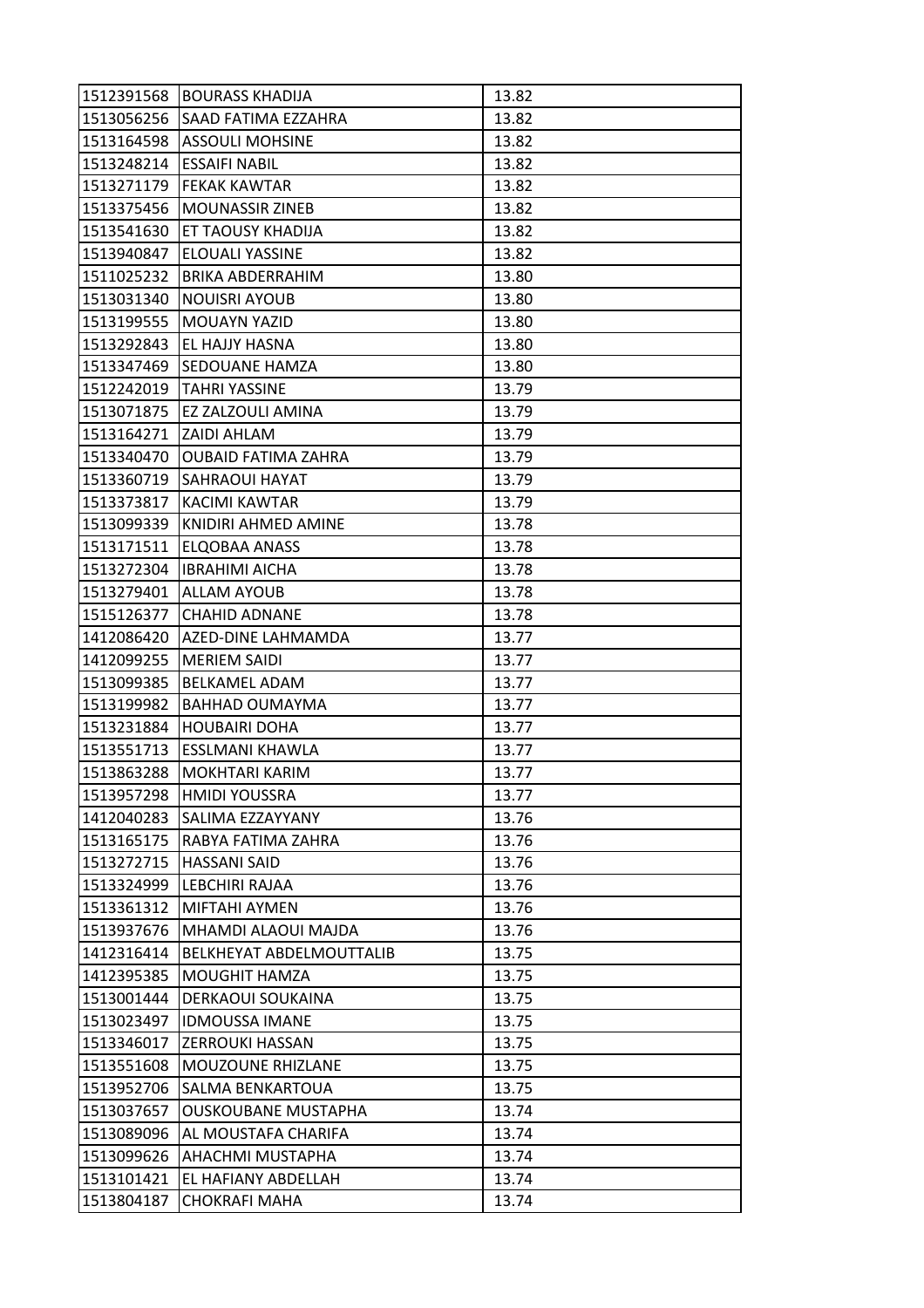| | | |
|---|---|---|
| 1512391568 | BOURASS KHADIJA | 13.82 |
| 1513056256 | SAAD FATIMA EZZAHRA | 13.82 |
| 1513164598 | ASSOULI MOHSINE | 13.82 |
| 1513248214 | ESSAIFI NABIL | 13.82 |
| 1513271179 | FEKAK KAWTAR | 13.82 |
| 1513375456 | MOUNASSIR ZINEB | 13.82 |
| 1513541630 | ET TAOUSY KHADIJA | 13.82 |
| 1513940847 | ELOUALI YASSINE | 13.82 |
| 1511025232 | BRIKA ABDERRAHIM | 13.80 |
| 1513031340 | NOUISRI AYOUB | 13.80 |
| 1513199555 | MOUAYN YAZID | 13.80 |
| 1513292843 | EL HAJJY HASNA | 13.80 |
| 1513347469 | SEDOUANE HAMZA | 13.80 |
| 1512242019 | TAHRI YASSINE | 13.79 |
| 1513071875 | EZ ZALZOULI AMINA | 13.79 |
| 1513164271 | ZAIDI AHLAM | 13.79 |
| 1513340470 | OUBAID FATIMA ZAHRA | 13.79 |
| 1513360719 | SAHRAOUI HAYAT | 13.79 |
| 1513373817 | KACIMI KAWTAR | 13.79 |
| 1513099339 | KNIDIRI AHMED AMINE | 13.78 |
| 1513171511 | ELQOBAA ANASS | 13.78 |
| 1513272304 | IBRAHIMI AICHA | 13.78 |
| 1513279401 | ALLAM AYOUB | 13.78 |
| 1515126377 | CHAHID ADNANE | 13.78 |
| 1412086420 | AZED-DINE LAHMAMDA | 13.77 |
| 1412099255 | MERIEM SAIDI | 13.77 |
| 1513099385 | BELKAMEL ADAM | 13.77 |
| 1513199982 | BAHHAD OUMAYMA | 13.77 |
| 1513231884 | HOUBAIRI DOHA | 13.77 |
| 1513551713 | ESSLMANI KHAWLA | 13.77 |
| 1513863288 | MOKHTARI KARIM | 13.77 |
| 1513957298 | HMIDI YOUSSRA | 13.77 |
| 1412040283 | SALIMA EZZAYYANY | 13.76 |
| 1513165175 | RABYA FATIMA ZAHRA | 13.76 |
| 1513272715 | HASSANI SAID | 13.76 |
| 1513324999 | LEBCHIRI RAJAA | 13.76 |
| 1513361312 | MIFTAHI AYMEN | 13.76 |
| 1513937676 | MHAMDI ALAOUI MAJDA | 13.76 |
| 1412316414 | BELKHEYAT ABDELMOUTTALIB | 13.75 |
| 1412395385 | MOUGHIT HAMZA | 13.75 |
| 1513001444 | DERKAOUI SOUKAINA | 13.75 |
| 1513023497 | IDMOUSSA IMANE | 13.75 |
| 1513346017 | ZERROUKI HASSAN | 13.75 |
| 1513551608 | MOUZOUNE RHIZLANE | 13.75 |
| 1513952706 | SALMA BENKARTOUA | 13.75 |
| 1513037657 | OUSKOUBANE MUSTAPHA | 13.74 |
| 1513089096 | AL MOUSTAFA CHARIFA | 13.74 |
| 1513099626 | AHACHMI MUSTAPHA | 13.74 |
| 1513101421 | EL HAFIANY ABDELLAH | 13.74 |
| 1513804187 | CHOKRAFI MAHA | 13.74 |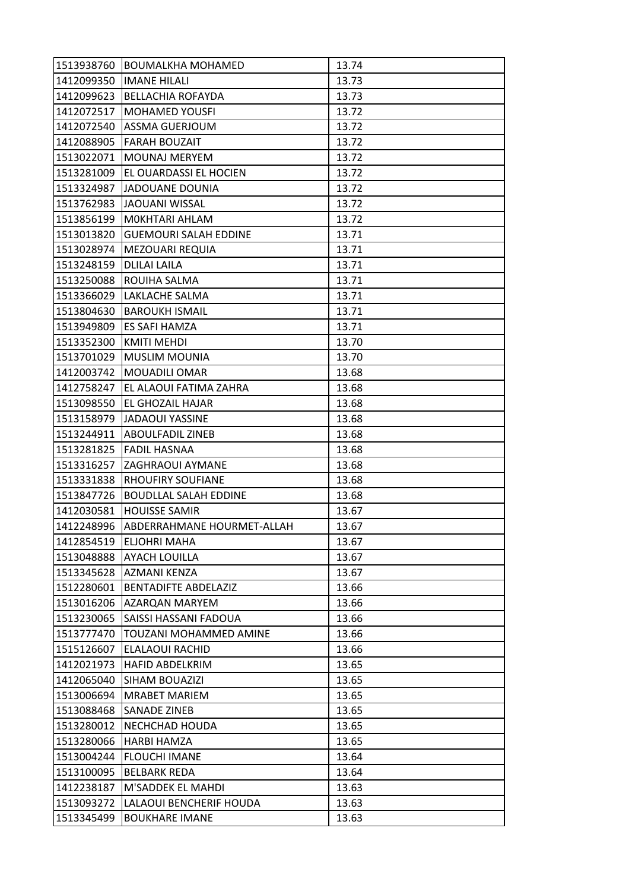| | | |
|---|---|---|
| 1513938760 | BOUMALKHA MOHAMED | 13.74 |
| 1412099350 | IMANE HILALI | 13.73 |
| 1412099623 | BELLACHIA ROFAYDA | 13.73 |
| 1412072517 | MOHAMED YOUSFI | 13.72 |
| 1412072540 | ASSMA GUERJOUM | 13.72 |
| 1412088905 | FARAH BOUZAIT | 13.72 |
| 1513022071 | MOUNAJ MERYEM | 13.72 |
| 1513281009 | EL OUARDASSI EL HOCIEN | 13.72 |
| 1513324987 | JADOUANE DOUNIA | 13.72 |
| 1513762983 | JAOUANI WISSAL | 13.72 |
| 1513856199 | MOKHTARI AHLAM | 13.72 |
| 1513013820 | GUEMOURI SALAH EDDINE | 13.71 |
| 1513028974 | MEZOUARI REQUIA | 13.71 |
| 1513248159 | DLILAI LAILA | 13.71 |
| 1513250088 | ROUIHA SALMA | 13.71 |
| 1513366029 | LAKLACHE SALMA | 13.71 |
| 1513804630 | BAROUKH ISMAIL | 13.71 |
| 1513949809 | ES SAFI HAMZA | 13.71 |
| 1513352300 | KMITI MEHDI | 13.70 |
| 1513701029 | MUSLIM MOUNIA | 13.70 |
| 1412003742 | MOUADILI OMAR | 13.68 |
| 1412758247 | EL ALAOUI FATIMA ZAHRA | 13.68 |
| 1513098550 | EL GHOZAIL HAJAR | 13.68 |
| 1513158979 | JADAOUI YASSINE | 13.68 |
| 1513244911 | ABOULFADIL ZINEB | 13.68 |
| 1513281825 | FADIL HASNAA | 13.68 |
| 1513316257 | ZAGHRAOUI AYMANE | 13.68 |
| 1513331838 | RHOUFIRY SOUFIANE | 13.68 |
| 1513847726 | BOUDLLAL SALAH EDDINE | 13.68 |
| 1412030581 | HOUISSE SAMIR | 13.67 |
| 1412248996 | ABDERRAHMANE HOURMET-ALLAH | 13.67 |
| 1412854519 | ELJOHRI MAHA | 13.67 |
| 1513048888 | AYACH LOUILLA | 13.67 |
| 1513345628 | AZMANI KENZA | 13.67 |
| 1512280601 | BENTADIFTE ABDELAZIZ | 13.66 |
| 1513016206 | AZARQAN MARYEM | 13.66 |
| 1513230065 | SAISSI HASSANI FADOUA | 13.66 |
| 1513777470 | TOUZANI MOHAMMED AMINE | 13.66 |
| 1515126607 | ELALAOUI RACHID | 13.66 |
| 1412021973 | HAFID ABDELKRIM | 13.65 |
| 1412065040 | SIHAM BOUAZIZI | 13.65 |
| 1513006694 | MRABET MARIEM | 13.65 |
| 1513088468 | SANADE ZINEB | 13.65 |
| 1513280012 | NECHCHAD HOUDA | 13.65 |
| 1513280066 | HARBI HAMZA | 13.65 |
| 1513004244 | FLOUCHI IMANE | 13.64 |
| 1513100095 | BELBARK REDA | 13.64 |
| 1412238187 | M'SADDEK EL MAHDI | 13.63 |
| 1513093272 | LALAOUI BENCHERIF HOUDA | 13.63 |
| 1513345499 | BOUKHARE IMANE | 13.63 |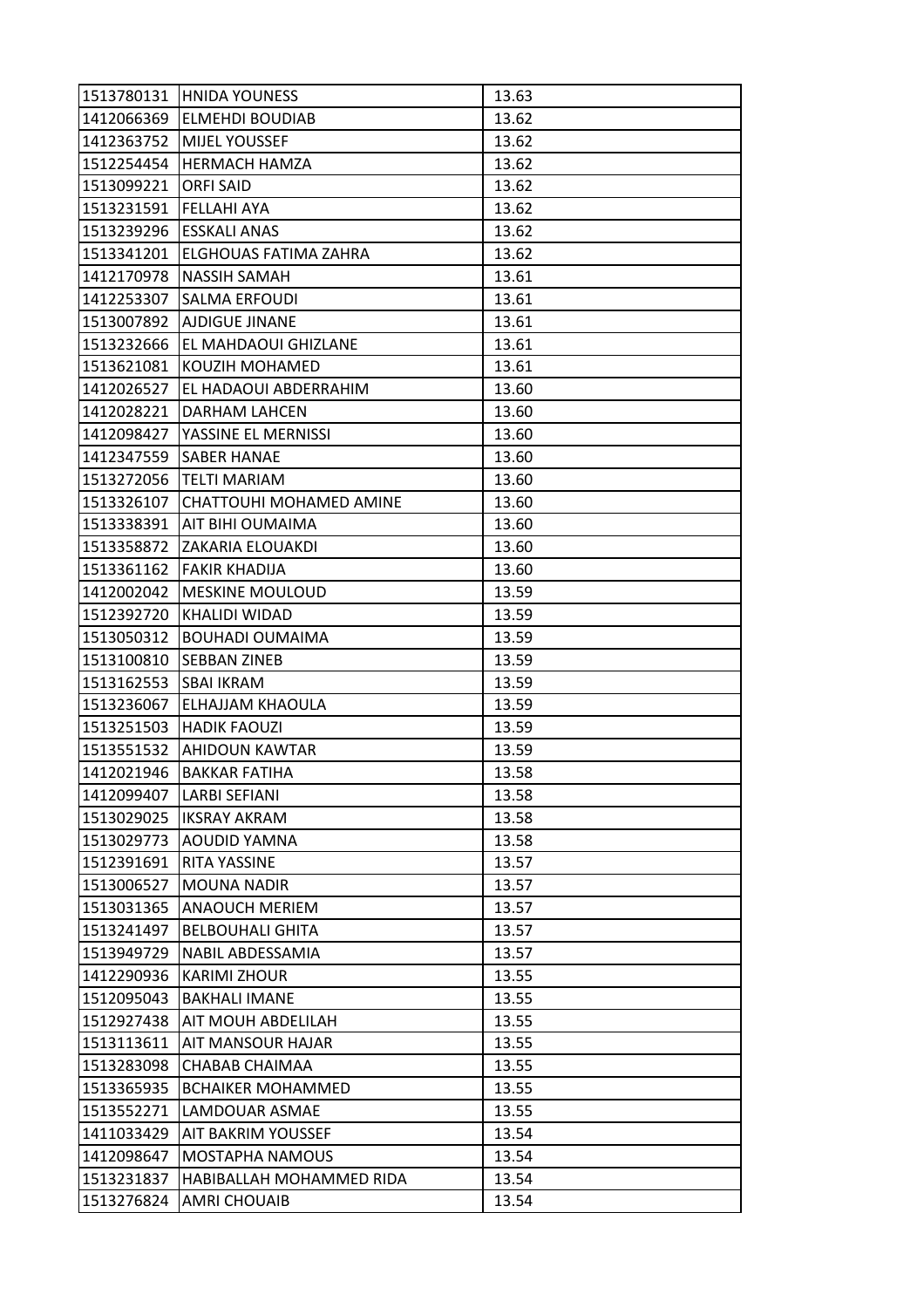| | | |
|---|---|---|
| 1513780131 | HNIDA YOUNESS | 13.63 |
| 1412066369 | ELMEHDI BOUDIAB | 13.62 |
| 1412363752 | MIJEL YOUSSEF | 13.62 |
| 1512254454 | HERMACH HAMZA | 13.62 |
| 1513099221 | ORFI SAID | 13.62 |
| 1513231591 | FELLAHI AYA | 13.62 |
| 1513239296 | ESSKALI ANAS | 13.62 |
| 1513341201 | ELGHOUAS FATIMA ZAHRA | 13.62 |
| 1412170978 | NASSIH SAMAH | 13.61 |
| 1412253307 | SALMA ERFOUDI | 13.61 |
| 1513007892 | AJDIGUE JINANE | 13.61 |
| 1513232666 | EL MAHDAOUI GHIZLANE | 13.61 |
| 1513621081 | KOUZIH MOHAMED | 13.61 |
| 1412026527 | EL HADAOUI ABDERRAHIM | 13.60 |
| 1412028221 | DARHAM LAHCEN | 13.60 |
| 1412098427 | YASSINE EL MERNISSI | 13.60 |
| 1412347559 | SABER HANAE | 13.60 |
| 1513272056 | TELTI MARIAM | 13.60 |
| 1513326107 | CHATTOUHI MOHAMED AMINE | 13.60 |
| 1513338391 | AIT BIHI OUMAIMA | 13.60 |
| 1513358872 | ZAKARIA ELOUAKDI | 13.60 |
| 1513361162 | FAKIR KHADIJA | 13.60 |
| 1412002042 | MESKINE MOULOUD | 13.59 |
| 1512392720 | KHALIDI WIDAD | 13.59 |
| 1513050312 | BOUHADI OUMAIMA | 13.59 |
| 1513100810 | SEBBAN ZINEB | 13.59 |
| 1513162553 | SBAI IKRAM | 13.59 |
| 1513236067 | ELHAJJAM KHAOULA | 13.59 |
| 1513251503 | HADIK FAOUZI | 13.59 |
| 1513551532 | AHIDOUN KAWTAR | 13.59 |
| 1412021946 | BAKKAR FATIHA | 13.58 |
| 1412099407 | LARBI SEFIANI | 13.58 |
| 1513029025 | IKSRAY AKRAM | 13.58 |
| 1513029773 | AOUDID YAMNA | 13.58 |
| 1512391691 | RITA YASSINE | 13.57 |
| 1513006527 | MOUNA NADIR | 13.57 |
| 1513031365 | ANAOUCH MERIEM | 13.57 |
| 1513241497 | BELBOUHALI GHITA | 13.57 |
| 1513949729 | NABIL ABDESSAMIA | 13.57 |
| 1412290936 | KARIMI ZHOUR | 13.55 |
| 1512095043 | BAKHALI IMANE | 13.55 |
| 1512927438 | AIT MOUH ABDELILAH | 13.55 |
| 1513113611 | AIT MANSOUR HAJAR | 13.55 |
| 1513283098 | CHABAB CHAIMAA | 13.55 |
| 1513365935 | BCHAIKER MOHAMMED | 13.55 |
| 1513552271 | LAMDOUAR ASMAE | 13.55 |
| 1411033429 | AIT BAKRIM YOUSSEF | 13.54 |
| 1412098647 | MOSTAPHA NAMOUS | 13.54 |
| 1513231837 | HABIBALLAH MOHAMMED RIDA | 13.54 |
| 1513276824 | AMRI CHOUAIB | 13.54 |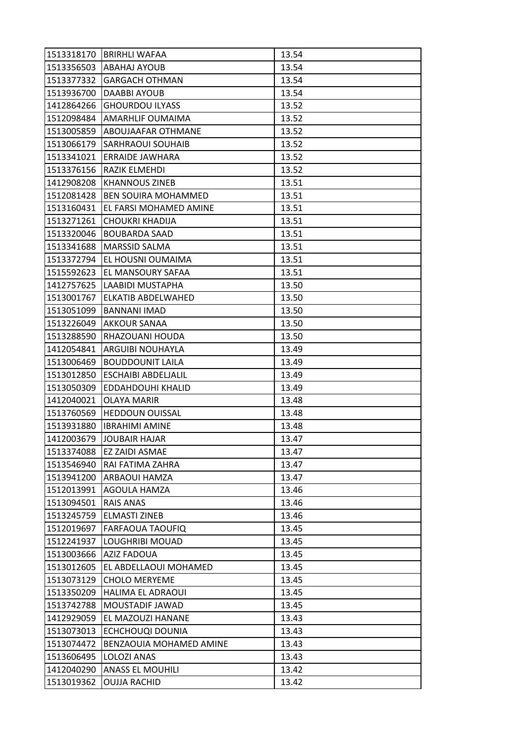| 1513318170 | BRIRHLI WAFAA | 13.54 |
|---|---|---|
| 1513356503 | ABAHAJ AYOUB | 13.54 |
| 1513377332 | GARGACH OTHMAN | 13.54 |
| 1513936700 | DAABBI AYOUB | 13.54 |
| 1412864266 | GHOURDOU ILYASS | 13.52 |
| 1512098484 | AMARHLIF OUMAIMA | 13.52 |
| 1513005859 | ABOUJAAFAR OTHMANE | 13.52 |
| 1513066179 | SARHRAOUI SOUHAIB | 13.52 |
| 1513341021 | ERRAIDE JAWHARA | 13.52 |
| 1513376156 | RAZIK ELMEHDI | 13.52 |
| 1412908208 | KHANNOUS ZINEB | 13.51 |
| 1512081428 | BEN SOUIRA MOHAMMED | 13.51 |
| 1513160431 | EL FARSI MOHAMED AMINE | 13.51 |
| 1513271261 | CHOUKRI KHADIJA | 13.51 |
| 1513320046 | BOUBARDA SAAD | 13.51 |
| 1513341688 | MARSSID SALMA | 13.51 |
| 1513372794 | EL HOUSNI OUMAIMA | 13.51 |
| 1515592623 | EL MANSOURY SAFAA | 13.51 |
| 1412757625 | LAABIDI MUSTAPHA | 13.50 |
| 1513001767 | ELKATIB ABDELWAHED | 13.50 |
| 1513051099 | BANNANI IMAD | 13.50 |
| 1513226049 | AKKOUR SANAA | 13.50 |
| 1513288590 | RHAZOUANI HOUDA | 13.50 |
| 1412054841 | ARGUIBI NOUHAYLA | 13.49 |
| 1513006469 | BOUDDOUNIT LAILA | 13.49 |
| 1513012850 | ESCHAIBI ABDELJALIL | 13.49 |
| 1513050309 | EDDAHDOUHI KHALID | 13.49 |
| 1412040021 | OLAYA MARIR | 13.48 |
| 1513760569 | HEDDOUN OUISSAL | 13.48 |
| 1513931880 | IBRAHIMI AMINE | 13.48 |
| 1412003679 | JOUBAIR HAJAR | 13.47 |
| 1513374088 | EZ ZAIDI ASMAE | 13.47 |
| 1513546940 | RAI FATIMA ZAHRA | 13.47 |
| 1513941200 | ARBAOUI HAMZA | 13.47 |
| 1512013991 | AGOULA HAMZA | 13.46 |
| 1513094501 | RAIS ANAS | 13.46 |
| 1513245759 | ELMASTI ZINEB | 13.46 |
| 1512019697 | FARFAOUA TAOUFIQ | 13.45 |
| 1512241937 | LOUGHRIBI MOUAD | 13.45 |
| 1513003666 | AZIZ FADOUA | 13.45 |
| 1513012605 | EL ABDELLAOUI MOHAMED | 13.45 |
| 1513073129 | CHOLO MERYEME | 13.45 |
| 1513350209 | HALIMA EL ADRAOUI | 13.45 |
| 1513742788 | MOUSTADIF JAWAD | 13.45 |
| 1412929059 | EL MAZOUZI HANANE | 13.43 |
| 1513073013 | ECHCHOUQI DOUNIA | 13.43 |
| 1513074472 | BENZAOUIA MOHAMED AMINE | 13.43 |
| 1513606495 | LOLOZI ANAS | 13.43 |
| 1412040290 | ANASS EL MOUHILI | 13.42 |
| 1513019362 | OUJJA RACHID | 13.42 |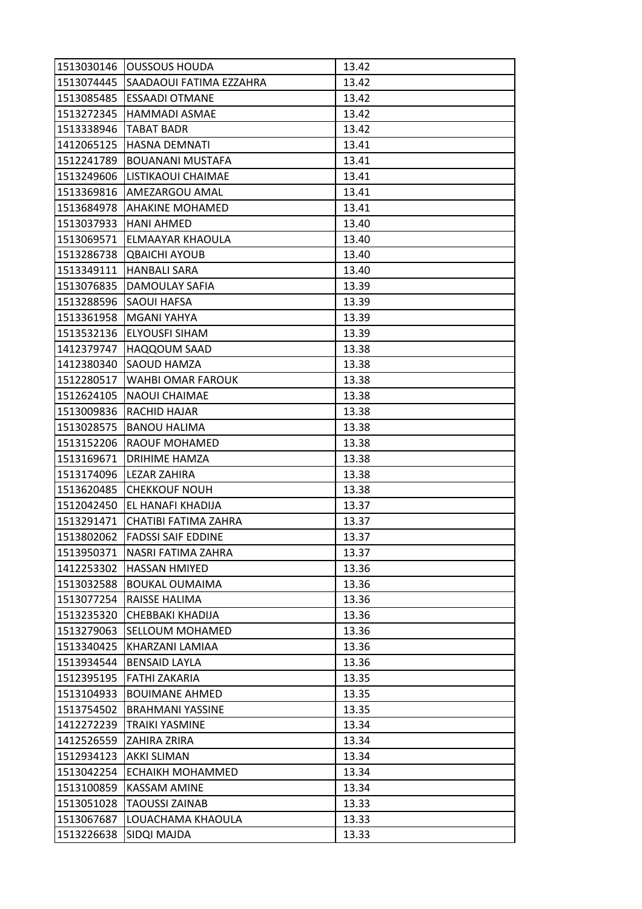| | | |
|---|---|---|
| 1513030146 | OUSSOUS HOUDA | 13.42 |
| 1513074445 | SAADAOUI FATIMA EZZAHRA | 13.42 |
| 1513085485 | ESSAADI OTMANE | 13.42 |
| 1513272345 | HAMMADI ASMAE | 13.42 |
| 1513338946 | TABAT BADR | 13.42 |
| 1412065125 | HASNA DEMNATI | 13.41 |
| 1512241789 | BOUANANI MUSTAFA | 13.41 |
| 1513249606 | LISTIKAOUI CHAIMAE | 13.41 |
| 1513369816 | AMEZARGOU AMAL | 13.41 |
| 1513684978 | AHAKINE MOHAMED | 13.41 |
| 1513037933 | HANI AHMED | 13.40 |
| 1513069571 | ELMAAYAR KHAOULA | 13.40 |
| 1513286738 | QBAICHI AYOUB | 13.40 |
| 1513349111 | HANBALI SARA | 13.40 |
| 1513076835 | DAMOULAY SAFIA | 13.39 |
| 1513288596 | SAOUI HAFSA | 13.39 |
| 1513361958 | MGANI YAHYA | 13.39 |
| 1513532136 | ELYOUSFI SIHAM | 13.39 |
| 1412379747 | HAQQOUM SAAD | 13.38 |
| 1412380340 | SAOUD HAMZA | 13.38 |
| 1512280517 | WAHBI OMAR FAROUK | 13.38 |
| 1512624105 | NAOUI CHAIMAE | 13.38 |
| 1513009836 | RACHID HAJAR | 13.38 |
| 1513028575 | BANOU HALIMA | 13.38 |
| 1513152206 | RAOUF MOHAMED | 13.38 |
| 1513169671 | DRIHIME HAMZA | 13.38 |
| 1513174096 | LEZAR ZAHIRA | 13.38 |
| 1513620485 | CHEKKOUF NOUH | 13.38 |
| 1512042450 | EL HANAFI KHADIJA | 13.37 |
| 1513291471 | CHATIBI FATIMA ZAHRA | 13.37 |
| 1513802062 | FADSSI SAIF EDDINE | 13.37 |
| 1513950371 | NASRI FATIMA ZAHRA | 13.37 |
| 1412253302 | HASSAN HMIYED | 13.36 |
| 1513032588 | BOUKAL OUMAIMA | 13.36 |
| 1513077254 | RAISSE HALIMA | 13.36 |
| 1513235320 | CHEBBAKI KHADIJA | 13.36 |
| 1513279063 | SELLOUM MOHAMED | 13.36 |
| 1513340425 | KHARZANI LAMIAA | 13.36 |
| 1513934544 | BENSAID LAYLA | 13.36 |
| 1512395195 | FATHI ZAKARIA | 13.35 |
| 1513104933 | BOUIMANE AHMED | 13.35 |
| 1513754502 | BRAHMANI YASSINE | 13.35 |
| 1412272239 | TRAIKI YASMINE | 13.34 |
| 1412526559 | ZAHIRA ZRIRA | 13.34 |
| 1512934123 | AKKI SLIMAN | 13.34 |
| 1513042254 | ECHAIKH MOHAMMED | 13.34 |
| 1513100859 | KASSAM AMINE | 13.34 |
| 1513051028 | TAOUSSI ZAINAB | 13.33 |
| 1513067687 | LOUACHAMA KHAOULA | 13.33 |
| 1513226638 | SIDQI MAJDA | 13.33 |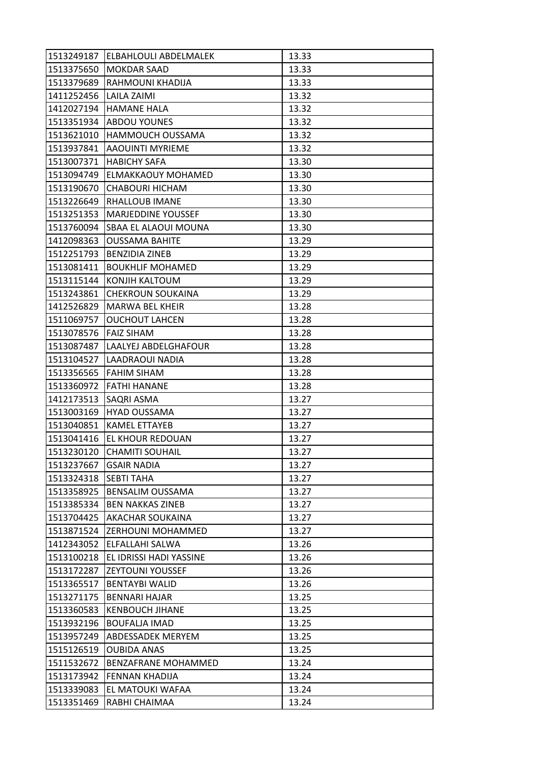| | | |
|---|---|---|
| 1513249187 | ELBAHLOULI ABDELMALEK | 13.33 |
| 1513375650 | MOKDAR SAAD | 13.33 |
| 1513379689 | RAHMOUNI KHADIJA | 13.33 |
| 1411252456 | LAILA ZAIMI | 13.32 |
| 1412027194 | HAMANE HALA | 13.32 |
| 1513351934 | ABDOU YOUNES | 13.32 |
| 1513621010 | HAMMOUCH OUSSAMA | 13.32 |
| 1513937841 | AAOUINTI MYRIEME | 13.32 |
| 1513007371 | HABICHY SAFA | 13.30 |
| 1513094749 | ELMAKKAOUY MOHAMED | 13.30 |
| 1513190670 | CHABOURI HICHAM | 13.30 |
| 1513226649 | RHALLOUB IMANE | 13.30 |
| 1513251353 | MARJEDDINE YOUSSEF | 13.30 |
| 1513760094 | SBAA EL ALAOUI MOUNA | 13.30 |
| 1412098363 | OUSSAMA BAHITE | 13.29 |
| 1512251793 | BENZIDIA ZINEB | 13.29 |
| 1513081411 | BOUKHLIF MOHAMED | 13.29 |
| 1513115144 | KONJIH KALTOUM | 13.29 |
| 1513243861 | CHEKROUN SOUKAINA | 13.29 |
| 1412526829 | MARWA BEL KHEIR | 13.28 |
| 1511069757 | OUCHOUT LAHCEN | 13.28 |
| 1513078576 | FAIZ SIHAM | 13.28 |
| 1513087487 | LAALYEJ ABDELGHAFOUR | 13.28 |
| 1513104527 | LAADRAOUI NADIA | 13.28 |
| 1513356565 | FAHIM SIHAM | 13.28 |
| 1513360972 | FATHI HANANE | 13.28 |
| 1412173513 | SAQRI ASMA | 13.27 |
| 1513003169 | HYAD OUSSAMA | 13.27 |
| 1513040851 | KAMEL ETTAYEB | 13.27 |
| 1513041416 | EL KHOUR REDOUAN | 13.27 |
| 1513230120 | CHAMITI SOUHAIL | 13.27 |
| 1513237667 | GSAIR NADIA | 13.27 |
| 1513324318 | SEBTI TAHA | 13.27 |
| 1513358925 | BENSALIM OUSSAMA | 13.27 |
| 1513385334 | BEN NAKKAS ZINEB | 13.27 |
| 1513704425 | AKACHAR SOUKAINA | 13.27 |
| 1513871524 | ZERHOUNI MOHAMMED | 13.27 |
| 1412343052 | ELFALLAHI SALWA | 13.26 |
| 1513100218 | EL IDRISSI HADI YASSINE | 13.26 |
| 1513172287 | ZEYTOUNI YOUSSEF | 13.26 |
| 1513365517 | BENTAYBI WALID | 13.26 |
| 1513271175 | BENNARI HAJAR | 13.25 |
| 1513360583 | KENBOUCH JIHANE | 13.25 |
| 1513932196 | BOUFALJA IMAD | 13.25 |
| 1513957249 | ABDESSADEK MERYEM | 13.25 |
| 1515126519 | OUBIDA ANAS | 13.25 |
| 1511532672 | BENZAFRANE MOHAMMED | 13.24 |
| 1513173942 | FENNAN KHADIJA | 13.24 |
| 1513339083 | EL MATOUKI WAFAA | 13.24 |
| 1513351469 | RABHI CHAIMAA | 13.24 |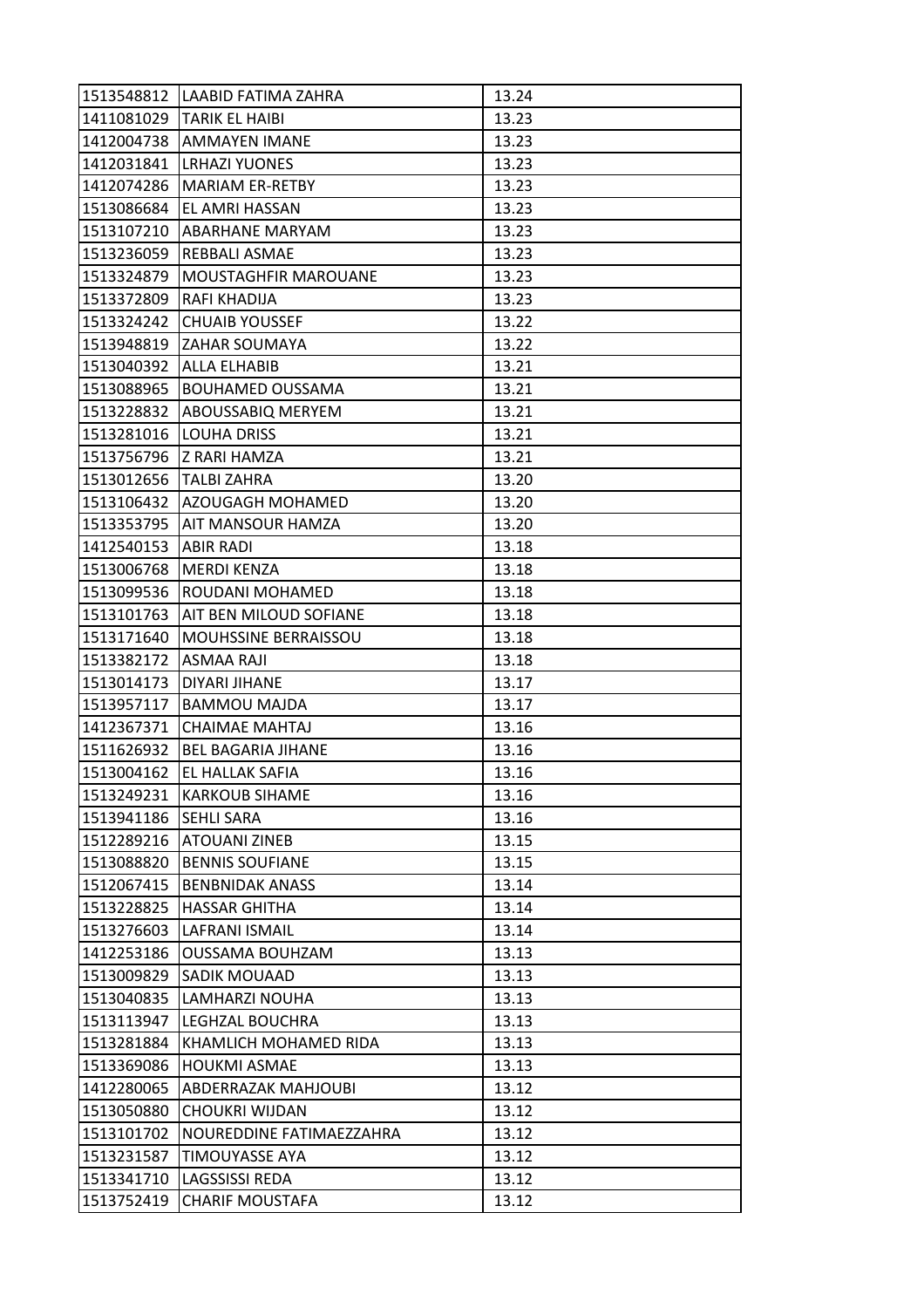| | | |
|---|---|---|
| 1513548812 | LAABID FATIMA ZAHRA | 13.24 |
| 1411081029 | TARIK EL HAIBI | 13.23 |
| 1412004738 | AMMAYEN IMANE | 13.23 |
| 1412031841 | LRHAZI YUONES | 13.23 |
| 1412074286 | MARIAM ER-RETBY | 13.23 |
| 1513086684 | EL AMRI HASSAN | 13.23 |
| 1513107210 | ABARHANE MARYAM | 13.23 |
| 1513236059 | REBBALI ASMAE | 13.23 |
| 1513324879 | MOUSTAGHFIR MAROUANE | 13.23 |
| 1513372809 | RAFI KHADIJA | 13.23 |
| 1513324242 | CHUAIB YOUSSEF | 13.22 |
| 1513948819 | ZAHAR SOUMAYA | 13.22 |
| 1513040392 | ALLA ELHABIB | 13.21 |
| 1513088965 | BOUHAMED OUSSAMA | 13.21 |
| 1513228832 | ABOUSSABIQ MERYEM | 13.21 |
| 1513281016 | LOUHA DRISS | 13.21 |
| 1513756796 | Z RARI HAMZA | 13.21 |
| 1513012656 | TALBI ZAHRA | 13.20 |
| 1513106432 | AZOUGAGH MOHAMED | 13.20 |
| 1513353795 | AIT MANSOUR HAMZA | 13.20 |
| 1412540153 | ABIR RADI | 13.18 |
| 1513006768 | MERDI KENZA | 13.18 |
| 1513099536 | ROUDANI MOHAMED | 13.18 |
| 1513101763 | AIT BEN MILOUD SOFIANE | 13.18 |
| 1513171640 | MOUHSSINE BERRAISSOU | 13.18 |
| 1513382172 | ASMAA RAJI | 13.18 |
| 1513014173 | DIYARI JIHANE | 13.17 |
| 1513957117 | BAMMOU MAJDA | 13.17 |
| 1412367371 | CHAIMAE MAHTAJ | 13.16 |
| 1511626932 | BEL BAGARIA JIHANE | 13.16 |
| 1513004162 | EL HALLAK SAFIA | 13.16 |
| 1513249231 | KARKOUB SIHAME | 13.16 |
| 1513941186 | SEHLI SARA | 13.16 |
| 1512289216 | ATOUANI ZINEB | 13.15 |
| 1513088820 | BENNIS SOUFIANE | 13.15 |
| 1512067415 | BENBNIDAK ANASS | 13.14 |
| 1513228825 | HASSAR GHITHA | 13.14 |
| 1513276603 | LAFRANI ISMAIL | 13.14 |
| 1412253186 | OUSSAMA BOUHZAM | 13.13 |
| 1513009829 | SADIK MOUAAD | 13.13 |
| 1513040835 | LAMHARZI NOUHA | 13.13 |
| 1513113947 | LEGHZAL BOUCHRA | 13.13 |
| 1513281884 | KHAMLICH MOHAMED RIDA | 13.13 |
| 1513369086 | HOUKMI ASMAE | 13.13 |
| 1412280065 | ABDERRAZAK MAHJOUBI | 13.12 |
| 1513050880 | CHOUKRI WIJDAN | 13.12 |
| 1513101702 | NOUREDDINE FATIMAEZZAHRA | 13.12 |
| 1513231587 | TIMOUYASSE AYA | 13.12 |
| 1513341710 | LAGSSISSI REDA | 13.12 |
| 1513752419 | CHARIF MOUSTAFA | 13.12 |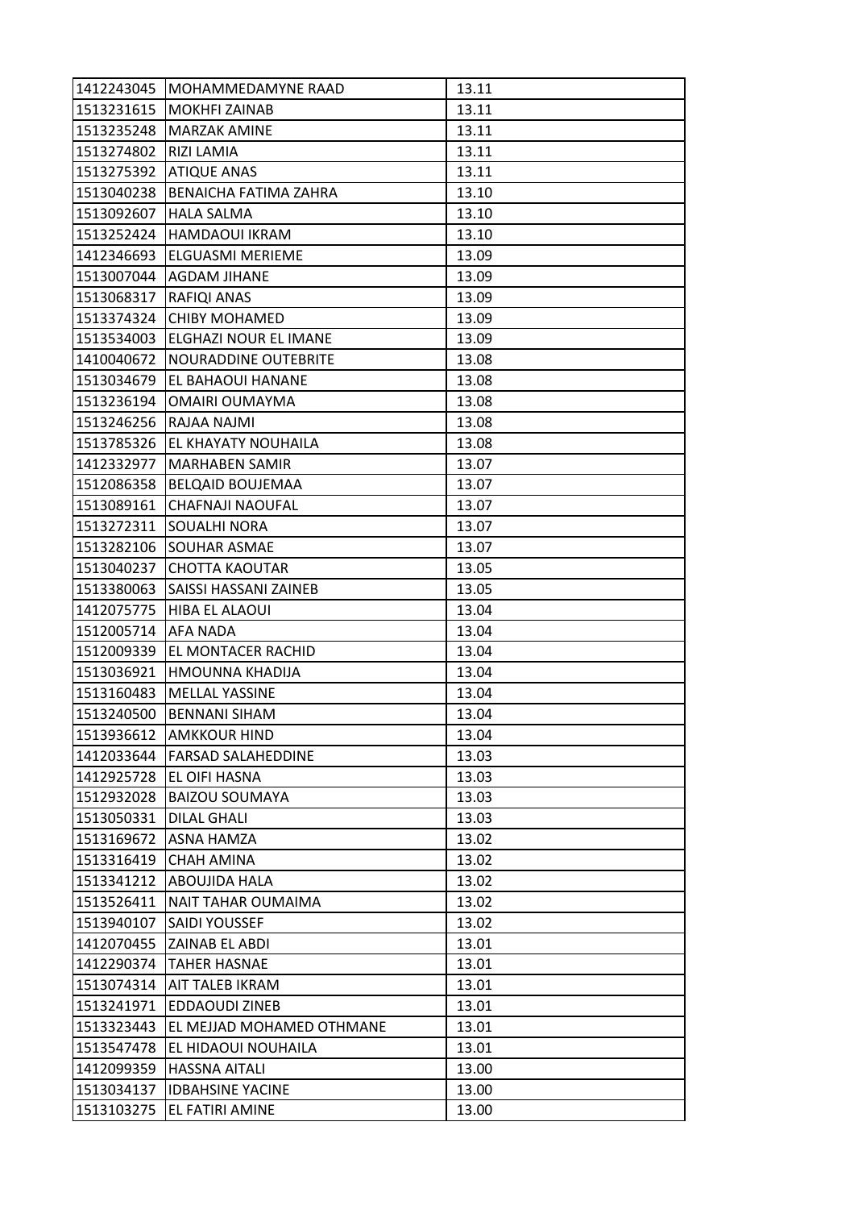| | | |
|---|---|---|
| 1412243045 | MOHAMMEDAMYNE RAAD | 13.11 |
| 1513231615 | MOKHFI ZAINAB | 13.11 |
| 1513235248 | MARZAK AMINE | 13.11 |
| 1513274802 | RIZI LAMIA | 13.11 |
| 1513275392 | ATIQUE ANAS | 13.11 |
| 1513040238 | BENAICHA FATIMA ZAHRA | 13.10 |
| 1513092607 | HALA SALMA | 13.10 |
| 1513252424 | HAMDAOUI IKRAM | 13.10 |
| 1412346693 | ELGUASMI MERIEME | 13.09 |
| 1513007044 | AGDAM JIHANE | 13.09 |
| 1513068317 | RAFIQI ANAS | 13.09 |
| 1513374324 | CHIBY MOHAMED | 13.09 |
| 1513534003 | ELGHAZI NOUR EL IMANE | 13.09 |
| 1410040672 | NOURADDINE OUTEBRITE | 13.08 |
| 1513034679 | EL BAHAOUI HANANE | 13.08 |
| 1513236194 | OMAIRI OUMAYMA | 13.08 |
| 1513246256 | RAJAA NAJMI | 13.08 |
| 1513785326 | EL KHAYATY NOUHAILA | 13.08 |
| 1412332977 | MARHABEN SAMIR | 13.07 |
| 1512086358 | BELQAID BOUJEMAA | 13.07 |
| 1513089161 | CHAFNAJI NAOUFAL | 13.07 |
| 1513272311 | SOUALHI NORA | 13.07 |
| 1513282106 | SOUHAR ASMAE | 13.07 |
| 1513040237 | CHOTTA KAOUTAR | 13.05 |
| 1513380063 | SAISSI HASSANI ZAINEB | 13.05 |
| 1412075775 | HIBA EL ALAOUI | 13.04 |
| 1512005714 | AFA NADA | 13.04 |
| 1512009339 | EL MONTACER RACHID | 13.04 |
| 1513036921 | HMOUNNA KHADIJA | 13.04 |
| 1513160483 | MELLAL YASSINE | 13.04 |
| 1513240500 | BENNANI SIHAM | 13.04 |
| 1513936612 | AMKKOUR HIND | 13.04 |
| 1412033644 | FARSAD SALAHEDDINE | 13.03 |
| 1412925728 | EL OIFI HASNA | 13.03 |
| 1512932028 | BAIZOU SOUMAYA | 13.03 |
| 1513050331 | DILAL GHALI | 13.03 |
| 1513169672 | ASNA HAMZA | 13.02 |
| 1513316419 | CHAH AMINA | 13.02 |
| 1513341212 | ABOUJIDA HALA | 13.02 |
| 1513526411 | NAIT TAHAR OUMAIMA | 13.02 |
| 1513940107 | SAIDI YOUSSEF | 13.02 |
| 1412070455 | ZAINAB EL ABDI | 13.01 |
| 1412290374 | TAHER HASNAE | 13.01 |
| 1513074314 | AIT TALEB IKRAM | 13.01 |
| 1513241971 | EDDAOUDI ZINEB | 13.01 |
| 1513323443 | EL MEJJAD MOHAMED OTHMANE | 13.01 |
| 1513547478 | EL HIDAOUI NOUHAILA | 13.01 |
| 1412099359 | HASSNA AITALI | 13.00 |
| 1513034137 | IDBAHSINE YACINE | 13.00 |
| 1513103275 | EL FATIRI AMINE | 13.00 |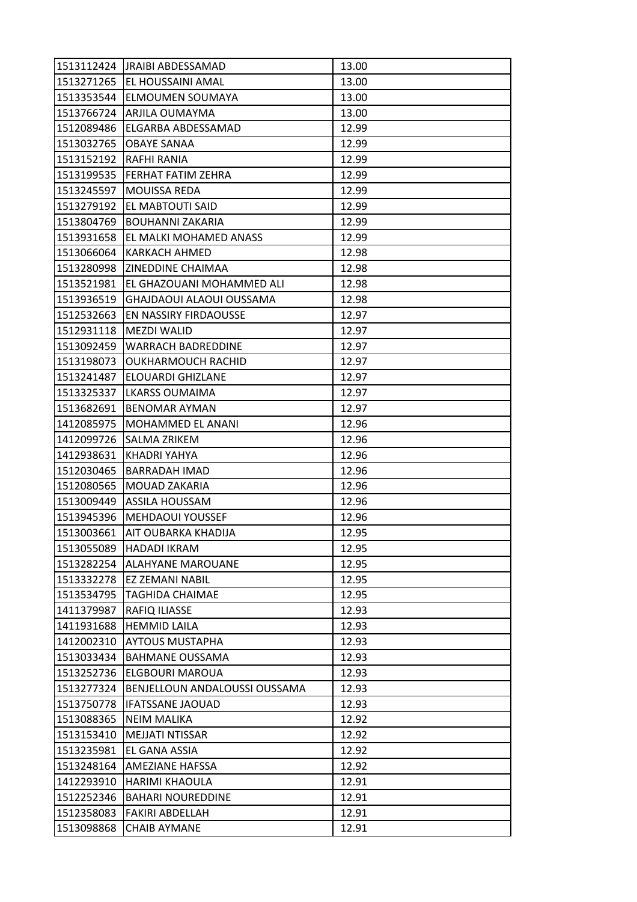| | | |
|---|---|---|
| 1513112424 | JRAIBI ABDESSAMAD | 13.00 |
| 1513271265 | EL HOUSSAINI AMAL | 13.00 |
| 1513353544 | ELMOUMEN SOUMAYA | 13.00 |
| 1513766724 | ARJILA OUMAYMA | 13.00 |
| 1512089486 | ELGARBA ABDESSAMAD | 12.99 |
| 1513032765 | OBAYE SANAA | 12.99 |
| 1513152192 | RAFHI RANIA | 12.99 |
| 1513199535 | FERHAT FATIM ZEHRA | 12.99 |
| 1513245597 | MOUISSA REDA | 12.99 |
| 1513279192 | EL MABTOUTI SAID | 12.99 |
| 1513804769 | BOUHANNI ZAKARIA | 12.99 |
| 1513931658 | EL MALKI MOHAMED ANASS | 12.99 |
| 1513066064 | KARKACH AHMED | 12.98 |
| 1513280998 | ZINEDDINE CHAIMAA | 12.98 |
| 1513521981 | EL GHAZOUANI MOHAMMED ALI | 12.98 |
| 1513936519 | GHAJDAOUI ALAOUI OUSSAMA | 12.98 |
| 1512532663 | EN NASSIRY FIRDAOUSSE | 12.97 |
| 1512931118 | MEZDI WALID | 12.97 |
| 1513092459 | WARRACH BADREDDINE | 12.97 |
| 1513198073 | OUKHARMOUCH RACHID | 12.97 |
| 1513241487 | ELOUARDI GHIZLANE | 12.97 |
| 1513325337 | LKARSS OUMAIMA | 12.97 |
| 1513682691 | BENOMAR AYMAN | 12.97 |
| 1412085975 | MOHAMMED EL ANANI | 12.96 |
| 1412099726 | SALMA ZRIKEM | 12.96 |
| 1412938631 | KHADRI YAHYA | 12.96 |
| 1512030465 | BARRADAH IMAD | 12.96 |
| 1512080565 | MOUAD ZAKARIA | 12.96 |
| 1513009449 | ASSILA HOUSSAM | 12.96 |
| 1513945396 | MEHDAOUI YOUSSEF | 12.96 |
| 1513003661 | AIT OUBARKA KHADIJA | 12.95 |
| 1513055089 | HADADI IKRAM | 12.95 |
| 1513282254 | ALAHYANE MAROUANE | 12.95 |
| 1513332278 | EZ ZEMANI NABIL | 12.95 |
| 1513534795 | TAGHIDA CHAIMAE | 12.95 |
| 1411379987 | RAFIQ ILIASSE | 12.93 |
| 1411931688 | HEMMID LAILA | 12.93 |
| 1412002310 | AYTOUS MUSTAPHA | 12.93 |
| 1513033434 | BAHMANE OUSSAMA | 12.93 |
| 1513252736 | ELGBOURI MAROUA | 12.93 |
| 1513277324 | BENJELLOUN ANDALOUSSI OUSSAMA | 12.93 |
| 1513750778 | IFATSSANE JAOUAD | 12.93 |
| 1513088365 | NEIM MALIKA | 12.92 |
| 1513153410 | MEJJATI NTISSAR | 12.92 |
| 1513235981 | EL GANA ASSIA | 12.92 |
| 1513248164 | AMEZIANE HAFSSA | 12.92 |
| 1412293910 | HARIMI KHAOULA | 12.91 |
| 1512252346 | BAHARI NOUREDDINE | 12.91 |
| 1512358083 | FAKIRI ABDELLAH | 12.91 |
| 1513098868 | CHAIB AYMANE | 12.91 |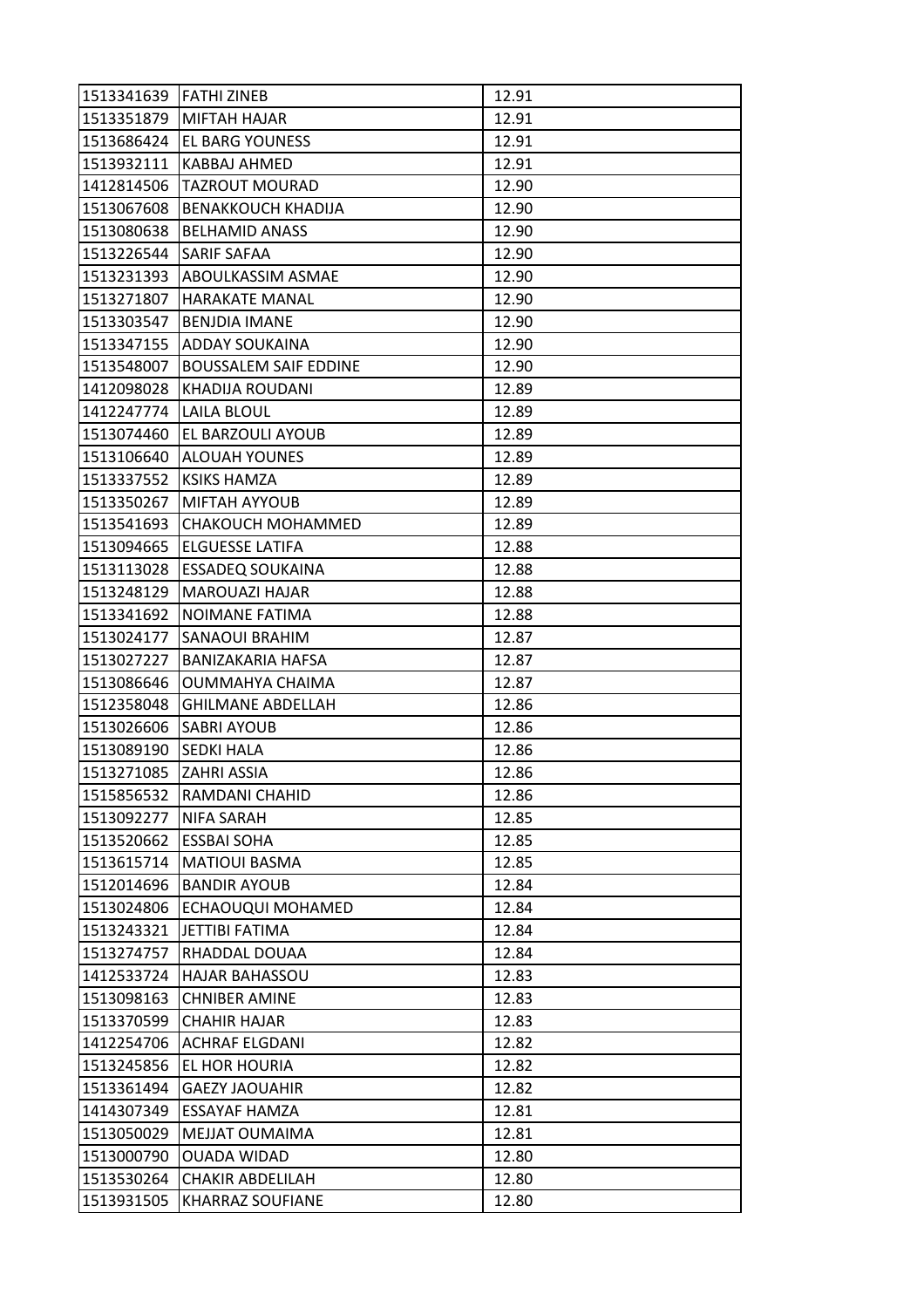| | | |
|---|---|---|
| 1513341639 | FATHI ZINEB | 12.91 |
| 1513351879 | MIFTAH HAJAR | 12.91 |
| 1513686424 | EL BARG YOUNESS | 12.91 |
| 1513932111 | KABBAJ AHMED | 12.91 |
| 1412814506 | TAZROUT MOURAD | 12.90 |
| 1513067608 | BENAKKOUCH KHADIJA | 12.90 |
| 1513080638 | BELHAMID ANASS | 12.90 |
| 1513226544 | SARIF SAFAA | 12.90 |
| 1513231393 | ABOULKASSIM ASMAE | 12.90 |
| 1513271807 | HARAKATE MANAL | 12.90 |
| 1513303547 | BENJDIA IMANE | 12.90 |
| 1513347155 | ADDAY SOUKAINA | 12.90 |
| 1513548007 | BOUSSALEM SAIF EDDINE | 12.90 |
| 1412098028 | KHADIJA ROUDANI | 12.89 |
| 1412247774 | LAILA BLOUL | 12.89 |
| 1513074460 | EL BARZOULI AYOUB | 12.89 |
| 1513106640 | ALOUAH YOUNES | 12.89 |
| 1513337552 | KSIKS HAMZA | 12.89 |
| 1513350267 | MIFTAH AYYOUB | 12.89 |
| 1513541693 | CHAKOUCH MOHAMMED | 12.89 |
| 1513094665 | ELGUESSE LATIFA | 12.88 |
| 1513113028 | ESSADEQ SOUKAINA | 12.88 |
| 1513248129 | MAROUAZI HAJAR | 12.88 |
| 1513341692 | NOIMANE FATIMA | 12.88 |
| 1513024177 | SANAOUI BRAHIM | 12.87 |
| 1513027227 | BANIZAKARIA HAFSA | 12.87 |
| 1513086646 | OUMMAHYA CHAIMA | 12.87 |
| 1512358048 | GHILMANE ABDELLAH | 12.86 |
| 1513026606 | SABRI AYOUB | 12.86 |
| 1513089190 | SEDKI HALA | 12.86 |
| 1513271085 | ZAHRI ASSIA | 12.86 |
| 1515856532 | RAMDANI CHAHID | 12.86 |
| 1513092277 | NIFA SARAH | 12.85 |
| 1513520662 | ESSBAI SOHA | 12.85 |
| 1513615714 | MATIOUI BASMA | 12.85 |
| 1512014696 | BANDIR AYOUB | 12.84 |
| 1513024806 | ECHAOUQUI MOHAMED | 12.84 |
| 1513243321 | JETTIBI FATIMA | 12.84 |
| 1513274757 | RHADDAL DOUAA | 12.84 |
| 1412533724 | HAJAR BAHASSOU | 12.83 |
| 1513098163 | CHNIBER AMINE | 12.83 |
| 1513370599 | CHAHIR HAJAR | 12.83 |
| 1412254706 | ACHRAF ELGDANI | 12.82 |
| 1513245856 | EL HOR HOURIA | 12.82 |
| 1513361494 | GAEZY JAOUAHIR | 12.82 |
| 1414307349 | ESSAYAF HAMZA | 12.81 |
| 1513050029 | MEJJAT OUMAIMA | 12.81 |
| 1513000790 | OUADA WIDAD | 12.80 |
| 1513530264 | CHAKIR ABDELILAH | 12.80 |
| 1513931505 | KHARRAZ SOUFIANE | 12.80 |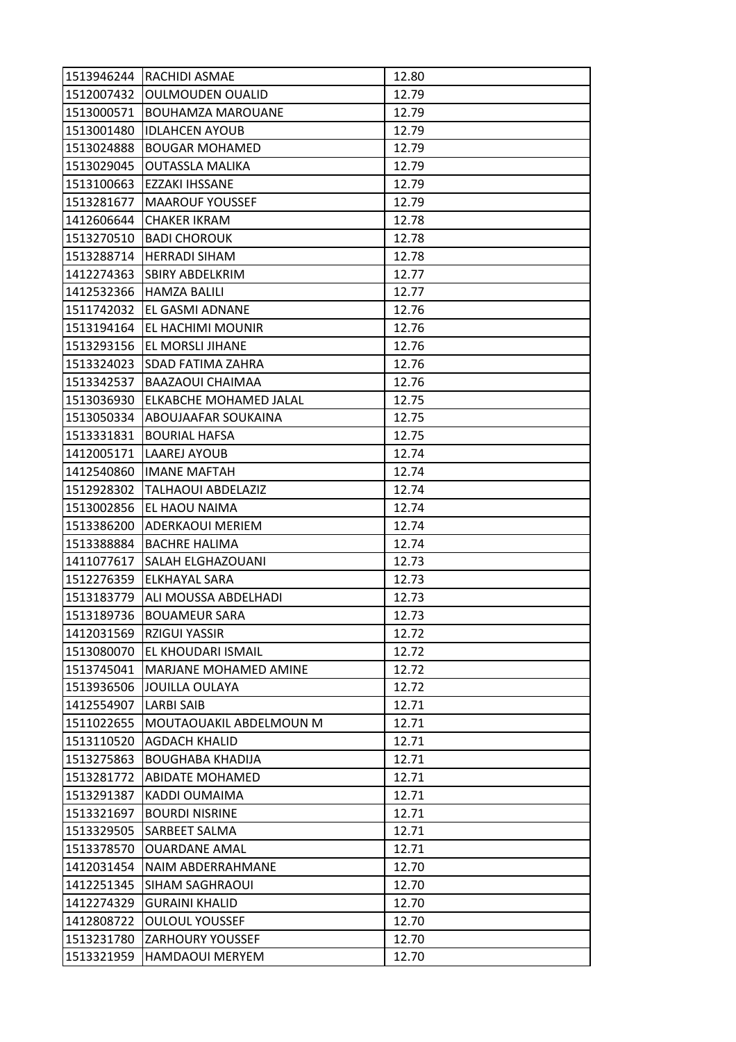| | | |
|---|---|---|
| 1513946244 | RACHIDI ASMAE | 12.80 |
| 1512007432 | OULMOUDEN OUALID | 12.79 |
| 1513000571 | BOUHAMZA MAROUANE | 12.79 |
| 1513001480 | IDLAHCEN AYOUB | 12.79 |
| 1513024888 | BOUGAR MOHAMED | 12.79 |
| 1513029045 | OUTASSLA MALIKA | 12.79 |
| 1513100663 | EZZAKI IHSSANE | 12.79 |
| 1513281677 | MAAROUF YOUSSEF | 12.79 |
| 1412606644 | CHAKER IKRAM | 12.78 |
| 1513270510 | BADI CHOROUK | 12.78 |
| 1513288714 | HERRADI SIHAM | 12.78 |
| 1412274363 | SBIRY ABDELKRIM | 12.77 |
| 1412532366 | HAMZA BALILI | 12.77 |
| 1511742032 | EL GASMI ADNANE | 12.76 |
| 1513194164 | EL HACHIMI MOUNIR | 12.76 |
| 1513293156 | EL MORSLI JIHANE | 12.76 |
| 1513324023 | SDAD FATIMA ZAHRA | 12.76 |
| 1513342537 | BAAZAOUI CHAIMAA | 12.76 |
| 1513036930 | ELKABCHE MOHAMED JALAL | 12.75 |
| 1513050334 | ABOUJAAFAR SOUKAINA | 12.75 |
| 1513331831 | BOURIAL HAFSA | 12.75 |
| 1412005171 | LAAREJ AYOUB | 12.74 |
| 1412540860 | IMANE MAFTAH | 12.74 |
| 1512928302 | TALHAOUI ABDELAZIZ | 12.74 |
| 1513002856 | EL HAOU NAIMA | 12.74 |
| 1513386200 | ADERKAOUI MERIEM | 12.74 |
| 1513388884 | BACHRE HALIMA | 12.74 |
| 1411077617 | SALAH ELGHAZOUANI | 12.73 |
| 1512276359 | ELKHAYAL SARA | 12.73 |
| 1513183779 | ALI MOUSSA ABDELHADI | 12.73 |
| 1513189736 | BOUAMEUR SARA | 12.73 |
| 1412031569 | RZIGUI YASSIR | 12.72 |
| 1513080070 | EL KHOUDARI ISMAIL | 12.72 |
| 1513745041 | MARJANE MOHAMED AMINE | 12.72 |
| 1513936506 | JOUILLA OULAYA | 12.72 |
| 1412554907 | LARBI SAIB | 12.71 |
| 1511022655 | MOUTAOUAKIL ABDELMOUN M | 12.71 |
| 1513110520 | AGDACH KHALID | 12.71 |
| 1513275863 | BOUGHABA KHADIJA | 12.71 |
| 1513281772 | ABIDATE MOHAMED | 12.71 |
| 1513291387 | KADDI OUMAIMA | 12.71 |
| 1513321697 | BOURDI NISRINE | 12.71 |
| 1513329505 | SARBEET SALMA | 12.71 |
| 1513378570 | OUARDANE AMAL | 12.71 |
| 1412031454 | NAIM ABDERRAHMANE | 12.70 |
| 1412251345 | SIHAM SAGHRAOUI | 12.70 |
| 1412274329 | GURAINI KHALID | 12.70 |
| 1412808722 | OULOUL YOUSSEF | 12.70 |
| 1513231780 | ZARHOURY YOUSSEF | 12.70 |
| 1513321959 | HAMDAOUI MERYEM | 12.70 |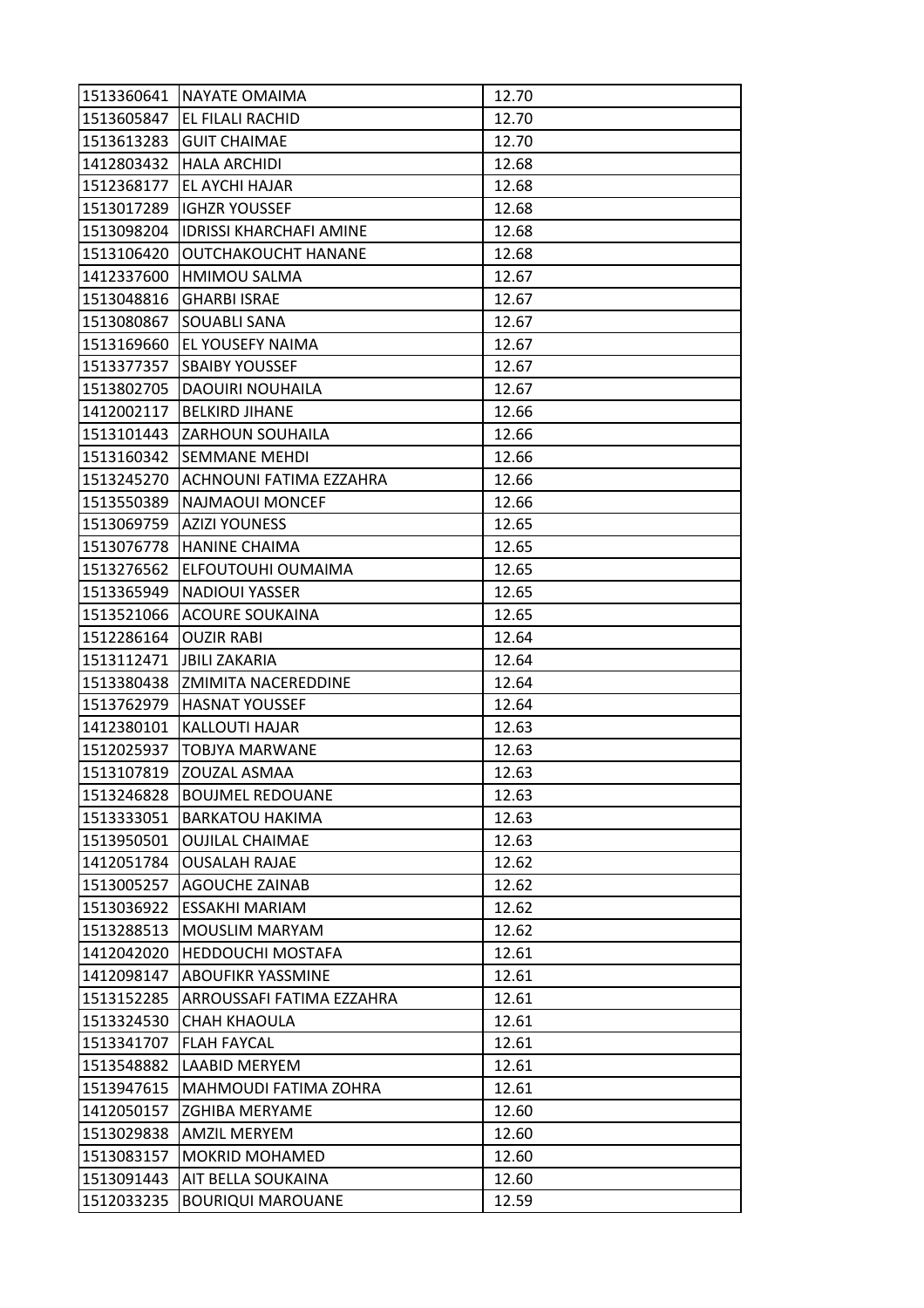| 1513360641 | NAYATE OMAIMA | 12.70 |
|---|---|---|
| 1513605847 | EL FILALI RACHID | 12.70 |
| 1513613283 | GUIT CHAIMAE | 12.70 |
| 1412803432 | HALA ARCHIDI | 12.68 |
| 1512368177 | EL AYCHI HAJAR | 12.68 |
| 1513017289 | IGHZR YOUSSEF | 12.68 |
| 1513098204 | IDRISSI KHARCHAFI AMINE | 12.68 |
| 1513106420 | OUTCHAKOUCHT HANANE | 12.68 |
| 1412337600 | HMIMOU SALMA | 12.67 |
| 1513048816 | GHARBI ISRAE | 12.67 |
| 1513080867 | SOUABLI SANA | 12.67 |
| 1513169660 | EL YOUSEFY NAIMA | 12.67 |
| 1513377357 | SBAIBY YOUSSEF | 12.67 |
| 1513802705 | DAOUIRI NOUHAILA | 12.67 |
| 1412002117 | BELKIRD JIHANE | 12.66 |
| 1513101443 | ZARHOUN SOUHAILA | 12.66 |
| 1513160342 | SEMMANE MEHDI | 12.66 |
| 1513245270 | ACHNOUNI FATIMA EZZAHRA | 12.66 |
| 1513550389 | NAJMAOUI MONCEF | 12.66 |
| 1513069759 | AZIZI YOUNESS | 12.65 |
| 1513076778 | HANINE CHAIMA | 12.65 |
| 1513276562 | ELFOUTOUHI OUMAIMA | 12.65 |
| 1513365949 | NADIOUI YASSER | 12.65 |
| 1513521066 | ACOURE SOUKAINA | 12.65 |
| 1512286164 | OUZIR RABI | 12.64 |
| 1513112471 | JBILI ZAKARIA | 12.64 |
| 1513380438 | ZMIMITA NACEREDDINE | 12.64 |
| 1513762979 | HASNAT YOUSSEF | 12.64 |
| 1412380101 | KALLOUTI HAJAR | 12.63 |
| 1512025937 | TOBJYA MARWANE | 12.63 |
| 1513107819 | ZOUZAL ASMAA | 12.63 |
| 1513246828 | BOUJMEL REDOUANE | 12.63 |
| 1513333051 | BARKATOU HAKIMA | 12.63 |
| 1513950501 | OUJILAL CHAIMAE | 12.63 |
| 1412051784 | OUSALAH RAJAE | 12.62 |
| 1513005257 | AGOUCHE ZAINAB | 12.62 |
| 1513036922 | ESSAKHI MARIAM | 12.62 |
| 1513288513 | MOUSLIM MARYAM | 12.62 |
| 1412042020 | HEDDOUCHI MOSTAFA | 12.61 |
| 1412098147 | ABOUFIKR YASSMINE | 12.61 |
| 1513152285 | ARROUSSAFI FATIMA EZZAHRA | 12.61 |
| 1513324530 | CHAH KHAOULA | 12.61 |
| 1513341707 | FLAH FAYCAL | 12.61 |
| 1513548882 | LAABID MERYEM | 12.61 |
| 1513947615 | MAHMOUDI FATIMA ZOHRA | 12.61 |
| 1412050157 | ZGHIBA MERYAME | 12.60 |
| 1513029838 | AMZIL MERYEM | 12.60 |
| 1513083157 | MOKRID MOHAMED | 12.60 |
| 1513091443 | AIT BELLA SOUKAINA | 12.60 |
| 1512033235 | BOURIQUI MAROUANE | 12.59 |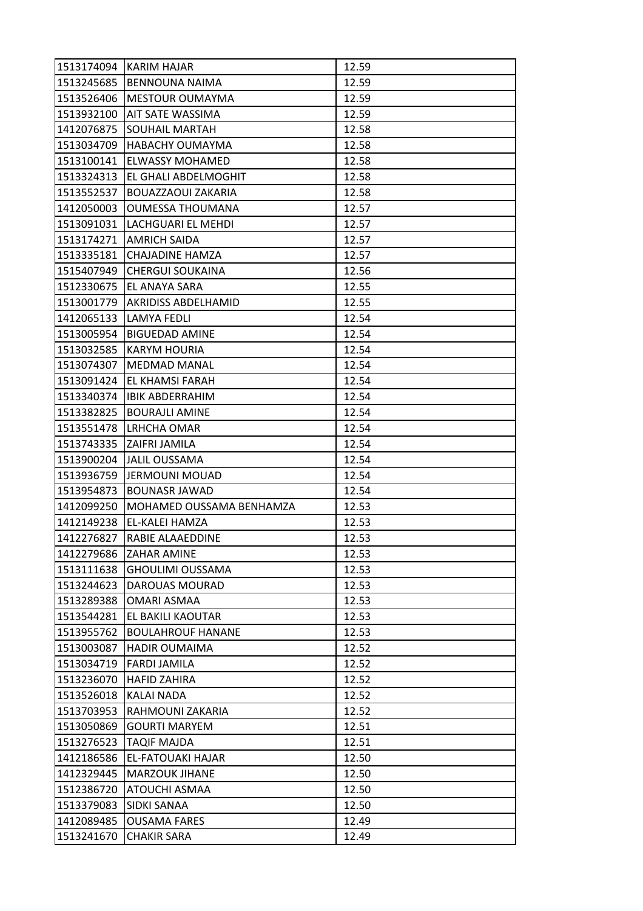| | | |
|---|---|---|
| 1513174094 | KARIM HAJAR | 12.59 |
| 1513245685 | BENNOUNA NAIMA | 12.59 |
| 1513526406 | MESTOUR OUMAYMA | 12.59 |
| 1513932100 | AIT SATE WASSIMA | 12.59 |
| 1412076875 | SOUHAIL MARTAH | 12.58 |
| 1513034709 | HABACHY OUMAYMA | 12.58 |
| 1513100141 | ELWASSY MOHAMED | 12.58 |
| 1513324313 | EL GHALI ABDELMOGHIT | 12.58 |
| 1513552537 | BOUAZZAOUI ZAKARIA | 12.58 |
| 1412050003 | OUMESSA THOUMANA | 12.57 |
| 1513091031 | LACHGUARI EL MEHDI | 12.57 |
| 1513174271 | AMRICH SAIDA | 12.57 |
| 1513335181 | CHAJADINE HAMZA | 12.57 |
| 1515407949 | CHERGUI SOUKAINA | 12.56 |
| 1512330675 | EL ANAYA SARA | 12.55 |
| 1513001779 | AKRIDISS ABDELHAMID | 12.55 |
| 1412065133 | LAMYA FEDLI | 12.54 |
| 1513005954 | BIGUEDAD AMINE | 12.54 |
| 1513032585 | KARYM HOURIA | 12.54 |
| 1513074307 | MEDMAD MANAL | 12.54 |
| 1513091424 | EL KHAMSI FARAH | 12.54 |
| 1513340374 | IBIK ABDERRAHIM | 12.54 |
| 1513382825 | BOURAJLI AMINE | 12.54 |
| 1513551478 | LRHCHA OMAR | 12.54 |
| 1513743335 | ZAIFRI JAMILA | 12.54 |
| 1513900204 | JALIL OUSSAMA | 12.54 |
| 1513936759 | JERMOUNI MOUAD | 12.54 |
| 1513954873 | BOUNASR JAWAD | 12.54 |
| 1412099250 | MOHAMED OUSSAMA BENHAMZA | 12.53 |
| 1412149238 | EL-KALEI HAMZA | 12.53 |
| 1412276827 | RABIE ALAAEDDINE | 12.53 |
| 1412279686 | ZAHAR AMINE | 12.53 |
| 1513111638 | GHOULIMI OUSSAMA | 12.53 |
| 1513244623 | DAROUAS MOURAD | 12.53 |
| 1513289388 | OMARI ASMAA | 12.53 |
| 1513544281 | EL BAKILI KAOUTAR | 12.53 |
| 1513955762 | BOULAHROUF HANANE | 12.53 |
| 1513003087 | HADIR OUMAIMA | 12.52 |
| 1513034719 | FARDI JAMILA | 12.52 |
| 1513236070 | HAFID ZAHIRA | 12.52 |
| 1513526018 | KALAI NADA | 12.52 |
| 1513703953 | RAHMOUNI ZAKARIA | 12.52 |
| 1513050869 | GOURTI MARYEM | 12.51 |
| 1513276523 | TAQIF MAJDA | 12.51 |
| 1412186586 | EL-FATOUAKI HAJAR | 12.50 |
| 1412329445 | MARZOUK JIHANE | 12.50 |
| 1512386720 | ATOUCHI ASMAA | 12.50 |
| 1513379083 | SIDKI SANAA | 12.50 |
| 1412089485 | OUSAMA FARES | 12.49 |
| 1513241670 | CHAKIR SARA | 12.49 |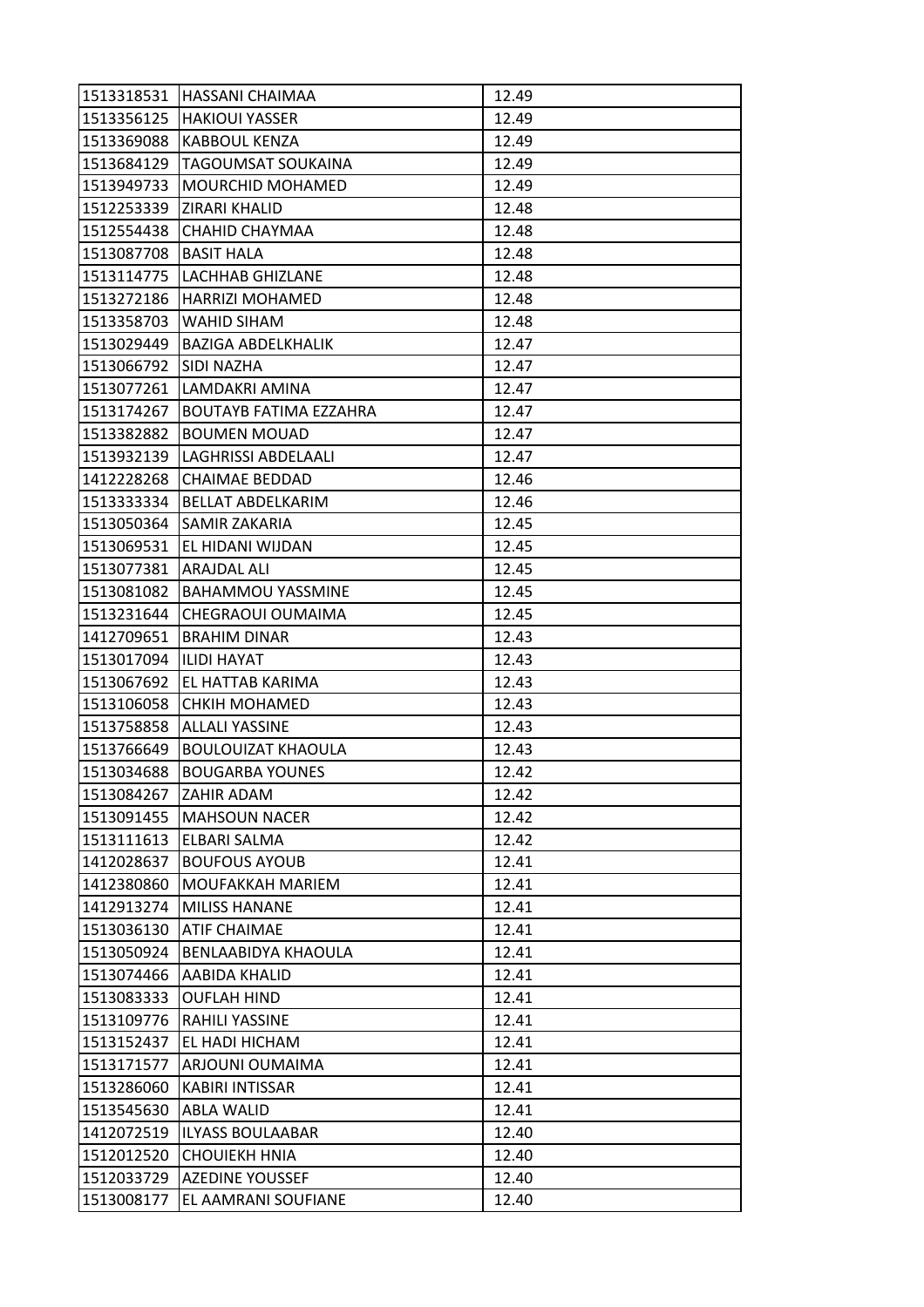| 1513318531 | HASSANI CHAIMAA | 12.49 |
|---|---|---|
| 1513356125 | HAKIOUI YASSER | 12.49 |
| 1513369088 | KABBOUL KENZA | 12.49 |
| 1513684129 | TAGOUMSAT SOUKAINA | 12.49 |
| 1513949733 | MOURCHID MOHAMED | 12.49 |
| 1512253339 | ZIRARI KHALID | 12.48 |
| 1512554438 | CHAHID CHAYMAA | 12.48 |
| 1513087708 | BASIT HALA | 12.48 |
| 1513114775 | LACHHAB GHIZLANE | 12.48 |
| 1513272186 | HARRIZI MOHAMED | 12.48 |
| 1513358703 | WAHID SIHAM | 12.48 |
| 1513029449 | BAZIGA ABDELKHALIK | 12.47 |
| 1513066792 | SIDI NAZHA | 12.47 |
| 1513077261 | LAMDAKRI AMINA | 12.47 |
| 1513174267 | BOUTAYB FATIMA EZZAHRA | 12.47 |
| 1513382882 | BOUMEN MOUAD | 12.47 |
| 1513932139 | LAGHRISSI ABDELAALI | 12.47 |
| 1412228268 | CHAIMAE BEDDAD | 12.46 |
| 1513333334 | BELLAT ABDELKARIM | 12.46 |
| 1513050364 | SAMIR ZAKARIA | 12.45 |
| 1513069531 | EL HIDANI WIJDAN | 12.45 |
| 1513077381 | ARAJDAL ALI | 12.45 |
| 1513081082 | BAHAMMOU YASSMINE | 12.45 |
| 1513231644 | CHEGRAOUI OUMAIMA | 12.45 |
| 1412709651 | BRAHIM DINAR | 12.43 |
| 1513017094 | ILIDI HAYAT | 12.43 |
| 1513067692 | EL HATTAB KARIMA | 12.43 |
| 1513106058 | CHKIH MOHAMED | 12.43 |
| 1513758858 | ALLALI YASSINE | 12.43 |
| 1513766649 | BOULOUIZAT KHAOULA | 12.43 |
| 1513034688 | BOUGARBA YOUNES | 12.42 |
| 1513084267 | ZAHIR ADAM | 12.42 |
| 1513091455 | MAHSOUN NACER | 12.42 |
| 1513111613 | ELBARI SALMA | 12.42 |
| 1412028637 | BOUFOUS AYOUB | 12.41 |
| 1412380860 | MOUFAKKAH MARIEM | 12.41 |
| 1412913274 | MILISS HANANE | 12.41 |
| 1513036130 | ATIF CHAIMAE | 12.41 |
| 1513050924 | BENLAABIDYA KHAOULA | 12.41 |
| 1513074466 | AABIDA KHALID | 12.41 |
| 1513083333 | OUFLAH HIND | 12.41 |
| 1513109776 | RAHILI YASSINE | 12.41 |
| 1513152437 | EL HADI HICHAM | 12.41 |
| 1513171577 | ARJOUNI OUMAIMA | 12.41 |
| 1513286060 | KABIRI INTISSAR | 12.41 |
| 1513545630 | ABLA WALID | 12.41 |
| 1412072519 | ILYASS BOULAABAR | 12.40 |
| 1512012520 | CHOUIEKH HNIA | 12.40 |
| 1512033729 | AZEDINE YOUSSEF | 12.40 |
| 1513008177 | EL AAMRANI SOUFIANE | 12.40 |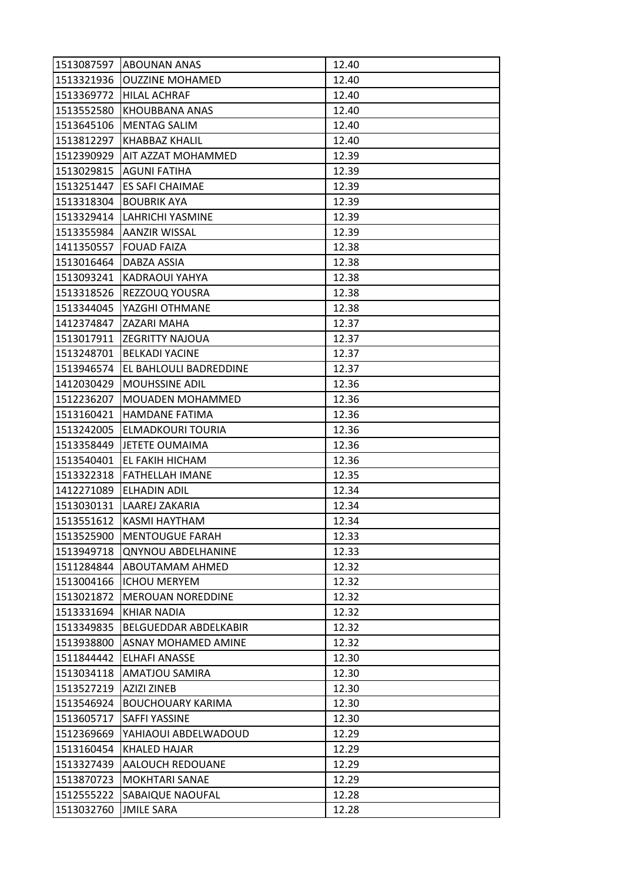| | | |
|---|---|---|
| 1513087597 | ABOUNAN ANAS | 12.40 |
| 1513321936 | OUZZINE MOHAMED | 12.40 |
| 1513369772 | HILAL ACHRAF | 12.40 |
| 1513552580 | KHOUBBANA ANAS | 12.40 |
| 1513645106 | MENTAG SALIM | 12.40 |
| 1513812297 | KHABBAZ KHALIL | 12.40 |
| 1512390929 | AIT AZZAT MOHAMMED | 12.39 |
| 1513029815 | AGUNI FATIHA | 12.39 |
| 1513251447 | ES SAFI CHAIMAE | 12.39 |
| 1513318304 | BOUBRIK AYA | 12.39 |
| 1513329414 | LAHRICHI YASMINE | 12.39 |
| 1513355984 | AANZIR WISSAL | 12.39 |
| 1411350557 | FOUAD FAIZA | 12.38 |
| 1513016464 | DABZA ASSIA | 12.38 |
| 1513093241 | KADRAOUI YAHYA | 12.38 |
| 1513318526 | REZZOUQ YOUSRA | 12.38 |
| 1513344045 | YAZGHI OTHMANE | 12.38 |
| 1412374847 | ZAZARI MAHA | 12.37 |
| 1513017911 | ZEGRITTY NAJOUA | 12.37 |
| 1513248701 | BELKADI YACINE | 12.37 |
| 1513946574 | EL BAHLOULI BADREDDINE | 12.37 |
| 1412030429 | MOUHSSINE ADIL | 12.36 |
| 1512236207 | MOUADEN MOHAMMED | 12.36 |
| 1513160421 | HAMDANE FATIMA | 12.36 |
| 1513242005 | ELMADKOURI TOURIA | 12.36 |
| 1513358449 | JETETE OUMAIMA | 12.36 |
| 1513540401 | EL FAKIH HICHAM | 12.36 |
| 1513322318 | FATHELLAH IMANE | 12.35 |
| 1412271089 | ELHADIN ADIL | 12.34 |
| 1513030131 | LAAREJ ZAKARIA | 12.34 |
| 1513551612 | KASMI HAYTHAM | 12.34 |
| 1513525900 | MENTOUGUE FARAH | 12.33 |
| 1513949718 | QNYNOU ABDELHANINE | 12.33 |
| 1511284844 | ABOUTAMAM AHMED | 12.32 |
| 1513004166 | ICHOU MERYEM | 12.32 |
| 1513021872 | MEROUAN NOREDDINE | 12.32 |
| 1513331694 | KHIAR NADIA | 12.32 |
| 1513349835 | BELGUEDDAR ABDELKABIR | 12.32 |
| 1513938800 | ASNAY MOHAMED AMINE | 12.32 |
| 1511844442 | ELHAFI ANASSE | 12.30 |
| 1513034118 | AMATJOU SAMIRA | 12.30 |
| 1513527219 | AZIZI ZINEB | 12.30 |
| 1513546924 | BOUCHOUARY KARIMA | 12.30 |
| 1513605717 | SAFFI YASSINE | 12.30 |
| 1512369669 | YAHIAOUI ABDELWADOUD | 12.29 |
| 1513160454 | KHALED HAJAR | 12.29 |
| 1513327439 | AALOUCH REDOUANE | 12.29 |
| 1513870723 | MOKHTARI SANAE | 12.29 |
| 1512555222 | SABAIQUE NAOUFAL | 12.28 |
| 1513032760 | JMILE SARA | 12.28 |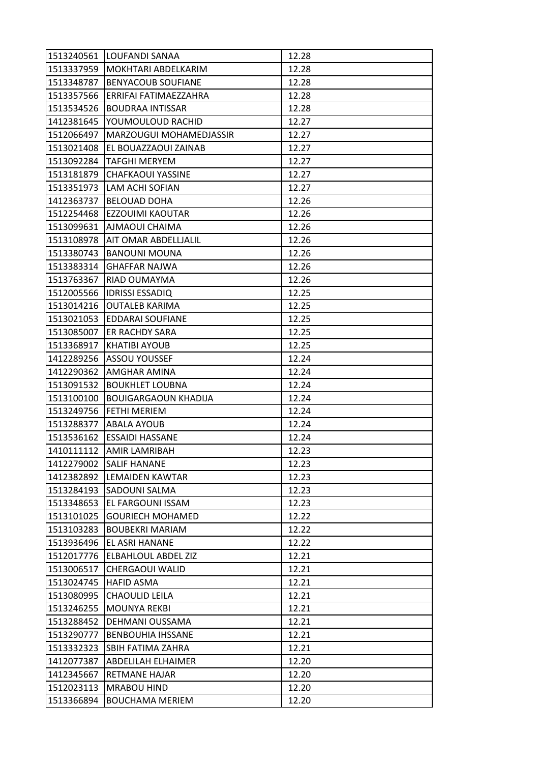| | | |
|---|---|---|
| 1513240561 | LOUFANDI SANAA | 12.28 |
| 1513337959 | MOKHTARI ABDELKARIM | 12.28 |
| 1513348787 | BENYACOUB SOUFIANE | 12.28 |
| 1513357566 | ERRIFAI FATIMAEZZAHRA | 12.28 |
| 1513534526 | BOUDRAA INTISSAR | 12.28 |
| 1412381645 | YOUMOULOUD RACHID | 12.27 |
| 1512066497 | MARZOUGUI MOHAMEDJASSIR | 12.27 |
| 1513021408 | EL BOUAZZAOUI ZAINAB | 12.27 |
| 1513092284 | TAFGHI MERYEM | 12.27 |
| 1513181879 | CHAFKAOUI YASSINE | 12.27 |
| 1513351973 | LAM ACHI SOFIAN | 12.27 |
| 1412363737 | BELOUAD DOHA | 12.26 |
| 1512254468 | EZZOUIMI KAOUTAR | 12.26 |
| 1513099631 | AJMAOUI CHAIMA | 12.26 |
| 1513108978 | AIT OMAR ABDELLJALIL | 12.26 |
| 1513380743 | BANOUNI MOUNA | 12.26 |
| 1513383314 | GHAFFAR NAJWA | 12.26 |
| 1513763367 | RIAD OUMAYMA | 12.26 |
| 1512005566 | IDRISSI ESSADIQ | 12.25 |
| 1513014216 | OUTALEB KARIMA | 12.25 |
| 1513021053 | EDDARAI SOUFIANE | 12.25 |
| 1513085007 | ER RACHDY SARA | 12.25 |
| 1513368917 | KHATIBI AYOUB | 12.25 |
| 1412289256 | ASSOU YOUSSEF | 12.24 |
| 1412290362 | AMGHAR AMINA | 12.24 |
| 1513091532 | BOUKHLET LOUBNA | 12.24 |
| 1513100100 | BOUIGARGAOUN KHADIJA | 12.24 |
| 1513249756 | FETHI MERIEM | 12.24 |
| 1513288377 | ABALA AYOUB | 12.24 |
| 1513536162 | ESSAIDI HASSANE | 12.24 |
| 1410111112 | AMIR LAMRIBAH | 12.23 |
| 1412279002 | SALIF HANANE | 12.23 |
| 1412382892 | LEMAIDEN KAWTAR | 12.23 |
| 1513284193 | SADOUNI SALMA | 12.23 |
| 1513348653 | EL FARGOUNI ISSAM | 12.23 |
| 1513101025 | GOURIECH MOHAMED | 12.22 |
| 1513103283 | BOUBEKRI MARIAM | 12.22 |
| 1513936496 | EL ASRI HANANE | 12.22 |
| 1512017776 | ELBAHLOUL ABDEL ZIZ | 12.21 |
| 1513006517 | CHERGAOUI WALID | 12.21 |
| 1513024745 | HAFID ASMA | 12.21 |
| 1513080995 | CHAOULID LEILA | 12.21 |
| 1513246255 | MOUNYA REKBI | 12.21 |
| 1513288452 | DEHMANI OUSSAMA | 12.21 |
| 1513290777 | BENBOUHIA IHSSANE | 12.21 |
| 1513332323 | SBIH FATIMA ZAHRA | 12.21 |
| 1412077387 | ABDELILAH ELHAIMER | 12.20 |
| 1412345667 | RETMANE HAJAR | 12.20 |
| 1512023113 | MRABOU HIND | 12.20 |
| 1513366894 | BOUCHAMA MERIEM | 12.20 |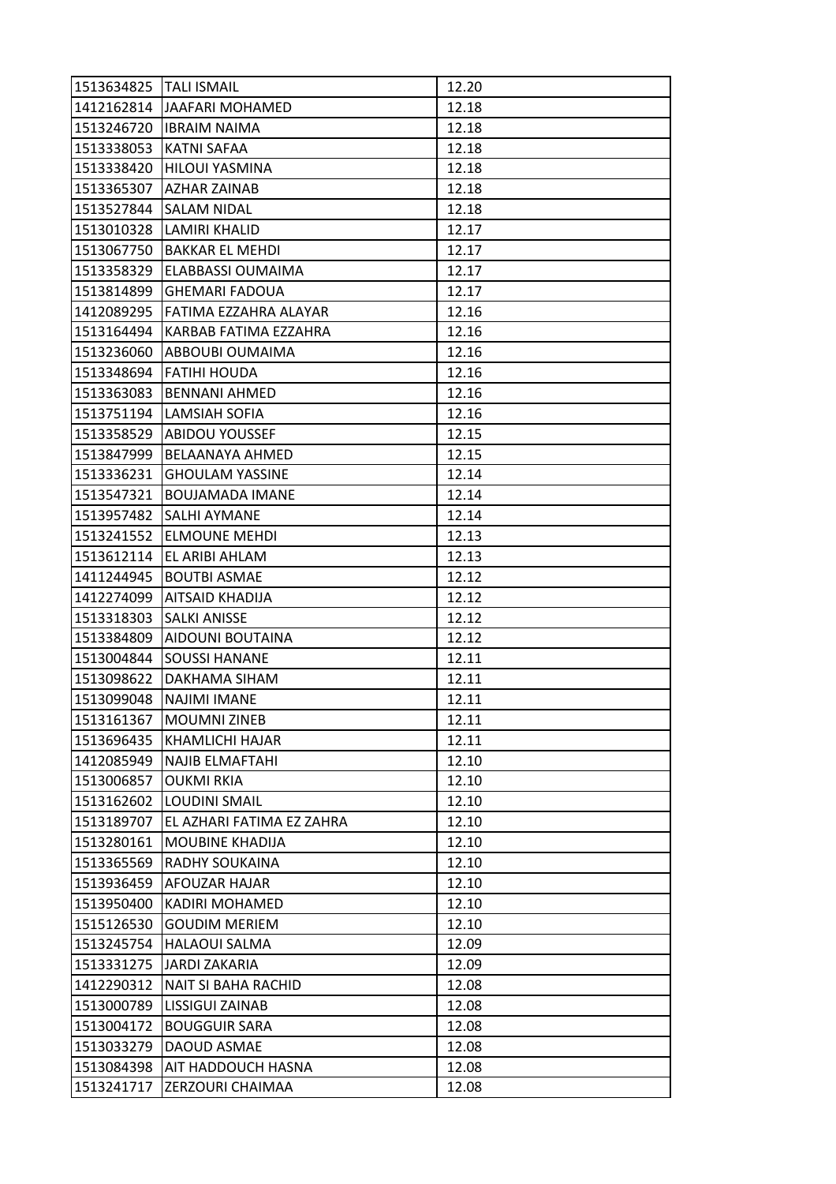| | | |
|---|---|---|
| 1513634825 | TALI ISMAIL | 12.20 |
| 1412162814 | JAAFARI MOHAMED | 12.18 |
| 1513246720 | IBRAIM NAIMA | 12.18 |
| 1513338053 | KATNI SAFAA | 12.18 |
| 1513338420 | HILOUI YASMINA | 12.18 |
| 1513365307 | AZHAR ZAINAB | 12.18 |
| 1513527844 | SALAM NIDAL | 12.18 |
| 1513010328 | LAMIRI KHALID | 12.17 |
| 1513067750 | BAKKAR EL MEHDI | 12.17 |
| 1513358329 | ELABBASSI OUMAIMA | 12.17 |
| 1513814899 | GHEMARI FADOUA | 12.17 |
| 1412089295 | FATIMA EZZAHRA ALAYAR | 12.16 |
| 1513164494 | KARBAB FATIMA EZZAHRA | 12.16 |
| 1513236060 | ABBOUBI OUMAIMA | 12.16 |
| 1513348694 | FATIHI HOUDA | 12.16 |
| 1513363083 | BENNANI AHMED | 12.16 |
| 1513751194 | LAMSIAH SOFIA | 12.16 |
| 1513358529 | ABIDOU YOUSSEF | 12.15 |
| 1513847999 | BELAANAYA AHMED | 12.15 |
| 1513336231 | GHOULAM YASSINE | 12.14 |
| 1513547321 | BOUJAMADA IMANE | 12.14 |
| 1513957482 | SALHI AYMANE | 12.14 |
| 1513241552 | ELMOUNE MEHDI | 12.13 |
| 1513612114 | EL ARIBI AHLAM | 12.13 |
| 1411244945 | BOUTBI ASMAE | 12.12 |
| 1412274099 | AITSAID KHADIJA | 12.12 |
| 1513318303 | SALKI ANISSE | 12.12 |
| 1513384809 | AIDOUNI BOUTAINA | 12.12 |
| 1513004844 | SOUSSI HANANE | 12.11 |
| 1513098622 | DAKHAMA SIHAM | 12.11 |
| 1513099048 | NAJIMI IMANE | 12.11 |
| 1513161367 | MOUMNI ZINEB | 12.11 |
| 1513696435 | KHAMLICHI HAJAR | 12.11 |
| 1412085949 | NAJIB ELMAFTAHI | 12.10 |
| 1513006857 | OUKMI RKIA | 12.10 |
| 1513162602 | LOUDINI SMAIL | 12.10 |
| 1513189707 | EL AZHARI FATIMA EZ ZAHRA | 12.10 |
| 1513280161 | MOUBINE KHADIJA | 12.10 |
| 1513365569 | RADHY SOUKAINA | 12.10 |
| 1513936459 | AFOUZAR HAJAR | 12.10 |
| 1513950400 | KADIRI MOHAMED | 12.10 |
| 1515126530 | GOUDIM MERIEM | 12.10 |
| 1513245754 | HALAOUI SALMA | 12.09 |
| 1513331275 | JARDI ZAKARIA | 12.09 |
| 1412290312 | NAIT SI BAHA RACHID | 12.08 |
| 1513000789 | LISSIGUI ZAINAB | 12.08 |
| 1513004172 | BOUGGUIR SARA | 12.08 |
| 1513033279 | DAOUD ASMAE | 12.08 |
| 1513084398 | AIT HADDOUCH HASNA | 12.08 |
| 1513241717 | ZERZOURI CHAIMAA | 12.08 |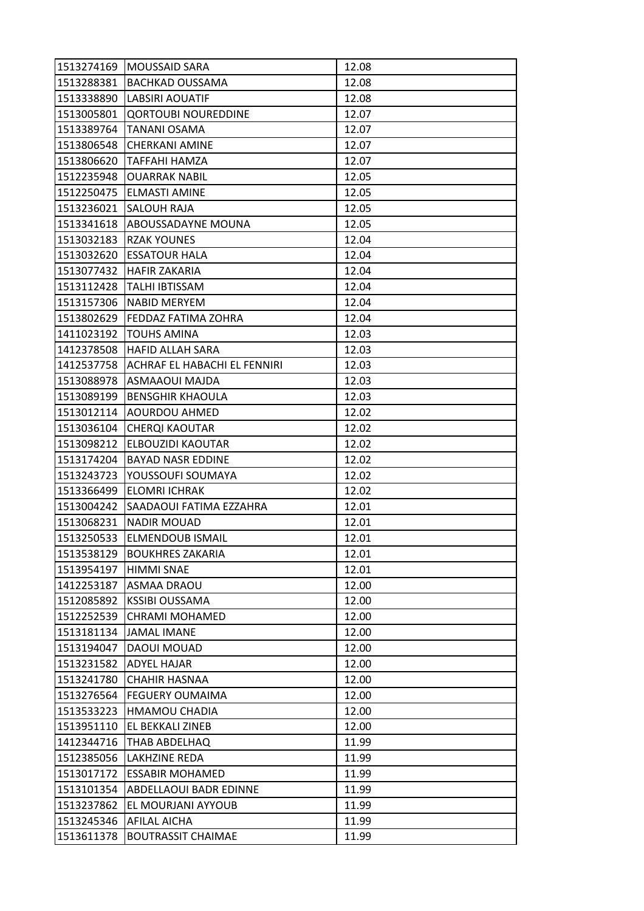| 1513274169 | MOUSSAID SARA | 12.08 |
|---|---|---|
| 1513288381 | BACHKAD OUSSAMA | 12.08 |
| 1513338890 | LABSIRI AOUATIF | 12.08 |
| 1513005801 | QORTOUBI NOUREDDINE | 12.07 |
| 1513389764 | TANANI OSAMA | 12.07 |
| 1513806548 | CHERKANI AMINE | 12.07 |
| 1513806620 | TAFFAHI HAMZA | 12.07 |
| 1512235948 | OUARRAK NABIL | 12.05 |
| 1512250475 | ELMASTI AMINE | 12.05 |
| 1513236021 | SALOUH RAJA | 12.05 |
| 1513341618 | ABOUSSADAYNE MOUNA | 12.05 |
| 1513032183 | RZAK YOUNES | 12.04 |
| 1513032620 | ESSATOUR HALA | 12.04 |
| 1513077432 | HAFIR ZAKARIA | 12.04 |
| 1513112428 | TALHI IBTISSAM | 12.04 |
| 1513157306 | NABID MERYEM | 12.04 |
| 1513802629 | FEDDAZ FATIMA ZOHRA | 12.04 |
| 1411023192 | TOUHS AMINA | 12.03 |
| 1412378508 | HAFID ALLAH SARA | 12.03 |
| 1412537758 | ACHRAF EL HABACHI EL FENNIRI | 12.03 |
| 1513088978 | ASMAAOUI MAJDA | 12.03 |
| 1513089199 | BENSGHIR KHAOULA | 12.03 |
| 1513012114 | AOURDOU AHMED | 12.02 |
| 1513036104 | CHERQI KAOUTAR | 12.02 |
| 1513098212 | ELBOUZIDI KAOUTAR | 12.02 |
| 1513174204 | BAYAD NASR EDDINE | 12.02 |
| 1513243723 | YOUSSOUFI SOUMAYA | 12.02 |
| 1513366499 | ELOMRI ICHRAK | 12.02 |
| 1513004242 | SAADAOUI FATIMA EZZAHRA | 12.01 |
| 1513068231 | NADIR MOUAD | 12.01 |
| 1513250533 | ELMENDOUB ISMAIL | 12.01 |
| 1513538129 | BOUKHRES ZAKARIA | 12.01 |
| 1513954197 | HIMMI SNAE | 12.01 |
| 1412253187 | ASMAA DRAOU | 12.00 |
| 1512085892 | KSSIBI OUSSAMA | 12.00 |
| 1512252539 | CHRAMI MOHAMED | 12.00 |
| 1513181134 | JAMAL IMANE | 12.00 |
| 1513194047 | DAOUI MOUAD | 12.00 |
| 1513231582 | ADYEL HAJAR | 12.00 |
| 1513241780 | CHAHIR HASNAA | 12.00 |
| 1513276564 | FEGUERY OUMAIMA | 12.00 |
| 1513533223 | HMAMOU CHADIA | 12.00 |
| 1513951110 | EL BEKKALI ZINEB | 12.00 |
| 1412344716 | THAB ABDELHAQ | 11.99 |
| 1512385056 | LAKHZINE REDA | 11.99 |
| 1513017172 | ESSABIR MOHAMED | 11.99 |
| 1513101354 | ABDELLAOUI BADR EDINNE | 11.99 |
| 1513237862 | EL MOURJANI AYYOUB | 11.99 |
| 1513245346 | AFILAL AICHA | 11.99 |
| 1513611378 | BOUTRASSIT CHAIMAE | 11.99 |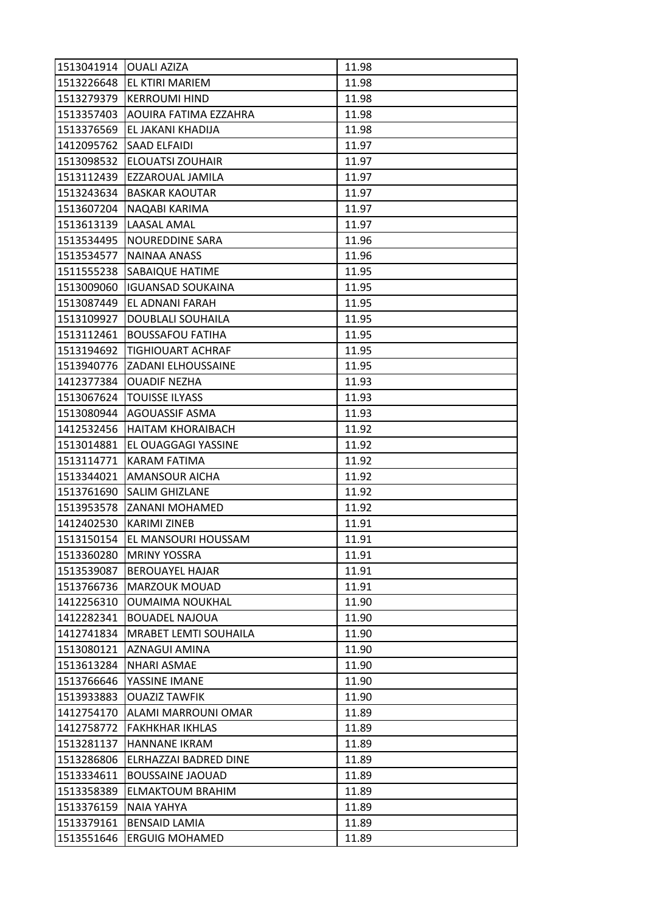| 1513041914 | OUALI AZIZA | 11.98 |
|---|---|---|
| 1513226648 | EL KTIRI MARIEM | 11.98 |
| 1513279379 | KERROUMI HIND | 11.98 |
| 1513357403 | AOUIRA FATIMA EZZAHRA | 11.98 |
| 1513376569 | EL JAKANI KHADIJA | 11.98 |
| 1412095762 | SAAD ELFAIDI | 11.97 |
| 1513098532 | ELOUATSI ZOUHAIR | 11.97 |
| 1513112439 | EZZAROUAL JAMILA | 11.97 |
| 1513243634 | BASKAR KAOUTAR | 11.97 |
| 1513607204 | NAQABI KARIMA | 11.97 |
| 1513613139 | LAASAL AMAL | 11.97 |
| 1513534495 | NOUREDDINE SARA | 11.96 |
| 1513534577 | NAINAA ANASS | 11.96 |
| 1511555238 | SABAIQUE HATIME | 11.95 |
| 1513009060 | IGUANSAD SOUKAINA | 11.95 |
| 1513087449 | EL ADNANI FARAH | 11.95 |
| 1513109927 | DOUBLALI SOUHAILA | 11.95 |
| 1513112461 | BOUSSAFOU FATIHA | 11.95 |
| 1513194692 | TIGHIOUART ACHRAF | 11.95 |
| 1513940776 | ZADANI ELHOUSSAINE | 11.95 |
| 1412377384 | OUADIF NEZHA | 11.93 |
| 1513067624 | TOUISSE ILYASS | 11.93 |
| 1513080944 | AGOUASSIF ASMA | 11.93 |
| 1412532456 | HAITAM KHORAIBACH | 11.92 |
| 1513014881 | EL OUAGGAGI YASSINE | 11.92 |
| 1513114771 | KARAM FATIMA | 11.92 |
| 1513344021 | AMANSOUR AICHA | 11.92 |
| 1513761690 | SALIM GHIZLANE | 11.92 |
| 1513953578 | ZANANI MOHAMED | 11.92 |
| 1412402530 | KARIMI ZINEB | 11.91 |
| 1513150154 | EL MANSOURI HOUSSAM | 11.91 |
| 1513360280 | MRINY YOSSRA | 11.91 |
| 1513539087 | BEROUAYEL HAJAR | 11.91 |
| 1513766736 | MARZOUK MOUAD | 11.91 |
| 1412256310 | OUMAIMA NOUKHAL | 11.90 |
| 1412282341 | BOUADEL NAJOUA | 11.90 |
| 1412741834 | MRABET LEMTI SOUHAILA | 11.90 |
| 1513080121 | AZNAGUI AMINA | 11.90 |
| 1513613284 | NHARI ASMAE | 11.90 |
| 1513766646 | YASSINE IMANE | 11.90 |
| 1513933883 | OUAZIZ TAWFIK | 11.90 |
| 1412754170 | ALAMI MARROUNI OMAR | 11.89 |
| 1412758772 | FAKHKHAR IKHLAS | 11.89 |
| 1513281137 | HANNANE IKRAM | 11.89 |
| 1513286806 | ELRHAZZAI BADRED DINE | 11.89 |
| 1513334611 | BOUSSAINE JAOUAD | 11.89 |
| 1513358389 | ELMAKTOUM BRAHIM | 11.89 |
| 1513376159 | NAIA YAHYA | 11.89 |
| 1513379161 | BENSAID LAMIA | 11.89 |
| 1513551646 | ERGUIG MOHAMED | 11.89 |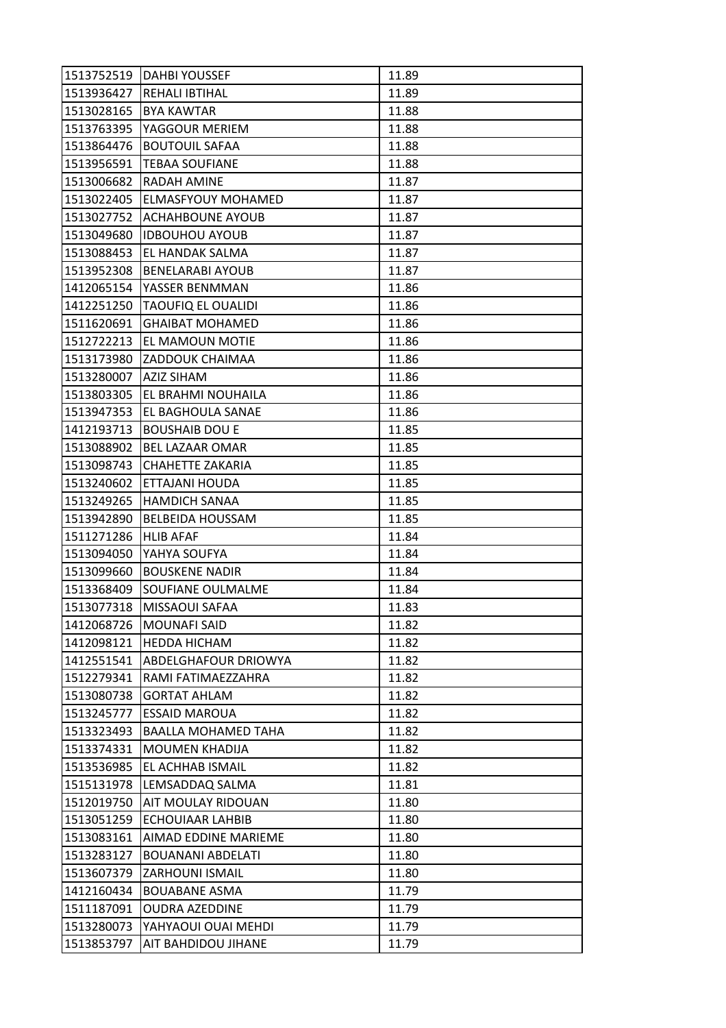| 1513752519 | DAHBI YOUSSEF | 11.89 |
|---|---|---|
| 1513936427 | REHALI IBTIHAL | 11.89 |
| 1513028165 | BYA KAWTAR | 11.88 |
| 1513763395 | YAGGOUR MERIEM | 11.88 |
| 1513864476 | BOUTOUIL SAFAA | 11.88 |
| 1513956591 | TEBAA SOUFIANE | 11.88 |
| 1513006682 | RADAH AMINE | 11.87 |
| 1513022405 | ELMASFYOUY MOHAMED | 11.87 |
| 1513027752 | ACHAHBOUNE AYOUB | 11.87 |
| 1513049680 | IDBOUHOU AYOUB | 11.87 |
| 1513088453 | EL HANDAK SALMA | 11.87 |
| 1513952308 | BENELARABI AYOUB | 11.87 |
| 1412065154 | YASSER BENMMAN | 11.86 |
| 1412251250 | TAOUFIQ EL OUALIDI | 11.86 |
| 1511620691 | GHAIBAT MOHAMED | 11.86 |
| 1512722213 | EL MAMOUN MOTIE | 11.86 |
| 1513173980 | ZADDOUK CHAIMAA | 11.86 |
| 1513280007 | AZIZ SIHAM | 11.86 |
| 1513803305 | EL BRAHMI NOUHAILA | 11.86 |
| 1513947353 | EL BAGHOULA SANAE | 11.86 |
| 1412193713 | BOUSHAIB DOU E | 11.85 |
| 1513088902 | BEL LAZAAR OMAR | 11.85 |
| 1513098743 | CHAHETTE ZAKARIA | 11.85 |
| 1513240602 | ETTAJANI HOUDA | 11.85 |
| 1513249265 | HAMDICH SANAA | 11.85 |
| 1513942890 | BELBEIDA HOUSSAM | 11.85 |
| 1511271286 | HLIB AFAF | 11.84 |
| 1513094050 | YAHYA SOUFYA | 11.84 |
| 1513099660 | BOUSKENE NADIR | 11.84 |
| 1513368409 | SOUFIANE OULMALME | 11.84 |
| 1513077318 | MISSAOUI SAFAA | 11.83 |
| 1412068726 | MOUNAFI SAID | 11.82 |
| 1412098121 | HEDDA HICHAM | 11.82 |
| 1412551541 | ABDELGHAFOUR DRIOWYA | 11.82 |
| 1512279341 | RAMI FATIMAEZZAHRA | 11.82 |
| 1513080738 | GORTAT AHLAM | 11.82 |
| 1513245777 | ESSAID MAROUA | 11.82 |
| 1513323493 | BAALLA MOHAMED TAHA | 11.82 |
| 1513374331 | MOUMEN KHADIJA | 11.82 |
| 1513536985 | EL ACHHAB ISMAIL | 11.82 |
| 1515131978 | LEMSADDAQ SALMA | 11.81 |
| 1512019750 | AIT MOULAY RIDOUAN | 11.80 |
| 1513051259 | ECHOUIAAR LAHBIB | 11.80 |
| 1513083161 | AIMAD EDDINE MARIEME | 11.80 |
| 1513283127 | BOUANANI ABDELATI | 11.80 |
| 1513607379 | ZARHOUNI ISMAIL | 11.80 |
| 1412160434 | BOUABANE ASMA | 11.79 |
| 1511187091 | OUDRA AZEDDINE | 11.79 |
| 1513280073 | YAHYAOUI OUAI MEHDI | 11.79 |
| 1513853797 | AIT BAHDIDOU JIHANE | 11.79 |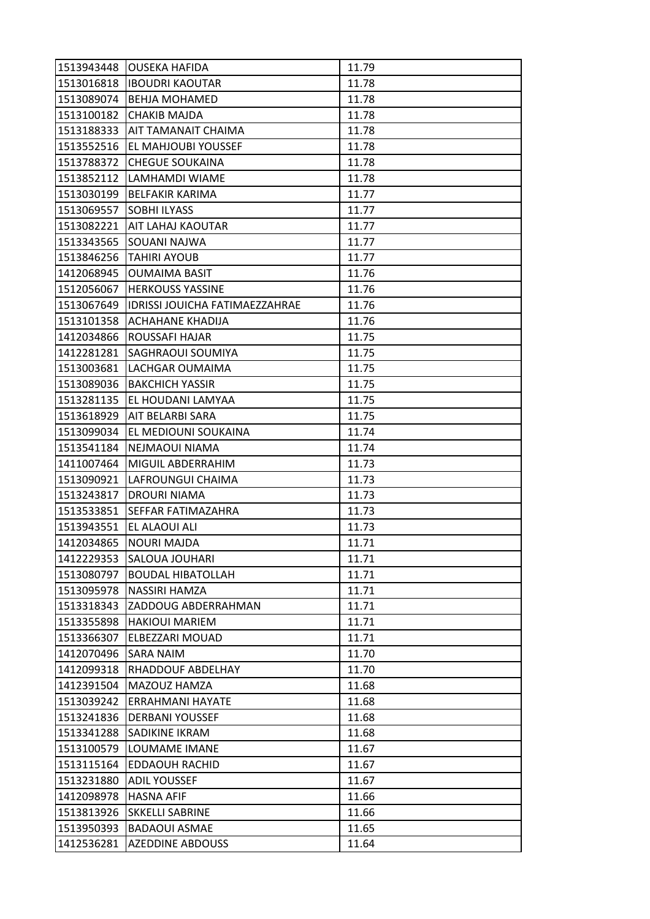| 1513943448 | OUSEKA HAFIDA | 11.79 |
|---|---|---|
| 1513016818 | IBOUDRI KAOUTAR | 11.78 |
| 1513089074 | BEHJA MOHAMED | 11.78 |
| 1513100182 | CHAKIB MAJDA | 11.78 |
| 1513188333 | AIT TAMANAIT CHAIMA | 11.78 |
| 1513552516 | EL MAHJOUBI YOUSSEF | 11.78 |
| 1513788372 | CHEGUE SOUKAINA | 11.78 |
| 1513852112 | LAMHAMDI WIAME | 11.78 |
| 1513030199 | BELFAKIR KARIMA | 11.77 |
| 1513069557 | SOBHI ILYASS | 11.77 |
| 1513082221 | AIT LAHAJ KAOUTAR | 11.77 |
| 1513343565 | SOUANI NAJWA | 11.77 |
| 1513846256 | TAHIRI AYOUB | 11.77 |
| 1412068945 | OUMAIMA BASIT | 11.76 |
| 1512056067 | HERKOUSS YASSINE | 11.76 |
| 1513067649 | IDRISSI JOUICHA FATIMAEZZAHRAE | 11.76 |
| 1513101358 | ACHAHANE KHADIJA | 11.76 |
| 1412034866 | ROUSSAFI HAJAR | 11.75 |
| 1412281281 | SAGHRAOUI SOUMIYA | 11.75 |
| 1513003681 | LACHGAR OUMAIMA | 11.75 |
| 1513089036 | BAKCHICH YASSIR | 11.75 |
| 1513281135 | EL HOUDANI LAMYAA | 11.75 |
| 1513618929 | AIT BELARBI SARA | 11.75 |
| 1513099034 | EL MEDIOUNI SOUKAINA | 11.74 |
| 1513541184 | NEJMAOUI NIAMA | 11.74 |
| 1411007464 | MIGUIL ABDERRAHIM | 11.73 |
| 1513090921 | LAFROUNGUI CHAIMA | 11.73 |
| 1513243817 | DROURI NIAMA | 11.73 |
| 1513533851 | SEFFAR FATIMAZAHRA | 11.73 |
| 1513943551 | EL ALAOUI ALI | 11.73 |
| 1412034865 | NOURI MAJDA | 11.71 |
| 1412229353 | SALOUA JOUHARI | 11.71 |
| 1513080797 | BOUDAL HIBATOLLAH | 11.71 |
| 1513095978 | NASSIRI HAMZA | 11.71 |
| 1513318343 | ZADDOUG ABDERRAHMAN | 11.71 |
| 1513355898 | HAKIOUI MARIEM | 11.71 |
| 1513366307 | ELBEZZARI MOUAD | 11.71 |
| 1412070496 | SARA NAIM | 11.70 |
| 1412099318 | RHADDOUF ABDELHAY | 11.70 |
| 1412391504 | MAZOUZ HAMZA | 11.68 |
| 1513039242 | ERRAHMANI HAYATE | 11.68 |
| 1513241836 | DERBANI YOUSSEF | 11.68 |
| 1513341288 | SADIKINE IKRAM | 11.68 |
| 1513100579 | LOUMAME IMANE | 11.67 |
| 1513115164 | EDDAOUH RACHID | 11.67 |
| 1513231880 | ADIL YOUSSEF | 11.67 |
| 1412098978 | HASNA AFIF | 11.66 |
| 1513813926 | SKKELLI SABRINE | 11.66 |
| 1513950393 | BADAOUI ASMAE | 11.65 |
| 1412536281 | AZEDDINE ABDOUSS | 11.64 |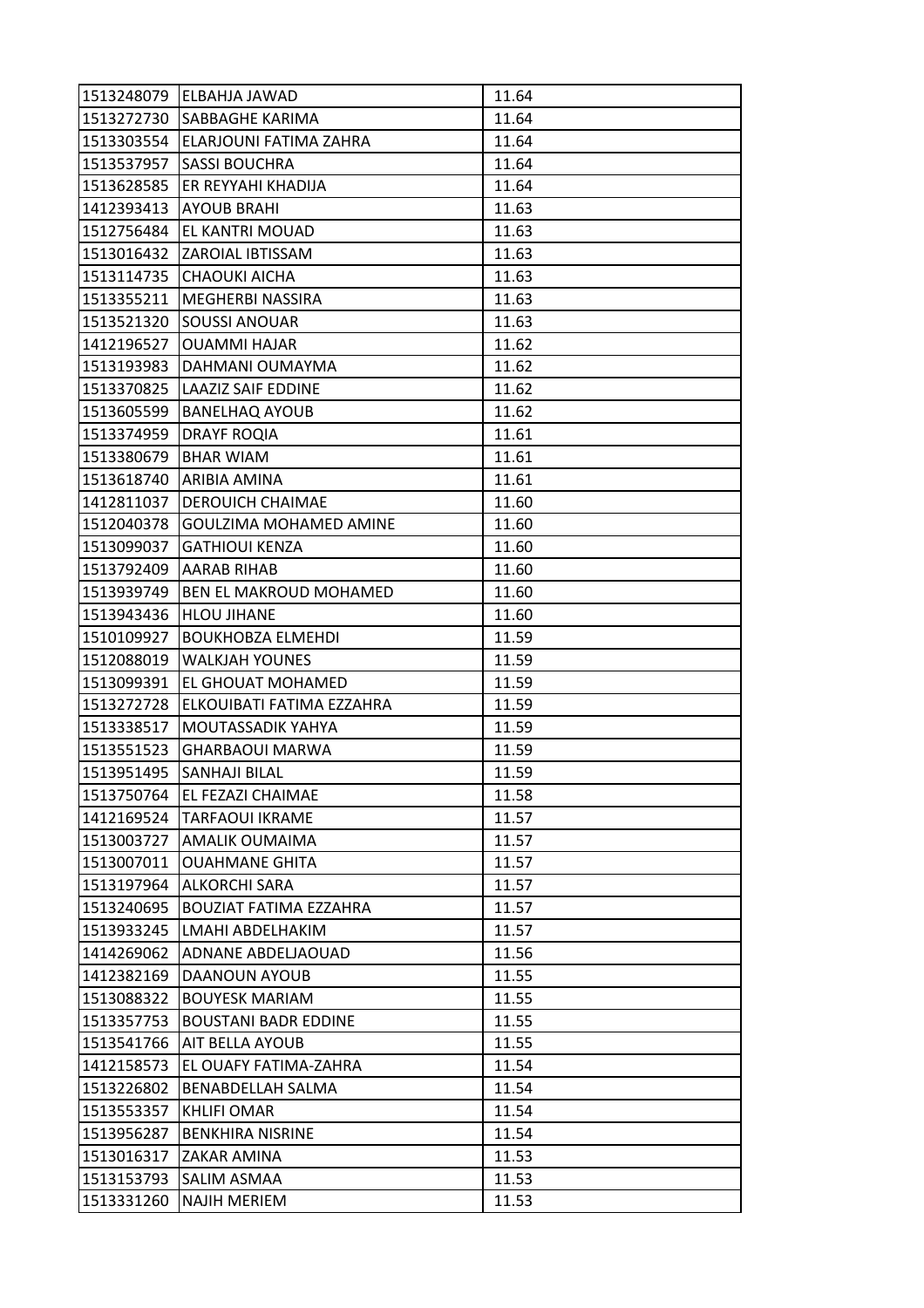| 1513248079 | ELBAHJA JAWAD | 11.64 |
|---|---|---|
| 1513272730 | SABBAGHE KARIMA | 11.64 |
| 1513303554 | ELARJOUNI FATIMA ZAHRA | 11.64 |
| 1513537957 | SASSI BOUCHRA | 11.64 |
| 1513628585 | ER REYYAHI KHADIJA | 11.64 |
| 1412393413 | AYOUB BRAHI | 11.63 |
| 1512756484 | EL KANTRI MOUAD | 11.63 |
| 1513016432 | ZAROIAL IBTISSAM | 11.63 |
| 1513114735 | CHAOUKI AICHA | 11.63 |
| 1513355211 | MEGHERBI NASSIRA | 11.63 |
| 1513521320 | SOUSSI ANOUAR | 11.63 |
| 1412196527 | OUAMMI HAJAR | 11.62 |
| 1513193983 | DAHMANI OUMAYMA | 11.62 |
| 1513370825 | LAAZIZ SAIF EDDINE | 11.62 |
| 1513605599 | BANELHAQ AYOUB | 11.62 |
| 1513374959 | DRAYF ROQIA | 11.61 |
| 1513380679 | BHAR WIAM | 11.61 |
| 1513618740 | ARIBIA AMINA | 11.61 |
| 1412811037 | DEROUICH CHAIMAE | 11.60 |
| 1512040378 | GOULZIMA MOHAMED AMINE | 11.60 |
| 1513099037 | GATHIOUI KENZA | 11.60 |
| 1513792409 | AARAB RIHAB | 11.60 |
| 1513939749 | BEN EL MAKROUD MOHAMED | 11.60 |
| 1513943436 | HLOU JIHANE | 11.60 |
| 1510109927 | BOUKHOBZA ELMEHDI | 11.59 |
| 1512088019 | WALKJAH YOUNES | 11.59 |
| 1513099391 | EL GHOUAT MOHAMED | 11.59 |
| 1513272728 | ELKOUIBATI FATIMA EZZAHRA | 11.59 |
| 1513338517 | MOUTASSADIK YAHYA | 11.59 |
| 1513551523 | GHARBAOUI MARWA | 11.59 |
| 1513951495 | SANHAJI BILAL | 11.59 |
| 1513750764 | EL FEZAZI CHAIMAE | 11.58 |
| 1412169524 | TARFAOUI IKRAME | 11.57 |
| 1513003727 | AMALIK OUMAIMA | 11.57 |
| 1513007011 | OUAHMANE GHITA | 11.57 |
| 1513197964 | ALKORCHI SARA | 11.57 |
| 1513240695 | BOUZIAT FATIMA EZZAHRA | 11.57 |
| 1513933245 | LMAHI ABDELHAKIM | 11.57 |
| 1414269062 | ADNANE ABDELJAOUAD | 11.56 |
| 1412382169 | DAANOUN AYOUB | 11.55 |
| 1513088322 | BOUYESK MARIAM | 11.55 |
| 1513357753 | BOUSTANI BADR EDDINE | 11.55 |
| 1513541766 | AIT BELLA AYOUB | 11.55 |
| 1412158573 | EL OUAFY FATIMA-ZAHRA | 11.54 |
| 1513226802 | BENABDELLAH SALMA | 11.54 |
| 1513553357 | KHLIFI OMAR | 11.54 |
| 1513956287 | BENKHIRA NISRINE | 11.54 |
| 1513016317 | ZAKAR AMINA | 11.53 |
| 1513153793 | SALIM ASMAA | 11.53 |
| 1513331260 | NAJIH MERIEM | 11.53 |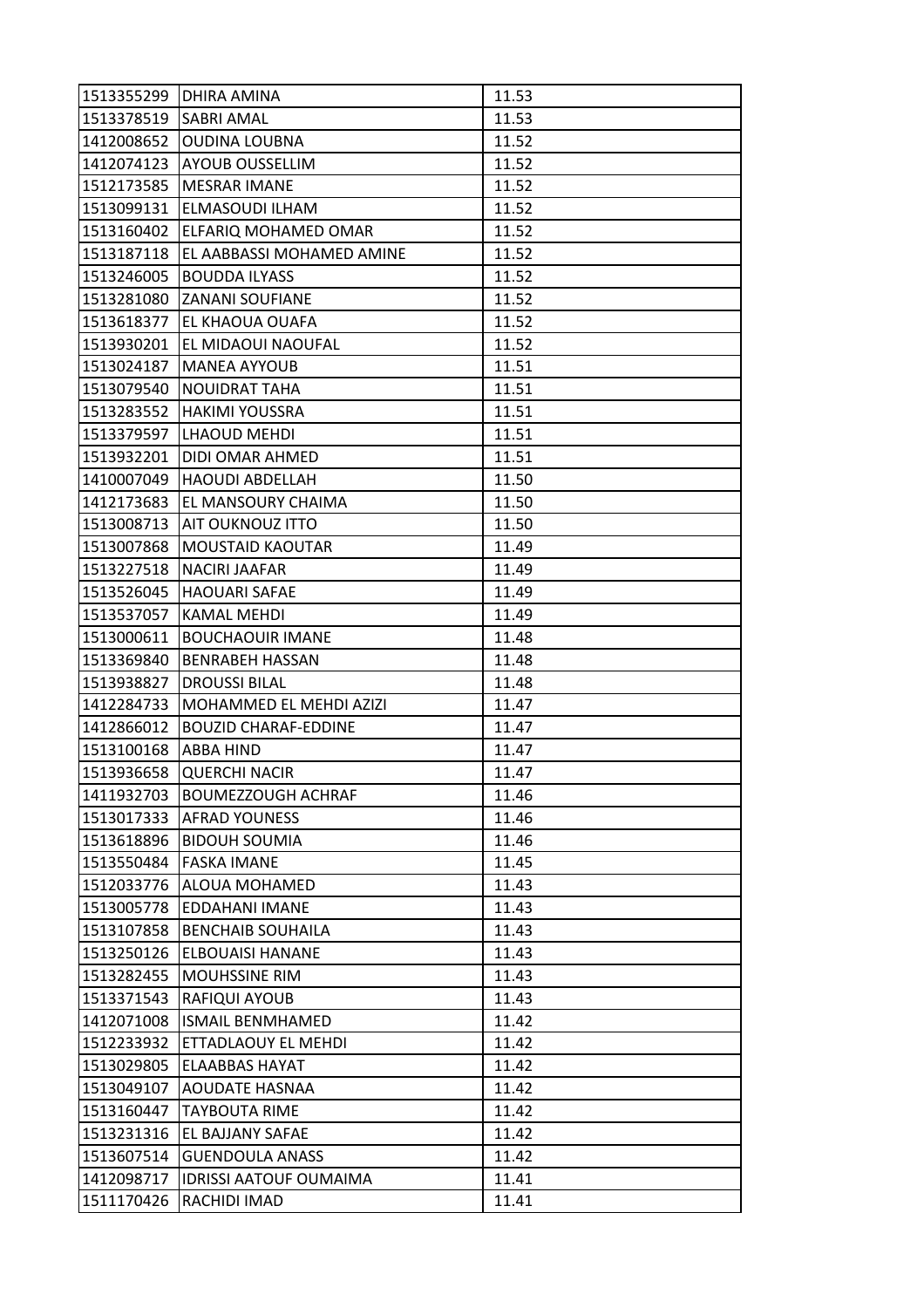| 1513355299 | DHIRA AMINA | 11.53 |
|---|---|---|
| 1513378519 | SABRI AMAL | 11.53 |
| 1412008652 | OUDINA LOUBNA | 11.52 |
| 1412074123 | AYOUB OUSSELLIM | 11.52 |
| 1512173585 | MESRAR IMANE | 11.52 |
| 1513099131 | ELMASOUDI ILHAM | 11.52 |
| 1513160402 | ELFARIQ MOHAMED OMAR | 11.52 |
| 1513187118 | EL AABBASSI MOHAMED AMINE | 11.52 |
| 1513246005 | BOUDDA ILYASS | 11.52 |
| 1513281080 | ZANANI SOUFIANE | 11.52 |
| 1513618377 | EL KHAOUA OUAFA | 11.52 |
| 1513930201 | EL MIDAOUI NAOUFAL | 11.52 |
| 1513024187 | MANEA AYYOUB | 11.51 |
| 1513079540 | NOUIDRAT TAHA | 11.51 |
| 1513283552 | HAKIMI YOUSSRA | 11.51 |
| 1513379597 | LHAOUD MEHDI | 11.51 |
| 1513932201 | DIDI OMAR AHMED | 11.51 |
| 1410007049 | HAOUDI ABDELLAH | 11.50 |
| 1412173683 | EL MANSOURY CHAIMA | 11.50 |
| 1513008713 | AIT OUKNOUZ ITTO | 11.50 |
| 1513007868 | MOUSTAID KAOUTAR | 11.49 |
| 1513227518 | NACIRI JAAFAR | 11.49 |
| 1513526045 | HAOUARI SAFAE | 11.49 |
| 1513537057 | KAMAL MEHDI | 11.49 |
| 1513000611 | BOUCHAOUIR IMANE | 11.48 |
| 1513369840 | BENRABEH HASSAN | 11.48 |
| 1513938827 | DROUSSI BILAL | 11.48 |
| 1412284733 | MOHAMMED EL MEHDI AZIZI | 11.47 |
| 1412866012 | BOUZID CHARAF-EDDINE | 11.47 |
| 1513100168 | ABBA HIND | 11.47 |
| 1513936658 | QUERCHI NACIR | 11.47 |
| 1411932703 | BOUMEZZOUGH ACHRAF | 11.46 |
| 1513017333 | AFRAD YOUNESS | 11.46 |
| 1513618896 | BIDOUH SOUMIA | 11.46 |
| 1513550484 | FASKA IMANE | 11.45 |
| 1512033776 | ALOUA MOHAMED | 11.43 |
| 1513005778 | EDDAHANI IMANE | 11.43 |
| 1513107858 | BENCHAIB SOUHAILA | 11.43 |
| 1513250126 | ELBOUAISI HANANE | 11.43 |
| 1513282455 | MOUHSSINE RIM | 11.43 |
| 1513371543 | RAFIQUI AYOUB | 11.43 |
| 1412071008 | ISMAIL BENMHAMED | 11.42 |
| 1512233932 | ETTADLAOUY EL MEHDI | 11.42 |
| 1513029805 | ELAABBAS HAYAT | 11.42 |
| 1513049107 | AOUDATE HASNAA | 11.42 |
| 1513160447 | TAYBOUTA RIME | 11.42 |
| 1513231316 | EL BAJJANY SAFAE | 11.42 |
| 1513607514 | GUENDOULA ANASS | 11.42 |
| 1412098717 | IDRISSI AATOUF OUMAIMA | 11.41 |
| 1511170426 | RACHIDI IMAD | 11.41 |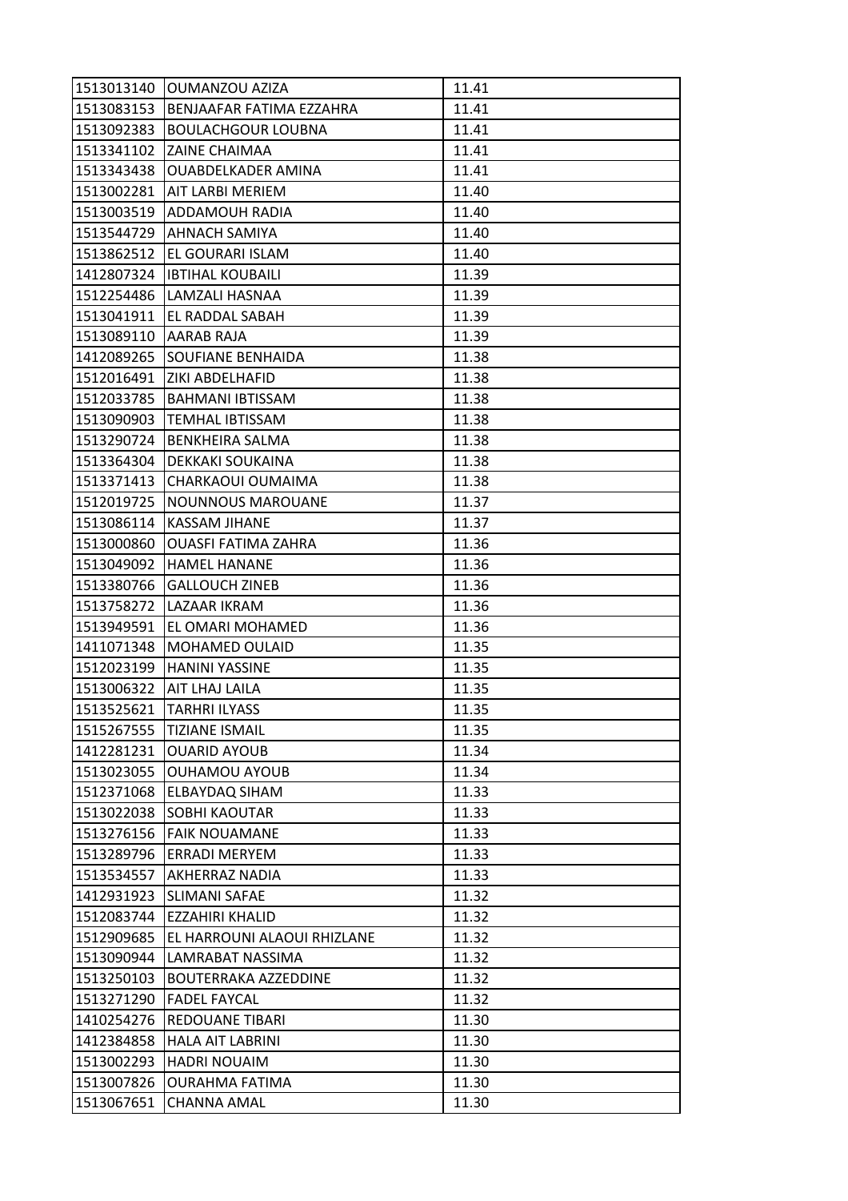| 1513013140 | OUMANZOU AZIZA | 11.41 |
|---|---|---|
| 1513083153 | BENJAAFAR FATIMA EZZAHRA | 11.41 |
| 1513092383 | BOULACHGOUR LOUBNA | 11.41 |
| 1513341102 | ZAINE CHAIMAA | 11.41 |
| 1513343438 | OUABDELKADER AMINA | 11.41 |
| 1513002281 | AIT LARBI MERIEM | 11.40 |
| 1513003519 | ADDAMOUH RADIA | 11.40 |
| 1513544729 | AHNACH SAMIYA | 11.40 |
| 1513862512 | EL GOURARI ISLAM | 11.40 |
| 1412807324 | IBTIHAL KOUBAILI | 11.39 |
| 1512254486 | LAMZALI HASNAA | 11.39 |
| 1513041911 | EL RADDAL SABAH | 11.39 |
| 1513089110 | AARAB RAJA | 11.39 |
| 1412089265 | SOUFIANE BENHAIDA | 11.38 |
| 1512016491 | ZIKI ABDELHAFID | 11.38 |
| 1512033785 | BAHMANI IBTISSAM | 11.38 |
| 1513090903 | TEMHAL IBTISSAM | 11.38 |
| 1513290724 | BENKHEIRA SALMA | 11.38 |
| 1513364304 | DEKKAKI SOUKAINA | 11.38 |
| 1513371413 | CHARKAOUI OUMAIMA | 11.38 |
| 1512019725 | NOUNNOUS MAROUANE | 11.37 |
| 1513086114 | KASSAM JIHANE | 11.37 |
| 1513000860 | OUASFI FATIMA ZAHRA | 11.36 |
| 1513049092 | HAMEL HANANE | 11.36 |
| 1513380766 | GALLOUCH ZINEB | 11.36 |
| 1513758272 | LAZAAR IKRAM | 11.36 |
| 1513949591 | EL OMARI MOHAMED | 11.36 |
| 1411071348 | MOHAMED OULAID | 11.35 |
| 1512023199 | HANINI YASSINE | 11.35 |
| 1513006322 | AIT LHAJ LAILA | 11.35 |
| 1513525621 | TARHRI ILYASS | 11.35 |
| 1515267555 | TIZIANE ISMAIL | 11.35 |
| 1412281231 | OUARID AYOUB | 11.34 |
| 1513023055 | OUHAMOU AYOUB | 11.34 |
| 1512371068 | ELBAYDAQ SIHAM | 11.33 |
| 1513022038 | SOBHI KAOUTAR | 11.33 |
| 1513276156 | FAIK NOUAMANE | 11.33 |
| 1513289796 | ERRADI MERYEM | 11.33 |
| 1513534557 | AKHERRAZ NADIA | 11.33 |
| 1412931923 | SLIMANI SAFAE | 11.32 |
| 1512083744 | EZZAHIRI KHALID | 11.32 |
| 1512909685 | EL HARROUNI ALAOUI RHIZLANE | 11.32 |
| 1513090944 | LAMRABAT NASSIMA | 11.32 |
| 1513250103 | BOUTERRAKA AZZEDDINE | 11.32 |
| 1513271290 | FADEL FAYCAL | 11.32 |
| 1410254276 | REDOUANE TIBARI | 11.30 |
| 1412384858 | HALA AIT LABRINI | 11.30 |
| 1513002293 | HADRI NOUAIM | 11.30 |
| 1513007826 | OURAHMA FATIMA | 11.30 |
| 1513067651 | CHANNA AMAL | 11.30 |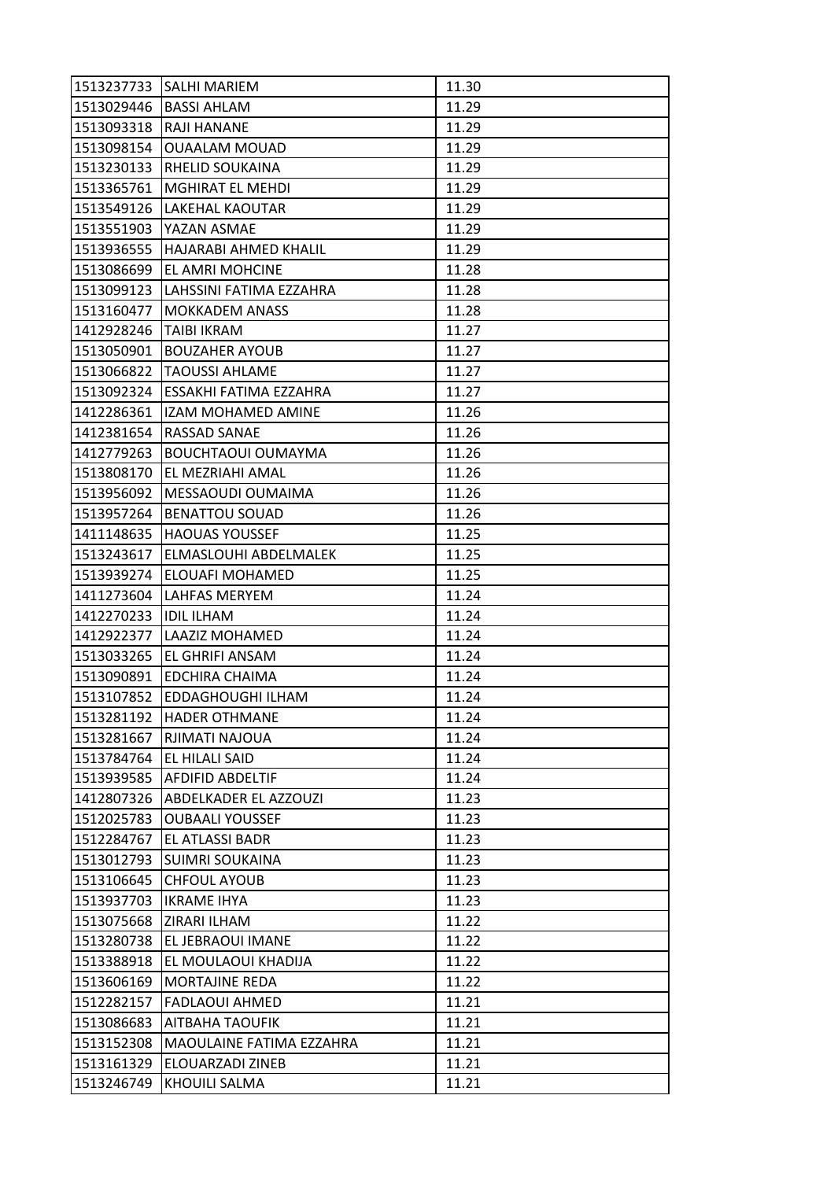| 1513237733 | SALHI MARIEM | 11.30 |
|---|---|---|
| 1513029446 | BASSI AHLAM | 11.29 |
| 1513093318 | RAJI HANANE | 11.29 |
| 1513098154 | OUAALAM MOUAD | 11.29 |
| 1513230133 | RHELID SOUKAINA | 11.29 |
| 1513365761 | MGHIRAT EL MEHDI | 11.29 |
| 1513549126 | LAKEHAL KAOUTAR | 11.29 |
| 1513551903 | YAZAN ASMAE | 11.29 |
| 1513936555 | HAJARABI AHMED KHALIL | 11.29 |
| 1513086699 | EL AMRI MOHCINE | 11.28 |
| 1513099123 | LAHSSINI FATIMA EZZAHRA | 11.28 |
| 1513160477 | MOKKADEM ANASS | 11.28 |
| 1412928246 | TAIBI IKRAM | 11.27 |
| 1513050901 | BOUZAHER AYOUB | 11.27 |
| 1513066822 | TAOUSSI AHLAME | 11.27 |
| 1513092324 | ESSAKHI FATIMA EZZAHRA | 11.27 |
| 1412286361 | IZAM MOHAMED AMINE | 11.26 |
| 1412381654 | RASSAD SANAE | 11.26 |
| 1412779263 | BOUCHTAOUI OUMAYMA | 11.26 |
| 1513808170 | EL MEZRIAHI AMAL | 11.26 |
| 1513956092 | MESSAOUDI OUMAIMA | 11.26 |
| 1513957264 | BENATTOU SOUAD | 11.26 |
| 1411148635 | HAOUAS YOUSSEF | 11.25 |
| 1513243617 | ELMASLOUHI ABDELMALEK | 11.25 |
| 1513939274 | ELOUAFI MOHAMED | 11.25 |
| 1411273604 | LAHFAS MERYEM | 11.24 |
| 1412270233 | IDIL ILHAM | 11.24 |
| 1412922377 | LAAZIZ MOHAMED | 11.24 |
| 1513033265 | EL GHRIFI ANSAM | 11.24 |
| 1513090891 | EDCHIRA CHAIMA | 11.24 |
| 1513107852 | EDDAGHOUGHI ILHAM | 11.24 |
| 1513281192 | HADER OTHMANE | 11.24 |
| 1513281667 | RJIMATI NAJOUA | 11.24 |
| 1513784764 | EL HILALI SAID | 11.24 |
| 1513939585 | AFDIFID ABDELTIF | 11.24 |
| 1412807326 | ABDELKADER EL AZZOUZI | 11.23 |
| 1512025783 | OUBAALI YOUSSEF | 11.23 |
| 1512284767 | EL ATLASSI BADR | 11.23 |
| 1513012793 | SUIMRI SOUKAINA | 11.23 |
| 1513106645 | CHFOUL AYOUB | 11.23 |
| 1513937703 | IKRAME IHYA | 11.23 |
| 1513075668 | ZIRARI ILHAM | 11.22 |
| 1513280738 | EL JEBRAOUI IMANE | 11.22 |
| 1513388918 | EL MOULAOUI KHADIJA | 11.22 |
| 1513606169 | MORTAJINE REDA | 11.22 |
| 1512282157 | FADLAOUI AHMED | 11.21 |
| 1513086683 | AITBAHA TAOUFIK | 11.21 |
| 1513152308 | MAOULAINE FATIMA EZZAHRA | 11.21 |
| 1513161329 | ELOUARZADI ZINEB | 11.21 |
| 1513246749 | KHOUILI SALMA | 11.21 |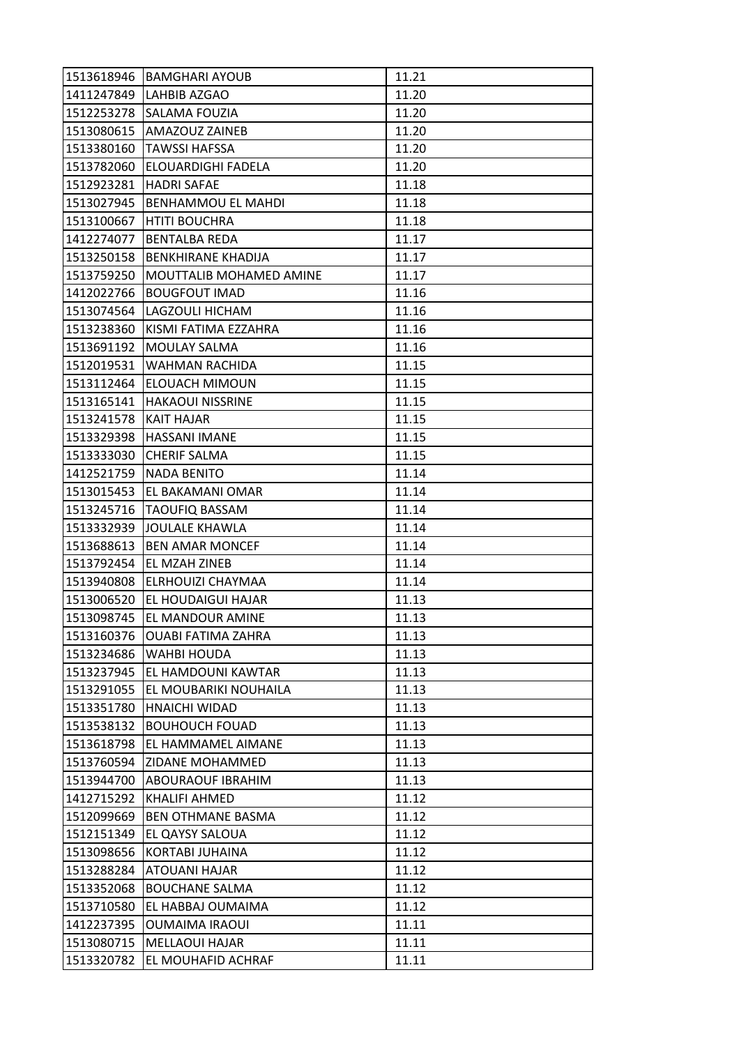| | | |
|---|---|---|
| 1513618946 | BAMGHARI AYOUB | 11.21 |
| 1411247849 | LAHBIB AZGAO | 11.20 |
| 1512253278 | SALAMA FOUZIA | 11.20 |
| 1513080615 | AMAZOUZ ZAINEB | 11.20 |
| 1513380160 | TAWSSI HAFSSA | 11.20 |
| 1513782060 | ELOUARDIGHI FADELA | 11.20 |
| 1512923281 | HADRI SAFAE | 11.18 |
| 1513027945 | BENHAMMOU EL MAHDI | 11.18 |
| 1513100667 | HTITI BOUCHRA | 11.18 |
| 1412274077 | BENTALBA REDA | 11.17 |
| 1513250158 | BENKHIRANE KHADIJA | 11.17 |
| 1513759250 | MOUTTALIB MOHAMED AMINE | 11.17 |
| 1412022766 | BOUGFOUT IMAD | 11.16 |
| 1513074564 | LAGZOULI HICHAM | 11.16 |
| 1513238360 | KISMI FATIMA EZZAHRA | 11.16 |
| 1513691192 | MOULAY SALMA | 11.16 |
| 1512019531 | WAHMAN RACHIDA | 11.15 |
| 1513112464 | ELOUACH MIMOUN | 11.15 |
| 1513165141 | HAKAOUI NISSRINE | 11.15 |
| 1513241578 | KAIT HAJAR | 11.15 |
| 1513329398 | HASSANI IMANE | 11.15 |
| 1513333030 | CHERIF SALMA | 11.15 |
| 1412521759 | NADA BENITO | 11.14 |
| 1513015453 | EL BAKAMANI OMAR | 11.14 |
| 1513245716 | TAOUFIQ BASSAM | 11.14 |
| 1513332939 | JOULALE KHAWLA | 11.14 |
| 1513688613 | BEN AMAR MONCEF | 11.14 |
| 1513792454 | EL MZAH ZINEB | 11.14 |
| 1513940808 | ELRHOUIZI CHAYMAA | 11.14 |
| 1513006520 | EL HOUDAIGUI HAJAR | 11.13 |
| 1513098745 | EL MANDOUR AMINE | 11.13 |
| 1513160376 | OUABI FATIMA ZAHRA | 11.13 |
| 1513234686 | WAHBI HOUDA | 11.13 |
| 1513237945 | EL HAMDOUNI KAWTAR | 11.13 |
| 1513291055 | EL MOUBARIKI NOUHAILA | 11.13 |
| 1513351780 | HNAICHI WIDAD | 11.13 |
| 1513538132 | BOUHOUCH FOUAD | 11.13 |
| 1513618798 | EL HAMMAMEL AIMANE | 11.13 |
| 1513760594 | ZIDANE MOHAMMED | 11.13 |
| 1513944700 | ABOURAOUF IBRAHIM | 11.13 |
| 1412715292 | KHALIFI AHMED | 11.12 |
| 1512099669 | BEN OTHMANE BASMA | 11.12 |
| 1512151349 | EL QAYSY SALOUA | 11.12 |
| 1513098656 | KORTABI JUHAINA | 11.12 |
| 1513288284 | ATOUANI HAJAR | 11.12 |
| 1513352068 | BOUCHANE SALMA | 11.12 |
| 1513710580 | EL HABBAJ OUMAIMA | 11.12 |
| 1412237395 | OUMAIMA IRAOUI | 11.11 |
| 1513080715 | MELLAOUI HAJAR | 11.11 |
| 1513320782 | EL MOUHAFID ACHRAF | 11.11 |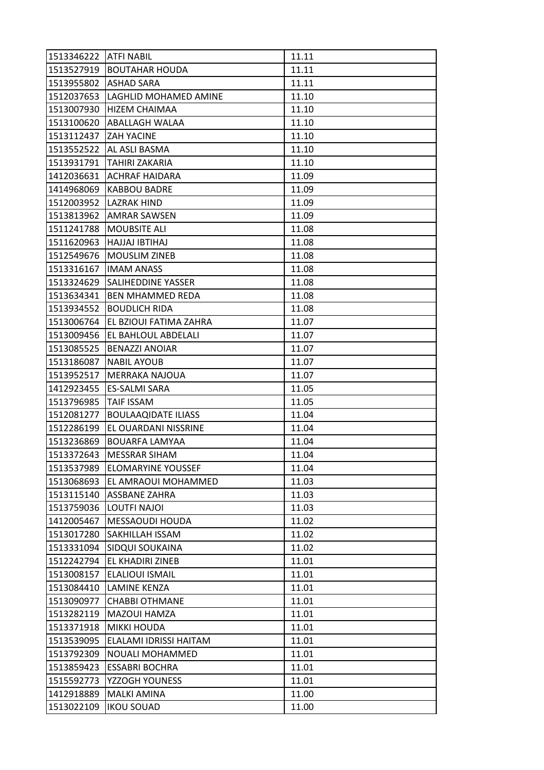| 1513346222 | ATFI NABIL | 11.11 |
|---|---|---|
| 1513527919 | BOUTAHAR HOUDA | 11.11 |
| 1513955802 | ASHAD SARA | 11.11 |
| 1512037653 | LAGHLID MOHAMED AMINE | 11.10 |
| 1513007930 | HIZEM CHAIMAA | 11.10 |
| 1513100620 | ABALLAGH WALAA | 11.10 |
| 1513112437 | ZAH YACINE | 11.10 |
| 1513552522 | AL ASLI BASMA | 11.10 |
| 1513931791 | TAHIRI ZAKARIA | 11.10 |
| 1412036631 | ACHRAF HAIDARA | 11.09 |
| 1414968069 | KABBOU BADRE | 11.09 |
| 1512003952 | LAZRAK HIND | 11.09 |
| 1513813962 | AMRAR SAWSEN | 11.09 |
| 1511241788 | MOUBSITE ALI | 11.08 |
| 1511620963 | HAJJAJ IBTIHAJ | 11.08 |
| 1512549676 | MOUSLIM ZINEB | 11.08 |
| 1513316167 | IMAM ANASS | 11.08 |
| 1513324629 | SALIHEDDINE YASSER | 11.08 |
| 1513634341 | BEN MHAMMED REDA | 11.08 |
| 1513934552 | BOUDLICH RIDA | 11.08 |
| 1513006764 | EL BZIOUI FATIMA ZAHRA | 11.07 |
| 1513009456 | EL BAHLOUL ABDELALI | 11.07 |
| 1513085525 | BENAZZI ANOIAR | 11.07 |
| 1513186087 | NABIL AYOUB | 11.07 |
| 1513952517 | MERRAKA NAJOUA | 11.07 |
| 1412923455 | ES-SALMI SARA | 11.05 |
| 1513796985 | TAIF ISSAM | 11.05 |
| 1512081277 | BOULAAQIDATE ILIASS | 11.04 |
| 1512286199 | EL OUARDANI NISSRINE | 11.04 |
| 1513236869 | BOUARFA LAMYAA | 11.04 |
| 1513372643 | MESSRAR SIHAM | 11.04 |
| 1513537989 | ELOMARYINE YOUSSEF | 11.04 |
| 1513068693 | EL AMRAOUI MOHAMMED | 11.03 |
| 1513115140 | ASSBANE ZAHRA | 11.03 |
| 1513759036 | LOUTFI NAJOI | 11.03 |
| 1412005467 | MESSAOUDI HOUDA | 11.02 |
| 1513017280 | SAKHILLAH ISSAM | 11.02 |
| 1513331094 | SIDQUI SOUKAINA | 11.02 |
| 1512242794 | EL KHADIRI ZINEB | 11.01 |
| 1513008157 | ELALIOUI ISMAIL | 11.01 |
| 1513084410 | LAMINE KENZA | 11.01 |
| 1513090977 | CHABBI OTHMANE | 11.01 |
| 1513282119 | MAZOUI HAMZA | 11.01 |
| 1513371918 | MIKKI HOUDA | 11.01 |
| 1513539095 | ELALAMI IDRISSI HAITAM | 11.01 |
| 1513792309 | NOUALI MOHAMMED | 11.01 |
| 1513859423 | ESSABRI BOCHRA | 11.01 |
| 1515592773 | YZZOGH YOUNESS | 11.01 |
| 1412918889 | MALKI AMINA | 11.00 |
| 1513022109 | IKOU SOUAD | 11.00 |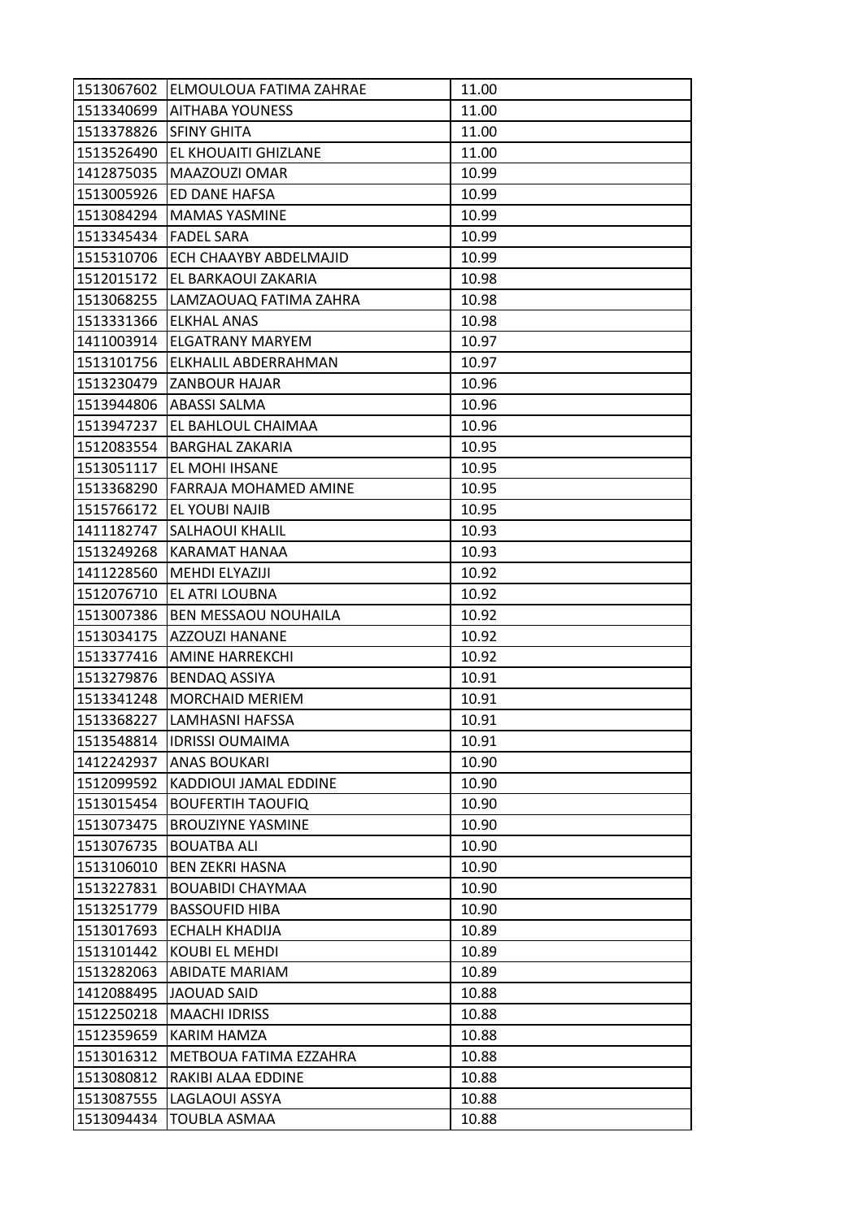| 1513067602 | ELMOULOUA FATIMA ZAHRAE | 11.00 |
|---|---|---|
| 1513340699 | AITHABA YOUNESS | 11.00 |
| 1513378826 | SFINY GHITA | 11.00 |
| 1513526490 | EL KHOUAITI GHIZLANE | 11.00 |
| 1412875035 | MAAZOUZI OMAR | 10.99 |
| 1513005926 | ED DANE HAFSA | 10.99 |
| 1513084294 | MAMAS YASMINE | 10.99 |
| 1513345434 | FADEL SARA | 10.99 |
| 1515310706 | ECH CHAAYBY ABDELMAJID | 10.99 |
| 1512015172 | EL BARKAOUI ZAKARIA | 10.98 |
| 1513068255 | LAMZAOUAQ FATIMA ZAHRA | 10.98 |
| 1513331366 | ELKHAL ANAS | 10.98 |
| 1411003914 | ELGATRANY MARYEM | 10.97 |
| 1513101756 | ELKHALIL ABDERRAHMAN | 10.97 |
| 1513230479 | ZANBOUR HAJAR | 10.96 |
| 1513944806 | ABASSI SALMA | 10.96 |
| 1513947237 | EL BAHLOUL CHAIMAA | 10.96 |
| 1512083554 | BARGHAL ZAKARIA | 10.95 |
| 1513051117 | EL MOHI IHSANE | 10.95 |
| 1513368290 | FARRAJA MOHAMED AMINE | 10.95 |
| 1515766172 | EL YOUBI NAJIB | 10.95 |
| 1411182747 | SALHAOUI KHALIL | 10.93 |
| 1513249268 | KARAMAT HANAA | 10.93 |
| 1411228560 | MEHDI ELYAZIJI | 10.92 |
| 1512076710 | EL ATRI LOUBNA | 10.92 |
| 1513007386 | BEN MESSAOU NOUHAILA | 10.92 |
| 1513034175 | AZZOUZI HANANE | 10.92 |
| 1513377416 | AMINE HARREKCHI | 10.92 |
| 1513279876 | BENDAQ ASSIYA | 10.91 |
| 1513341248 | MORCHAID MERIEM | 10.91 |
| 1513368227 | LAMHASNI HAFSSA | 10.91 |
| 1513548814 | IDRISSI OUMAIMA | 10.91 |
| 1412242937 | ANAS BOUKARI | 10.90 |
| 1512099592 | KADDIOUI JAMAL EDDINE | 10.90 |
| 1513015454 | BOUFERTIH TAOUFIQ | 10.90 |
| 1513073475 | BROUZIYNE YASMINE | 10.90 |
| 1513076735 | BOUATBA ALI | 10.90 |
| 1513106010 | BEN ZEKRI HASNA | 10.90 |
| 1513227831 | BOUABIDI CHAYMAA | 10.90 |
| 1513251779 | BASSOUFID HIBA | 10.90 |
| 1513017693 | ECHALH KHADIJA | 10.89 |
| 1513101442 | KOUBI EL MEHDI | 10.89 |
| 1513282063 | ABIDATE MARIAM | 10.89 |
| 1412088495 | JAOUAD SAID | 10.88 |
| 1512250218 | MAACHI IDRISS | 10.88 |
| 1512359659 | KARIM HAMZA | 10.88 |
| 1513016312 | METBOUA FATIMA EZZAHRA | 10.88 |
| 1513080812 | RAKIBI ALAA EDDINE | 10.88 |
| 1513087555 | LAGLAOUI ASSYA | 10.88 |
| 1513094434 | TOUBLA ASMAA | 10.88 |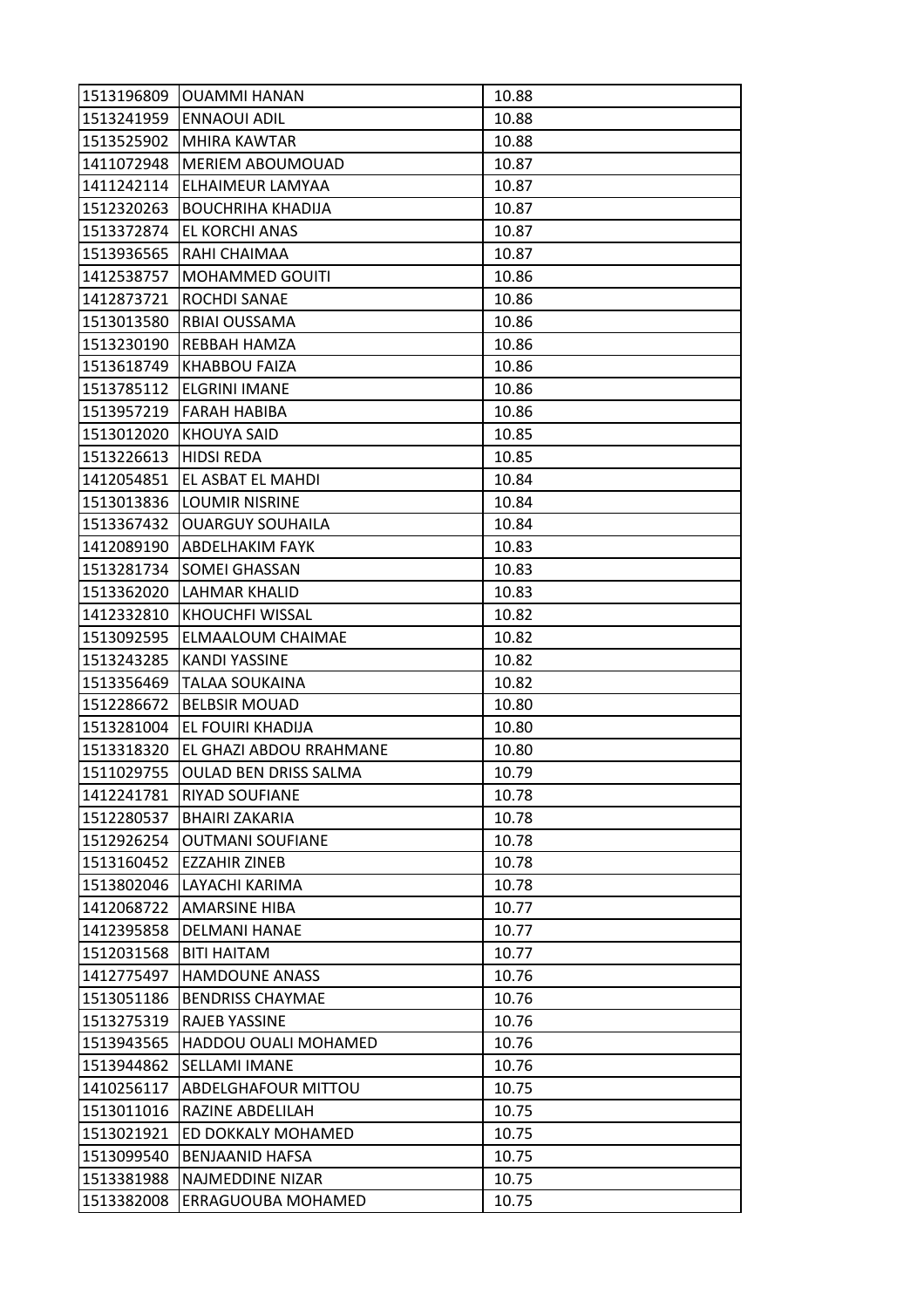| | | |
|---|---|---|
| 1513196809 | OUAMMI HANAN | 10.88 |
| 1513241959 | ENNAOUI ADIL | 10.88 |
| 1513525902 | MHIRA KAWTAR | 10.88 |
| 1411072948 | MERIEM ABOUMOUAD | 10.87 |
| 1411242114 | ELHAIMEUR LAMYAA | 10.87 |
| 1512320263 | BOUCHRIHA KHADIJA | 10.87 |
| 1513372874 | EL KORCHI ANAS | 10.87 |
| 1513936565 | RAHI CHAIMAA | 10.87 |
| 1412538757 | MOHAMMED GOUITI | 10.86 |
| 1412873721 | ROCHDI SANAE | 10.86 |
| 1513013580 | RBIAI OUSSAMA | 10.86 |
| 1513230190 | REBBAH HAMZA | 10.86 |
| 1513618749 | KHABBOU FAIZA | 10.86 |
| 1513785112 | ELGRINI IMANE | 10.86 |
| 1513957219 | FARAH HABIBA | 10.86 |
| 1513012020 | KHOUYA SAID | 10.85 |
| 1513226613 | HIDSI REDA | 10.85 |
| 1412054851 | EL ASBAT EL MAHDI | 10.84 |
| 1513013836 | LOUMIR NISRINE | 10.84 |
| 1513367432 | OUARGUY SOUHAILA | 10.84 |
| 1412089190 | ABDELHAKIM FAYK | 10.83 |
| 1513281734 | SOMEI GHASSAN | 10.83 |
| 1513362020 | LAHMAR KHALID | 10.83 |
| 1412332810 | KHOUCHFI WISSAL | 10.82 |
| 1513092595 | ELMAALOUM CHAIMAE | 10.82 |
| 1513243285 | KANDI YASSINE | 10.82 |
| 1513356469 | TALAA SOUKAINA | 10.82 |
| 1512286672 | BELBSIR MOUAD | 10.80 |
| 1513281004 | EL FOUIRI KHADIJA | 10.80 |
| 1513318320 | EL GHAZI ABDOU RRAHMANE | 10.80 |
| 1511029755 | OULAD BEN DRISS SALMA | 10.79 |
| 1412241781 | RIYAD SOUFIANE | 10.78 |
| 1512280537 | BHAIRI ZAKARIA | 10.78 |
| 1512926254 | OUTMANI SOUFIANE | 10.78 |
| 1513160452 | EZZAHIR ZINEB | 10.78 |
| 1513802046 | LAYACHI KARIMA | 10.78 |
| 1412068722 | AMARSINE HIBA | 10.77 |
| 1412395858 | DELMANI HANAE | 10.77 |
| 1512031568 | BITI HAITAM | 10.77 |
| 1412775497 | HAMDOUNE ANASS | 10.76 |
| 1513051186 | BENDRISS CHAYMAE | 10.76 |
| 1513275319 | RAJEB YASSINE | 10.76 |
| 1513943565 | HADDOU OUALI MOHAMED | 10.76 |
| 1513944862 | SELLAMI IMANE | 10.76 |
| 1410256117 | ABDELGHAFOUR MITTOU | 10.75 |
| 1513011016 | RAZINE ABDELILAH | 10.75 |
| 1513021921 | ED DOKKALY MOHAMED | 10.75 |
| 1513099540 | BENJAANID HAFSA | 10.75 |
| 1513381988 | NAJMEDDINE NIZAR | 10.75 |
| 1513382008 | ERRAGUOUBA MOHAMED | 10.75 |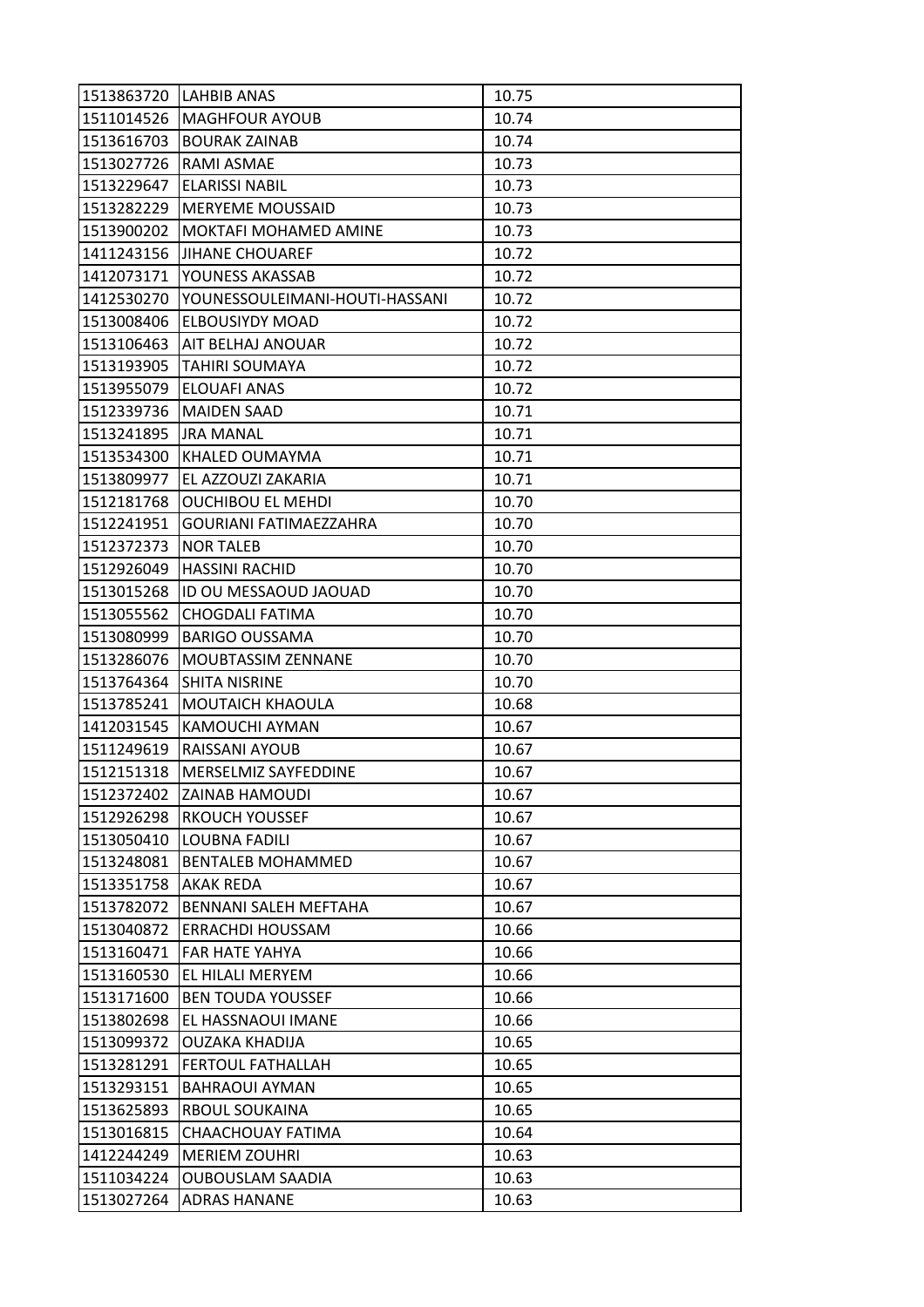| 1513863720 | LAHBIB ANAS | 10.75 |
|---|---|---|
| 1511014526 | MAGHFOUR AYOUB | 10.74 |
| 1513616703 | BOURAK ZAINAB | 10.74 |
| 1513027726 | RAMI ASMAE | 10.73 |
| 1513229647 | ELARISSI NABIL | 10.73 |
| 1513282229 | MERYEME MOUSSAID | 10.73 |
| 1513900202 | MOKTAFI MOHAMED AMINE | 10.73 |
| 1411243156 | JIHANE CHOUAREF | 10.72 |
| 1412073171 | YOUNESS AKASSAB | 10.72 |
| 1412530270 | YOUNESSOULEIMANI-HOUTI-HASSANI | 10.72 |
| 1513008406 | ELBOUSIYDY MOAD | 10.72 |
| 1513106463 | AIT BELHAJ ANOUAR | 10.72 |
| 1513193905 | TAHIRI SOUMAYA | 10.72 |
| 1513955079 | ELOUAFI ANAS | 10.72 |
| 1512339736 | MAIDEN SAAD | 10.71 |
| 1513241895 | JRA MANAL | 10.71 |
| 1513534300 | KHALED OUMAYMA | 10.71 |
| 1513809977 | EL AZZOUZI ZAKARIA | 10.71 |
| 1512181768 | OUCHIBOU EL MEHDI | 10.70 |
| 1512241951 | GOURIANI FATIMAEZZAHRA | 10.70 |
| 1512372373 | NOR TALEB | 10.70 |
| 1512926049 | HASSINI RACHID | 10.70 |
| 1513015268 | ID OU MESSAOUD JAOUAD | 10.70 |
| 1513055562 | CHOGDALI FATIMA | 10.70 |
| 1513080999 | BARIGO OUSSAMA | 10.70 |
| 1513286076 | MOUBTASSIM ZENNANE | 10.70 |
| 1513764364 | SHITA NISRINE | 10.70 |
| 1513785241 | MOUTAICH KHAOULA | 10.68 |
| 1412031545 | KAMOUCHI AYMAN | 10.67 |
| 1511249619 | RAISSANI AYOUB | 10.67 |
| 1512151318 | MERSELMIZ SAYFEDDINE | 10.67 |
| 1512372402 | ZAINAB HAMOUDI | 10.67 |
| 1512926298 | RKOUCH YOUSSEF | 10.67 |
| 1513050410 | LOUBNA FADILI | 10.67 |
| 1513248081 | BENTALEB MOHAMMED | 10.67 |
| 1513351758 | AKAK REDA | 10.67 |
| 1513782072 | BENNANI SALEH MEFTAHA | 10.67 |
| 1513040872 | ERRACHDI HOUSSAM | 10.66 |
| 1513160471 | FAR HATE YAHYA | 10.66 |
| 1513160530 | EL HILALI MERYEM | 10.66 |
| 1513171600 | BEN TOUDA YOUSSEF | 10.66 |
| 1513802698 | EL HASSNAOUI IMANE | 10.66 |
| 1513099372 | OUZAKA KHADIJA | 10.65 |
| 1513281291 | FERTOUL FATHALLAH | 10.65 |
| 1513293151 | BAHRAOUI AYMAN | 10.65 |
| 1513625893 | RBOUL SOUKAINA | 10.65 |
| 1513016815 | CHAACHOUAY FATIMA | 10.64 |
| 1412244249 | MERIEM ZOUHRI | 10.63 |
| 1511034224 | OUBOUSLAM SAADIA | 10.63 |
| 1513027264 | ADRAS HANANE | 10.63 |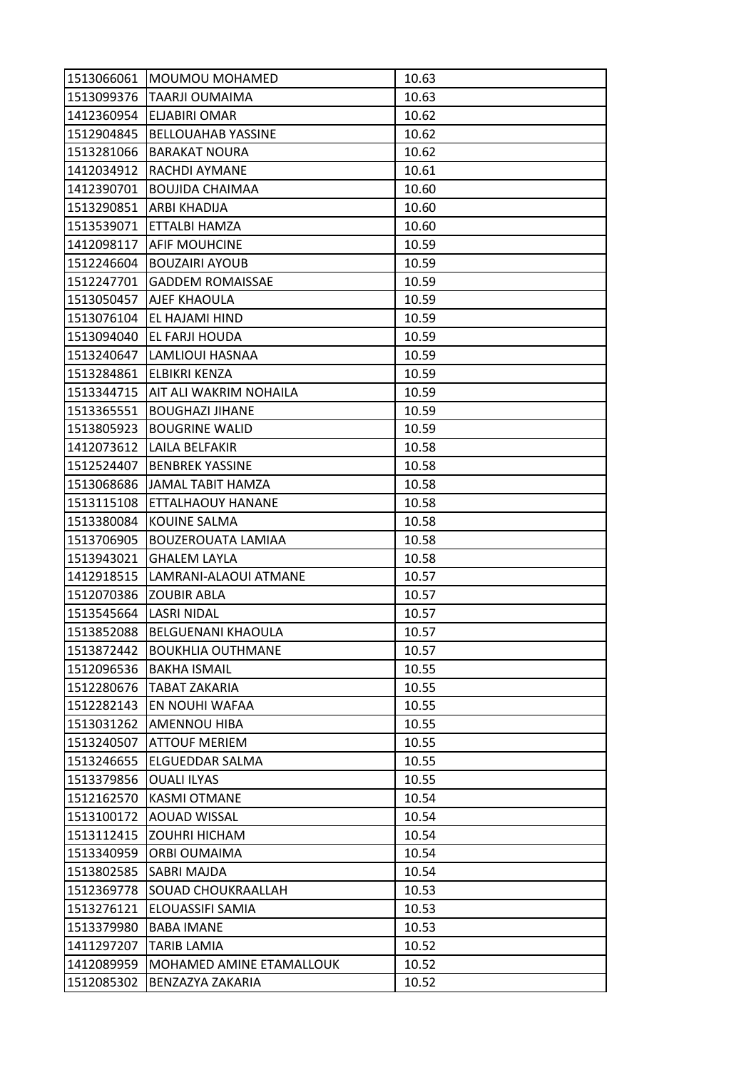| 1513066061 | MOUMOU MOHAMED | 10.63 |
|---|---|---|
| 1513099376 | TAARJI OUMAIMA | 10.63 |
| 1412360954 | ELJABIRI OMAR | 10.62 |
| 1512904845 | BELLOUAHAB YASSINE | 10.62 |
| 1513281066 | BARAKAT NOURA | 10.62 |
| 1412034912 | RACHDI AYMANE | 10.61 |
| 1412390701 | BOUJIDA CHAIMAA | 10.60 |
| 1513290851 | ARBI KHADIJA | 10.60 |
| 1513539071 | ETTALBI HAMZA | 10.60 |
| 1412098117 | AFIF MOUHCINE | 10.59 |
| 1512246604 | BOUZAIRI AYOUB | 10.59 |
| 1512247701 | GADDEM ROMAISSAE | 10.59 |
| 1513050457 | AJEF KHAOULA | 10.59 |
| 1513076104 | EL HAJAMI HIND | 10.59 |
| 1513094040 | EL FARJI HOUDA | 10.59 |
| 1513240647 | LAMLIOUI HASNAA | 10.59 |
| 1513284861 | ELBIKRI KENZA | 10.59 |
| 1513344715 | AIT ALI WAKRIM NOHAILA | 10.59 |
| 1513365551 | BOUGHAZI JIHANE | 10.59 |
| 1513805923 | BOUGRINE WALID | 10.59 |
| 1412073612 | LAILA BELFAKIR | 10.58 |
| 1512524407 | BENBREK YASSINE | 10.58 |
| 1513068686 | JAMAL TABIT HAMZA | 10.58 |
| 1513115108 | ETTALHAOUY HANANE | 10.58 |
| 1513380084 | KOUINE SALMA | 10.58 |
| 1513706905 | BOUZEROUATA LAMIAA | 10.58 |
| 1513943021 | GHALEM LAYLA | 10.58 |
| 1412918515 | LAMRANI-ALAOUI ATMANE | 10.57 |
| 1512070386 | ZOUBIR ABLA | 10.57 |
| 1513545664 | LASRI NIDAL | 10.57 |
| 1513852088 | BELGUENANI KHAOULA | 10.57 |
| 1513872442 | BOUKHLIA OUTHMANE | 10.57 |
| 1512096536 | BAKHA ISMAIL | 10.55 |
| 1512280676 | TABAT ZAKARIA | 10.55 |
| 1512282143 | EN NOUHI WAFAA | 10.55 |
| 1513031262 | AMENNOU HIBA | 10.55 |
| 1513240507 | ATTOUF MERIEM | 10.55 |
| 1513246655 | ELGUEDDAR SALMA | 10.55 |
| 1513379856 | OUALI ILYAS | 10.55 |
| 1512162570 | KASMI OTMANE | 10.54 |
| 1513100172 | AOUAD WISSAL | 10.54 |
| 1513112415 | ZOUHRI HICHAM | 10.54 |
| 1513340959 | ORBI OUMAIMA | 10.54 |
| 1513802585 | SABRI MAJDA | 10.54 |
| 1512369778 | SOUAD CHOUKRAALLAH | 10.53 |
| 1513276121 | ELOUASSIFI SAMIA | 10.53 |
| 1513379980 | BABA IMANE | 10.53 |
| 1411297207 | TARIB LAMIA | 10.52 |
| 1412089959 | MOHAMED AMINE ETAMALLOUK | 10.52 |
| 1512085302 | BENZAZYA ZAKARIA | 10.52 |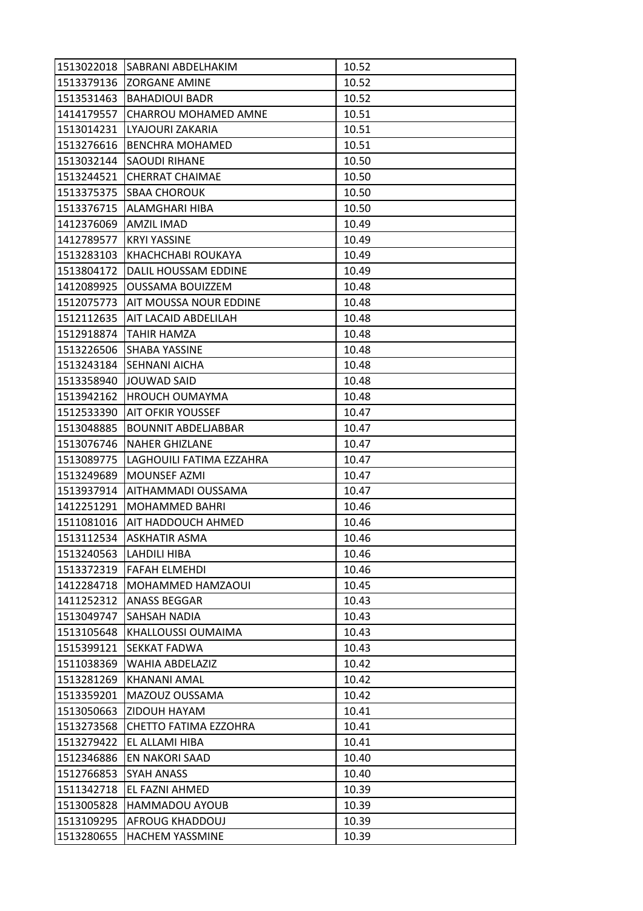| 1513022018 | SABRANI ABDELHAKIM | 10.52 |
|---|---|---|
| 1513379136 | ZORGANE AMINE | 10.52 |
| 1513531463 | BAHADIOUI BADR | 10.52 |
| 1414179557 | CHARROU MOHAMED AMNE | 10.51 |
| 1513014231 | LYAJOURI ZAKARIA | 10.51 |
| 1513276616 | BENCHRA MOHAMED | 10.51 |
| 1513032144 | SAOUDI RIHANE | 10.50 |
| 1513244521 | CHERRAT CHAIMAE | 10.50 |
| 1513375375 | SBAA CHOROUK | 10.50 |
| 1513376715 | ALAMGHARI HIBA | 10.50 |
| 1412376069 | AMZIL IMAD | 10.49 |
| 1412789577 | KRYI YASSINE | 10.49 |
| 1513283103 | KHACHCHABI ROUKAYA | 10.49 |
| 1513804172 | DALIL HOUSSAM EDDINE | 10.49 |
| 1412089925 | OUSSAMA BOUIZZEM | 10.48 |
| 1512075773 | AIT MOUSSA NOUR EDDINE | 10.48 |
| 1512112635 | AIT LACAID ABDELILAH | 10.48 |
| 1512918874 | TAHIR HAMZA | 10.48 |
| 1513226506 | SHABA YASSINE | 10.48 |
| 1513243184 | SEHNANI AICHA | 10.48 |
| 1513358940 | JOUWAD SAID | 10.48 |
| 1513942162 | HROUCH OUMAYMA | 10.48 |
| 1512533390 | AIT OFKIR YOUSSEF | 10.47 |
| 1513048885 | BOUNNIT ABDELJABBAR | 10.47 |
| 1513076746 | NAHER GHIZLANE | 10.47 |
| 1513089775 | LAGHOUILI FATIMA EZZAHRA | 10.47 |
| 1513249689 | MOUNSEF AZMI | 10.47 |
| 1513937914 | AITHAMMADI OUSSAMA | 10.47 |
| 1412251291 | MOHAMMED BAHRI | 10.46 |
| 1511081016 | AIT HADDOUCH AHMED | 10.46 |
| 1513112534 | ASKHATIR ASMA | 10.46 |
| 1513240563 | LAHDILI HIBA | 10.46 |
| 1513372319 | FAFAH ELMEHDI | 10.46 |
| 1412284718 | MOHAMMED HAMZAOUI | 10.45 |
| 1411252312 | ANASS BEGGAR | 10.43 |
| 1513049747 | SAHSAH NADIA | 10.43 |
| 1513105648 | KHALLOUSSI OUMAIMA | 10.43 |
| 1515399121 | SEKKAT FADWA | 10.43 |
| 1511038369 | WAHIA ABDELAZIZ | 10.42 |
| 1513281269 | KHANANI AMAL | 10.42 |
| 1513359201 | MAZOUZ OUSSAMA | 10.42 |
| 1513050663 | ZIDOUH HAYAM | 10.41 |
| 1513273568 | CHETTO FATIMA EZZOHRA | 10.41 |
| 1513279422 | EL ALLAMI HIBA | 10.41 |
| 1512346886 | EN NAKORI SAAD | 10.40 |
| 1512766853 | SYAH ANASS | 10.40 |
| 1511342718 | EL FAZNI AHMED | 10.39 |
| 1513005828 | HAMMADOU AYOUB | 10.39 |
| 1513109295 | AFROUG KHADDOUJ | 10.39 |
| 1513280655 | HACHEM YASSMINE | 10.39 |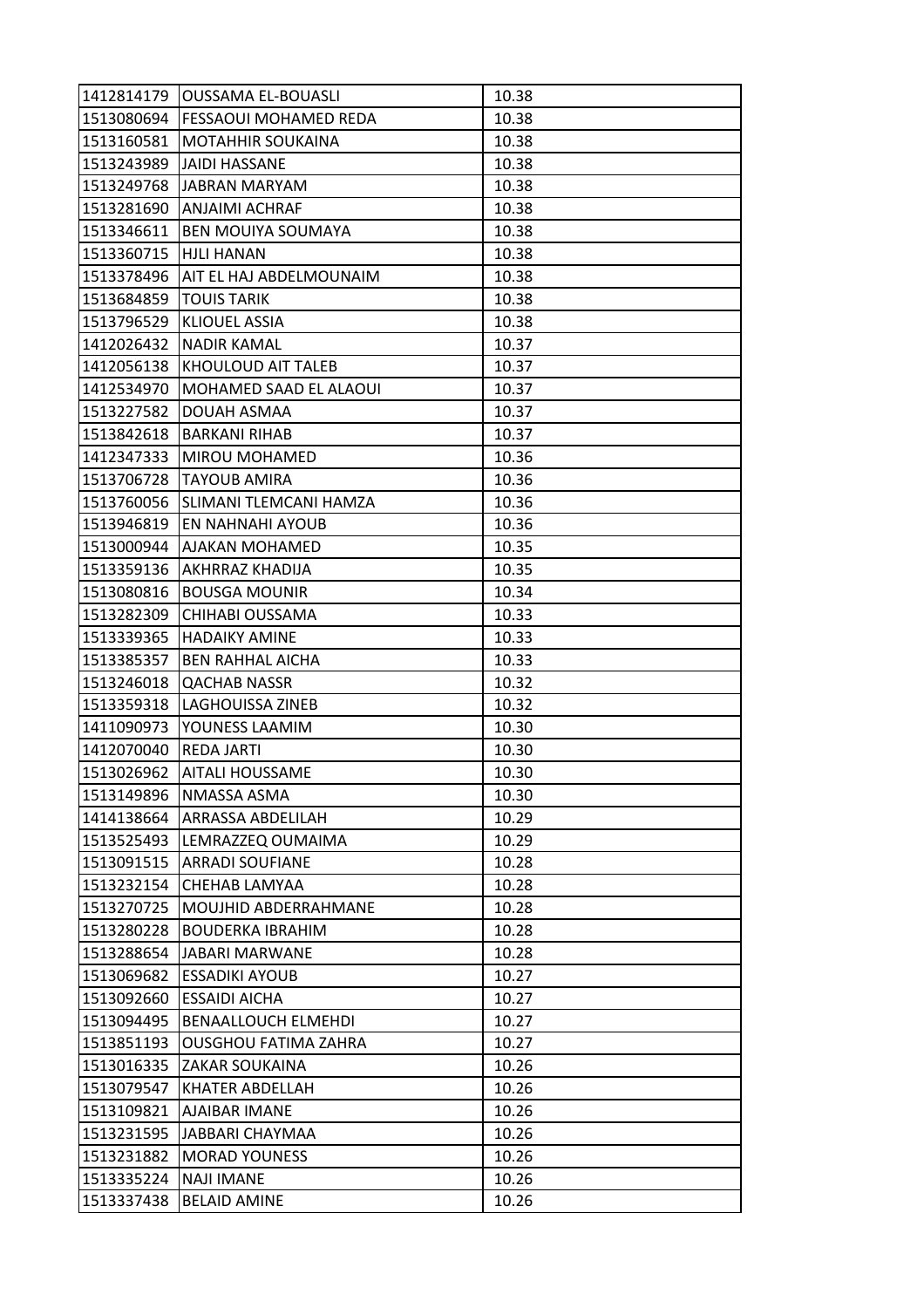| 1412814179 | OUSSAMA EL-BOUASLI | 10.38 |
|---|---|---|
| 1513080694 | FESSAOUI MOHAMED REDA | 10.38 |
| 1513160581 | MOTAHHIR SOUKAINA | 10.38 |
| 1513243989 | JAIDI HASSANE | 10.38 |
| 1513249768 | JABRAN MARYAM | 10.38 |
| 1513281690 | ANJAIMI ACHRAF | 10.38 |
| 1513346611 | BEN MOUIYA SOUMAYA | 10.38 |
| 1513360715 | HJLI HANAN | 10.38 |
| 1513378496 | AIT EL HAJ ABDELMOUNAIM | 10.38 |
| 1513684859 | TOUIS TARIK | 10.38 |
| 1513796529 | KLIOUEL ASSIA | 10.38 |
| 1412026432 | NADIR KAMAL | 10.37 |
| 1412056138 | KHOULOUD AIT TALEB | 10.37 |
| 1412534970 | MOHAMED SAAD EL ALAOUI | 10.37 |
| 1513227582 | DOUAH ASMAA | 10.37 |
| 1513842618 | BARKANI RIHAB | 10.37 |
| 1412347333 | MIROU MOHAMED | 10.36 |
| 1513706728 | TAYOUB AMIRA | 10.36 |
| 1513760056 | SLIMANI TLEMCANI HAMZA | 10.36 |
| 1513946819 | EN NAHNAHI AYOUB | 10.36 |
| 1513000944 | AJAKAN MOHAMED | 10.35 |
| 1513359136 | AKHRRAZ KHADIJA | 10.35 |
| 1513080816 | BOUSGA MOUNIR | 10.34 |
| 1513282309 | CHIHABI OUSSAMA | 10.33 |
| 1513339365 | HADAIKY AMINE | 10.33 |
| 1513385357 | BEN RAHHAL AICHA | 10.33 |
| 1513246018 | QACHAB NASSR | 10.32 |
| 1513359318 | LAGHOUISSA ZINEB | 10.32 |
| 1411090973 | YOUNESS LAAMIM | 10.30 |
| 1412070040 | REDA JARTI | 10.30 |
| 1513026962 | AITALI HOUSSAME | 10.30 |
| 1513149896 | NMASSA ASMA | 10.30 |
| 1414138664 | ARRASSA ABDELILAH | 10.29 |
| 1513525493 | LEMRAZZEQ OUMAIMA | 10.29 |
| 1513091515 | ARRADI SOUFIANE | 10.28 |
| 1513232154 | CHEHAB LAMYAA | 10.28 |
| 1513270725 | MOUJHID ABDERRAHMANE | 10.28 |
| 1513280228 | BOUDERKA IBRAHIM | 10.28 |
| 1513288654 | JABARI MARWANE | 10.28 |
| 1513069682 | ESSADIKI AYOUB | 10.27 |
| 1513092660 | ESSAIDI AICHA | 10.27 |
| 1513094495 | BENAALLOUCH ELMEHDI | 10.27 |
| 1513851193 | OUSGHOU FATIMA ZAHRA | 10.27 |
| 1513016335 | ZAKAR SOUKAINA | 10.26 |
| 1513079547 | KHATER ABDELLAH | 10.26 |
| 1513109821 | AJAIBAR IMANE | 10.26 |
| 1513231595 | JABBARI CHAYMAA | 10.26 |
| 1513231882 | MORAD YOUNESS | 10.26 |
| 1513335224 | NAJI IMANE | 10.26 |
| 1513337438 | BELAID AMINE | 10.26 |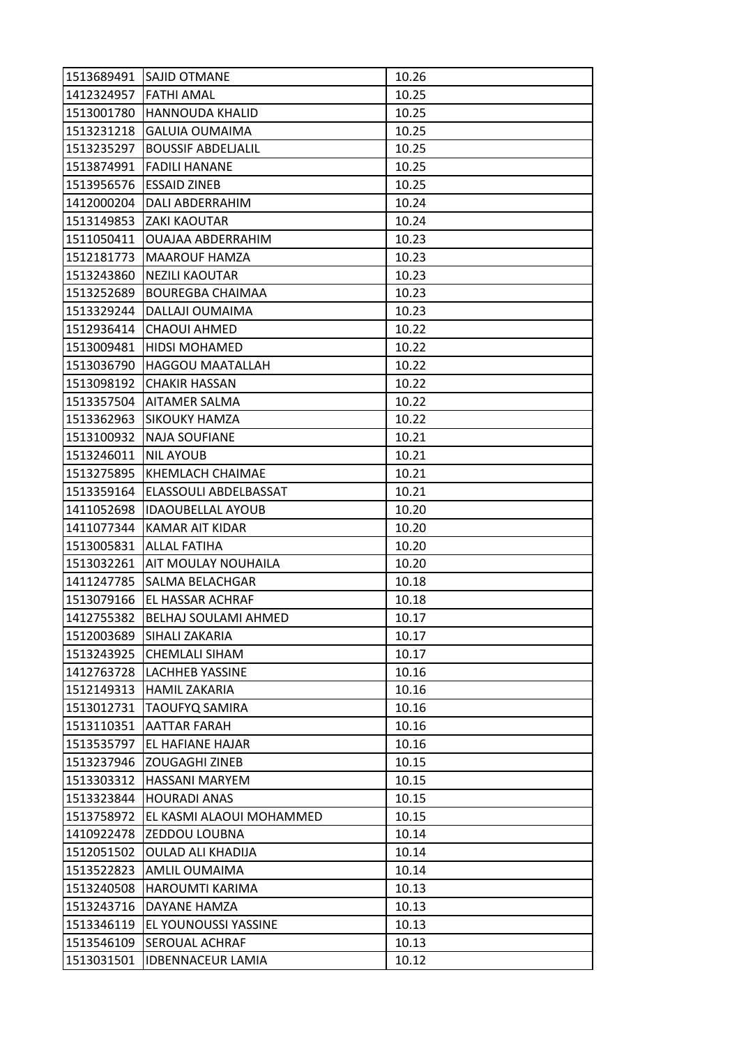| 1513689491 | SAJID OTMANE | 10.26 |
|---|---|---|
| 1412324957 | FATHI AMAL | 10.25 |
| 1513001780 | HANNOUDA KHALID | 10.25 |
| 1513231218 | GALUIA OUMAIMA | 10.25 |
| 1513235297 | BOUSSIF ABDELJALIL | 10.25 |
| 1513874991 | FADILI HANANE | 10.25 |
| 1513956576 | ESSAID ZINEB | 10.25 |
| 1412000204 | DALI ABDERRAHIM | 10.24 |
| 1513149853 | ZAKI KAOUTAR | 10.24 |
| 1511050411 | OUAJAA ABDERRAHIM | 10.23 |
| 1512181773 | MAAROUF HAMZA | 10.23 |
| 1513243860 | NEZILI KAOUTAR | 10.23 |
| 1513252689 | BOUREGBA CHAIMAA | 10.23 |
| 1513329244 | DALLAJI OUMAIMA | 10.23 |
| 1512936414 | CHAOUI AHMED | 10.22 |
| 1513009481 | HIDSI MOHAMED | 10.22 |
| 1513036790 | HAGGOU MAATALLAH | 10.22 |
| 1513098192 | CHAKIR HASSAN | 10.22 |
| 1513357504 | AITAMER SALMA | 10.22 |
| 1513362963 | SIKOUKY HAMZA | 10.22 |
| 1513100932 | NAJA SOUFIANE | 10.21 |
| 1513246011 | NIL AYOUB | 10.21 |
| 1513275895 | KHEMLACH CHAIMAE | 10.21 |
| 1513359164 | ELASSOULI ABDELBASSAT | 10.21 |
| 1411052698 | IDAOUBELLAL AYOUB | 10.20 |
| 1411077344 | KAMAR AIT KIDAR | 10.20 |
| 1513005831 | ALLAL FATIHA | 10.20 |
| 1513032261 | AIT MOULAY NOUHAILA | 10.20 |
| 1411247785 | SALMA BELACHGAR | 10.18 |
| 1513079166 | EL HASSAR ACHRAF | 10.18 |
| 1412755382 | BELHAJ SOULAMI AHMED | 10.17 |
| 1512003689 | SIHALI ZAKARIA | 10.17 |
| 1513243925 | CHEMLALI SIHAM | 10.17 |
| 1412763728 | LACHHEB YASSINE | 10.16 |
| 1512149313 | HAMIL ZAKARIA | 10.16 |
| 1513012731 | TAOUFYQ SAMIRA | 10.16 |
| 1513110351 | AATTAR FARAH | 10.16 |
| 1513535797 | EL HAFIANE HAJAR | 10.16 |
| 1513237946 | ZOUGAGHI ZINEB | 10.15 |
| 1513303312 | HASSANI MARYEM | 10.15 |
| 1513323844 | HOURADI ANAS | 10.15 |
| 1513758972 | EL KASMI ALAOUI MOHAMMED | 10.15 |
| 1410922478 | ZEDDOU LOUBNA | 10.14 |
| 1512051502 | OULAD ALI KHADIJA | 10.14 |
| 1513522823 | AMLIL OUMAIMA | 10.14 |
| 1513240508 | HAROUMTI KARIMA | 10.13 |
| 1513243716 | DAYANE HAMZA | 10.13 |
| 1513346119 | EL YOUNOUSSI YASSINE | 10.13 |
| 1513546109 | SEROUAL ACHRAF | 10.13 |
| 1513031501 | IDBENNACEUR LAMIA | 10.12 |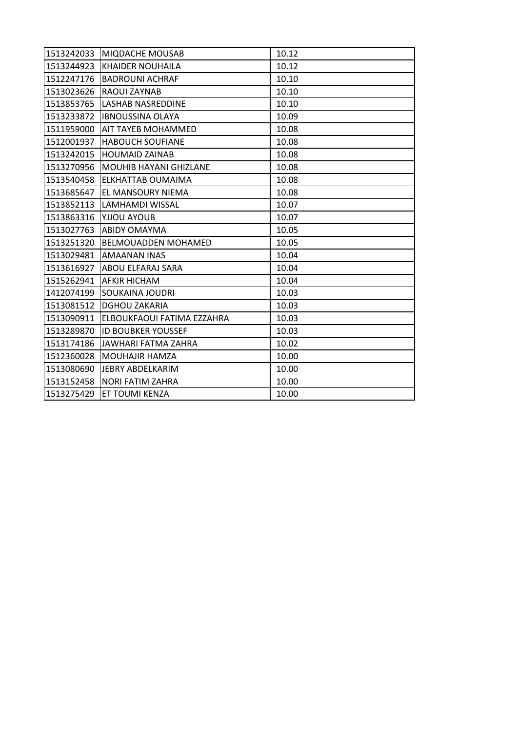| | | |
|---|---|---|
| 1513242033 | MIQDACHE MOUSAB | 10.12 |
| 1513244923 | KHAIDER NOUHAILA | 10.12 |
| 1512247176 | BADROUNI ACHRAF | 10.10 |
| 1513023626 | RAOUI ZAYNAB | 10.10 |
| 1513853765 | LASHAB NASREDDINE | 10.10 |
| 1513233872 | IBNOUSSINA OLAYA | 10.09 |
| 1511959000 | AIT TAYEB MOHAMMED | 10.08 |
| 1512001937 | HABOUCH SOUFIANE | 10.08 |
| 1513242015 | HOUMAID ZAINAB | 10.08 |
| 1513270956 | MOUHIB HAYANI GHIZLANE | 10.08 |
| 1513540458 | ELKHATTAB OUMAIMA | 10.08 |
| 1513685647 | EL MANSOURY NIEMA | 10.08 |
| 1513852113 | LAMHAMDI WISSAL | 10.07 |
| 1513863316 | YJJOU AYOUB | 10.07 |
| 1513027763 | ABIDY OMAYMA | 10.05 |
| 1513251320 | BELMOUADDEN MOHAMED | 10.05 |
| 1513029481 | AMAANAN INAS | 10.04 |
| 1513616927 | ABOU ELFARAJ SARA | 10.04 |
| 1515262941 | AFKIR HICHAM | 10.04 |
| 1412074199 | SOUKAINA JOUDRI | 10.03 |
| 1513081512 | DGHOU ZAKARIA | 10.03 |
| 1513090911 | ELBOUKFAOUI FATIMA EZZAHRA | 10.03 |
| 1513289870 | ID BOUBKER YOUSSEF | 10.03 |
| 1513174186 | JAWHARI FATMA ZAHRA | 10.02 |
| 1512360028 | MOUHAJIR HAMZA | 10.00 |
| 1513080690 | JEBRY ABDELKARIM | 10.00 |
| 1513152458 | NORI FATIM ZAHRA | 10.00 |
| 1513275429 | ET TOUMI KENZA | 10.00 |